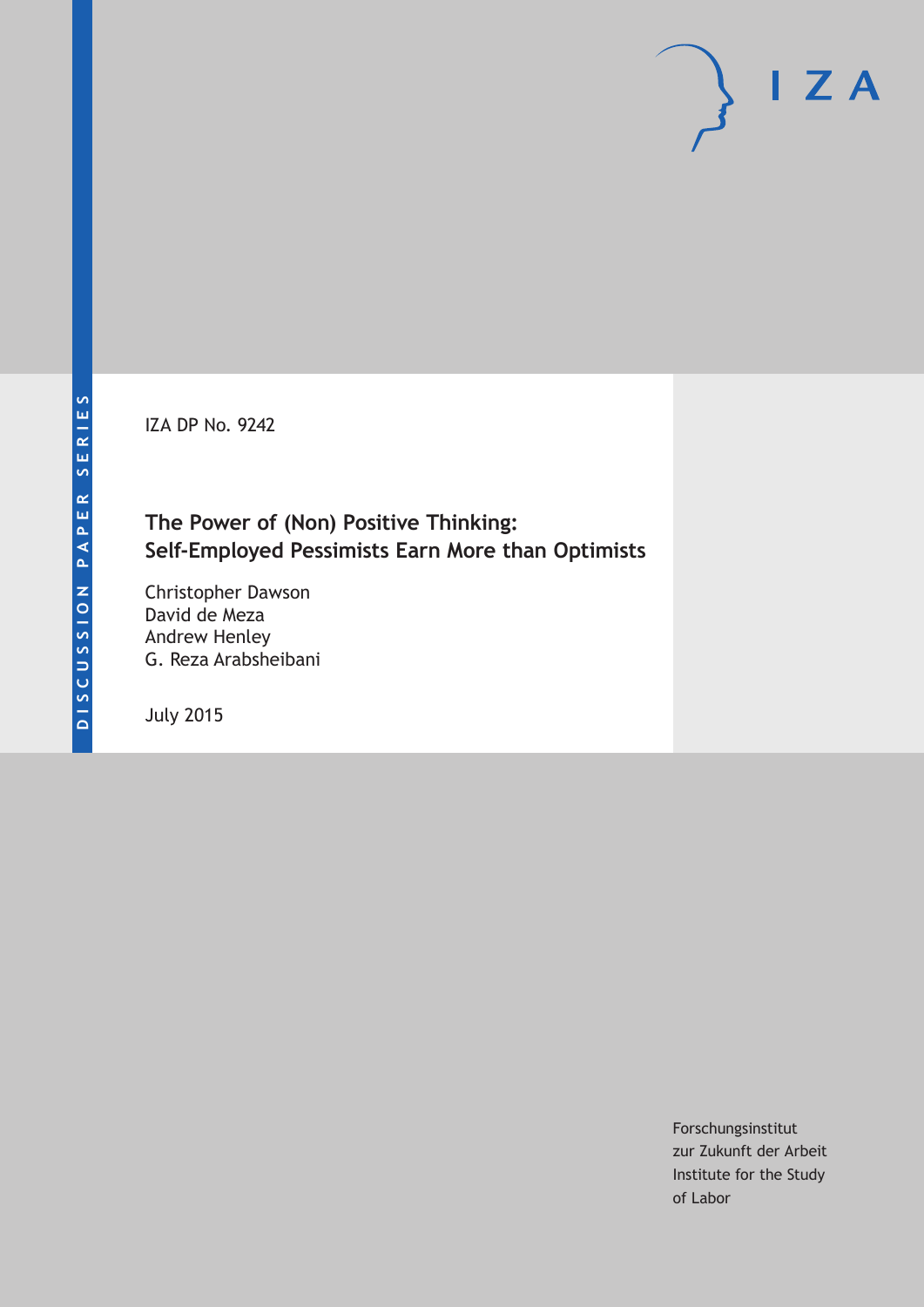DISCUSSION PAPER SERIES

I Z A

IZA DP No. 9242

# The Power of (Non) Positive Thinking: Self-Employed Pessimists Earn More than Optimists

Christopher Dawson
David de Meza
Andrew Henley
G. Reza Arabsheibani

July 2015

Forschungsinstitut
zur Zukunft der Arbeit
Institute for the Study
of Labor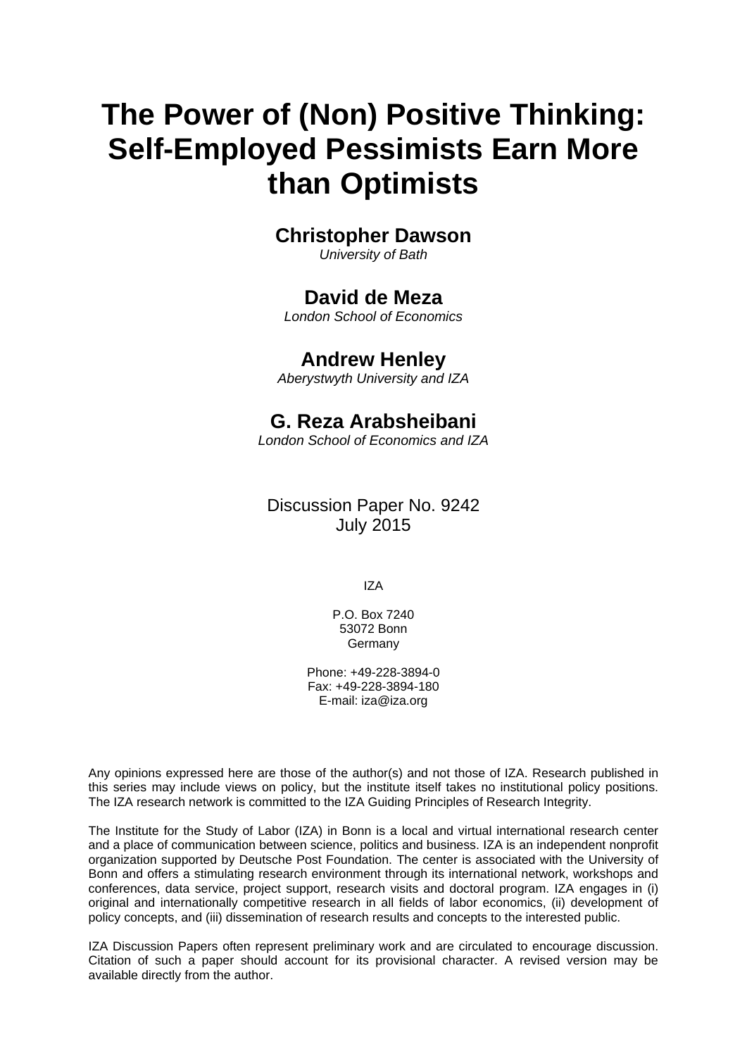# The Power of (Non) Positive Thinking: Self-Employed Pessimists Earn More than Optimists

**Christopher Dawson**
*University of Bath*

**David de Meza**
*London School of Economics*

**Andrew Henley**
*Aberystwyth University and IZA*

**G. Reza Arabsheibani**
*London School of Economics and IZA*

Discussion Paper No. 9242
July 2015

IZA

P.O. Box 7240
53072 Bonn
Germany

Phone: +49-228-3894-0
Fax: +49-228-3894-180
E-mail: iza@iza.org

Any opinions expressed here are those of the author(s) and not those of IZA. Research published in this series may include views on policy, but the institute itself takes no institutional policy positions. The IZA research network is committed to the IZA Guiding Principles of Research Integrity.

The Institute for the Study of Labor (IZA) in Bonn is a local and virtual international research center and a place of communication between science, politics and business. IZA is an independent nonprofit organization supported by Deutsche Post Foundation. The center is associated with the University of Bonn and offers a stimulating research environment through its international network, workshops and conferences, data service, project support, research visits and doctoral program. IZA engages in (i) original and internationally competitive research in all fields of labor economics, (ii) development of policy concepts, and (iii) dissemination of research results and concepts to the interested public.

IZA Discussion Papers often represent preliminary work and are circulated to encourage discussion. Citation of such a paper should account for its provisional character. A revised version may be available directly from the author.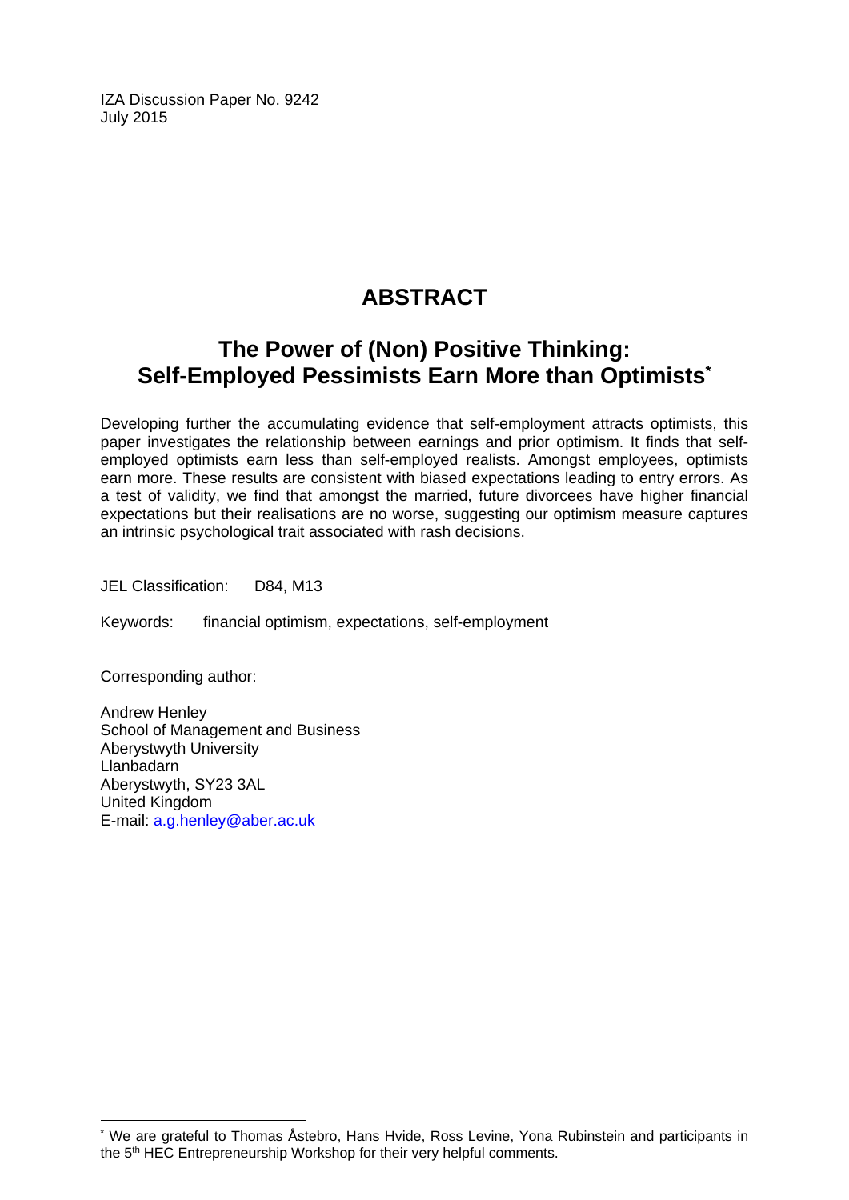IZA Discussion Paper No. 9242
July 2015

# ABSTRACT

## The Power of (Non) Positive Thinking: Self-Employed Pessimists Earn More than Optimists[*]

Developing further the accumulating evidence that self-employment attracts optimists, this paper investigates the relationship between earnings and prior optimism. It finds that self-employed optimists earn less than self-employed realists. Amongst employees, optimists earn more. These results are consistent with biased expectations leading to entry errors. As a test of validity, we find that amongst the married, future divorcees have higher financial expectations but their realisations are no worse, suggesting our optimism measure captures an intrinsic psychological trait associated with rash decisions.

JEL Classification: D84, M13

Keywords: financial optimism, expectations, self-employment

Corresponding author:

Andrew Henley
School of Management and Business
Aberystwyth University
Llanbadarn
Aberystwyth, SY23 3AL
United Kingdom
E-mail: a.g.henley@aber.ac.uk

[*] We are grateful to Thomas Åstebro, Hans Hvide, Ross Levine, Yona Rubinstein and participants in the 5th HEC Entrepreneurship Workshop for their very helpful comments.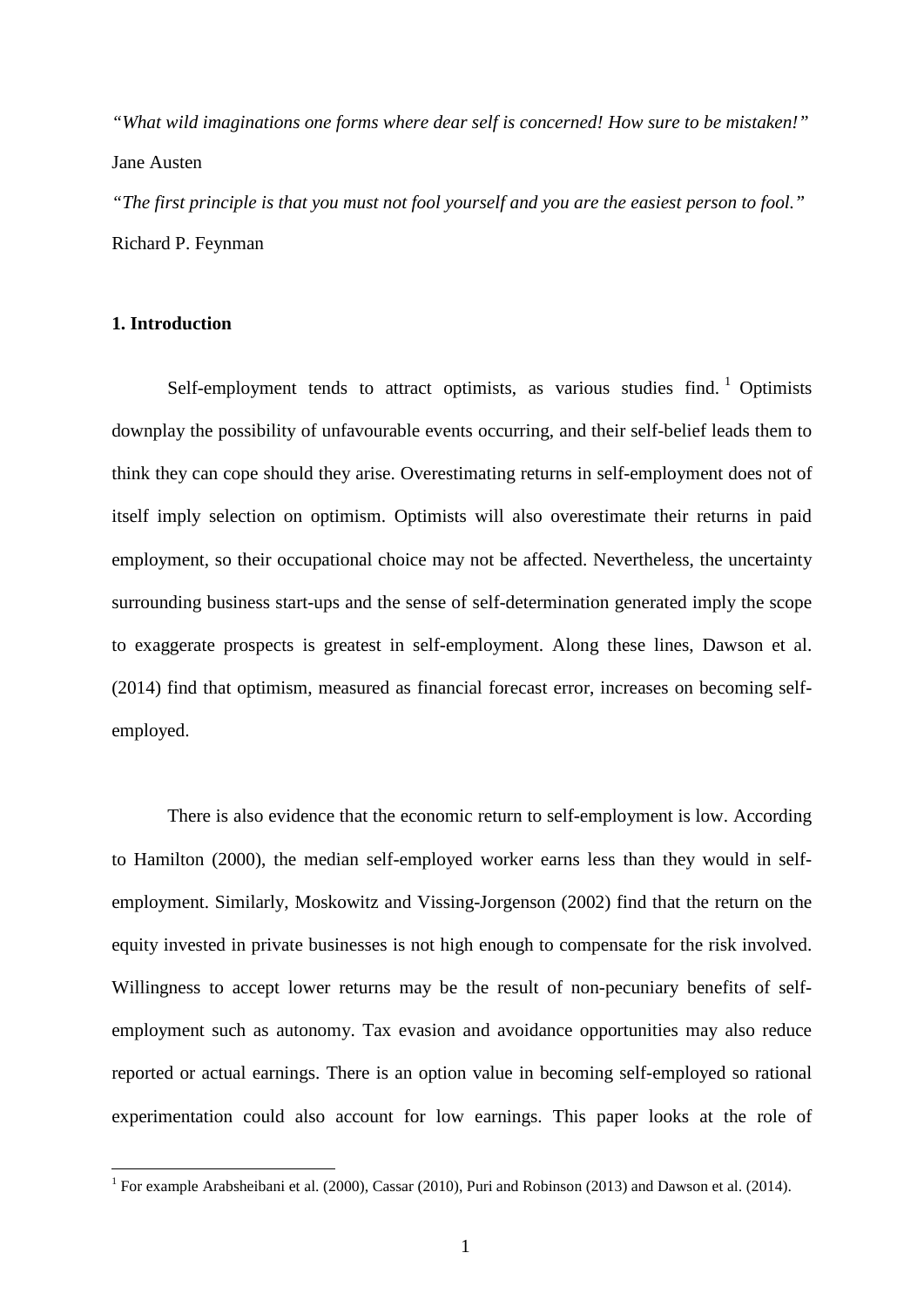*"What wild imaginations one forms where dear self is concerned! How sure to be mistaken!"* Jane Austen

*"The first principle is that you must not fool yourself and you are the easiest person to fool."* Richard P. Feynman

## 1. Introduction

Self-employment tends to attract optimists, as various studies find.[1] Optimists downplay the possibility of unfavourable events occurring, and their self-belief leads them to think they can cope should they arise. Overestimating returns in self-employment does not of itself imply selection on optimism. Optimists will also overestimate their returns in paid employment, so their occupational choice may not be affected. Nevertheless, the uncertainty surrounding business start-ups and the sense of self-determination generated imply the scope to exaggerate prospects is greatest in self-employment. Along these lines, Dawson et al. (2014) find that optimism, measured as financial forecast error, increases on becoming self-employed.

There is also evidence that the economic return to self-employment is low. According to Hamilton (2000), the median self-employed worker earns less than they would in self-employment. Similarly, Moskowitz and Vissing-Jorgenson (2002) find that the return on the equity invested in private businesses is not high enough to compensate for the risk involved. Willingness to accept lower returns may be the result of non-pecuniary benefits of self-employment such as autonomy. Tax evasion and avoidance opportunities may also reduce reported or actual earnings. There is an option value in becoming self-employed so rational experimentation could also account for low earnings. This paper looks at the role of

[1] For example Arabsheibani et al. (2000), Cassar (2010), Puri and Robinson (2013) and Dawson et al. (2014).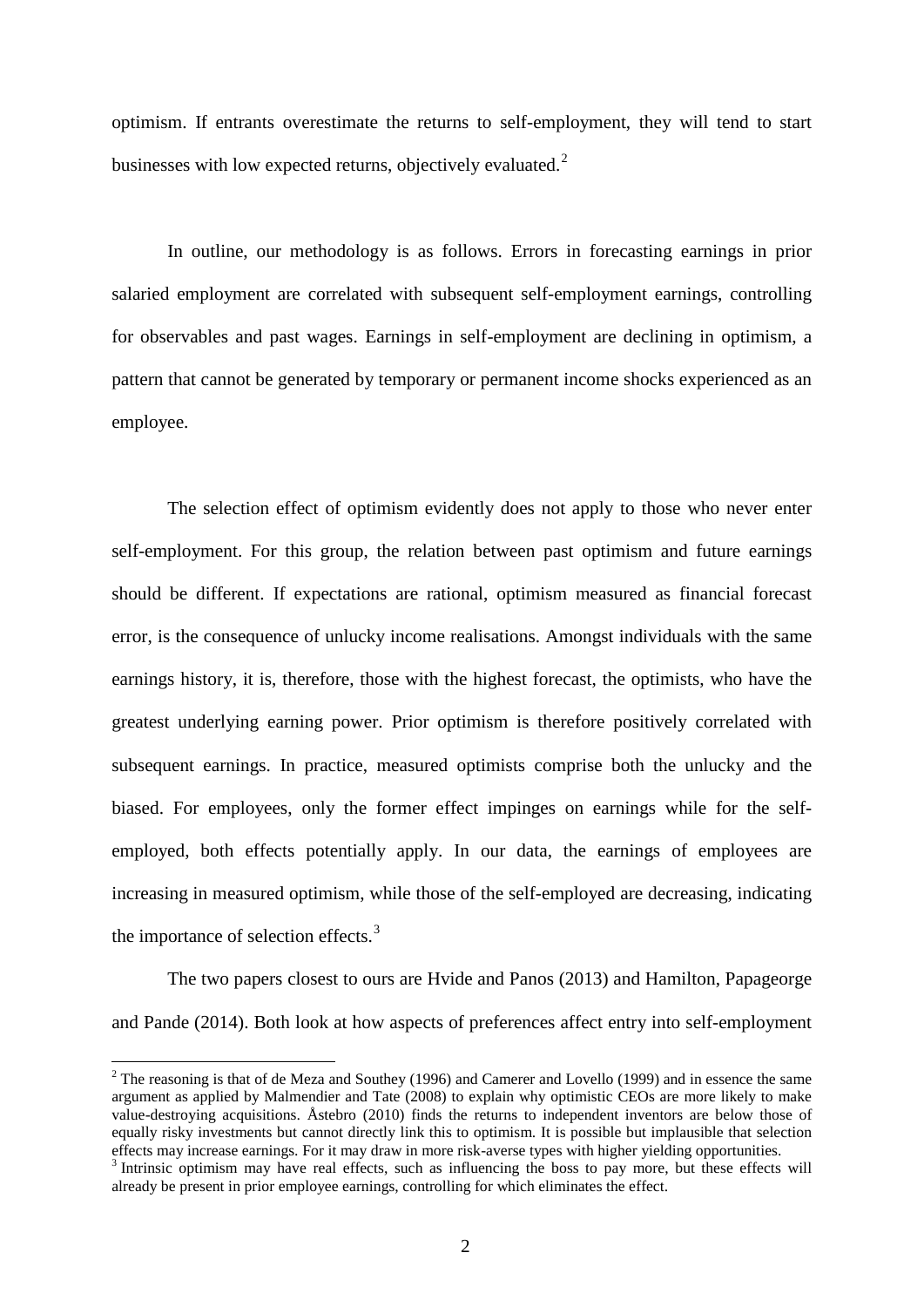optimism. If entrants overestimate the returns to self-employment, they will tend to start businesses with low expected returns, objectively evaluated.[2]

In outline, our methodology is as follows. Errors in forecasting earnings in prior salaried employment are correlated with subsequent self-employment earnings, controlling for observables and past wages. Earnings in self-employment are declining in optimism, a pattern that cannot be generated by temporary or permanent income shocks experienced as an employee.

The selection effect of optimism evidently does not apply to those who never enter self-employment. For this group, the relation between past optimism and future earnings should be different. If expectations are rational, optimism measured as financial forecast error, is the consequence of unlucky income realisations. Amongst individuals with the same earnings history, it is, therefore, those with the highest forecast, the optimists, who have the greatest underlying earning power. Prior optimism is therefore positively correlated with subsequent earnings. In practice, measured optimists comprise both the unlucky and the biased. For employees, only the former effect impinges on earnings while for the self-employed, both effects potentially apply. In our data, the earnings of employees are increasing in measured optimism, while those of the self-employed are decreasing, indicating the importance of selection effects.[3]

The two papers closest to ours are Hvide and Panos (2013) and Hamilton, Papageorge and Pande (2014). Both look at how aspects of preferences affect entry into self-employment

[2] The reasoning is that of de Meza and Southey (1996) and Camerer and Lovello (1999) and in essence the same argument as applied by Malmendier and Tate (2008) to explain why optimistic CEOs are more likely to make value-destroying acquisitions. Åstebro (2010) finds the returns to independent inventors are below those of equally risky investments but cannot directly link this to optimism. It is possible but implausible that selection effects may increase earnings. For it may draw in more risk-averse types with higher yielding opportunities.

[3] Intrinsic optimism may have real effects, such as influencing the boss to pay more, but these effects will already be present in prior employee earnings, controlling for which eliminates the effect.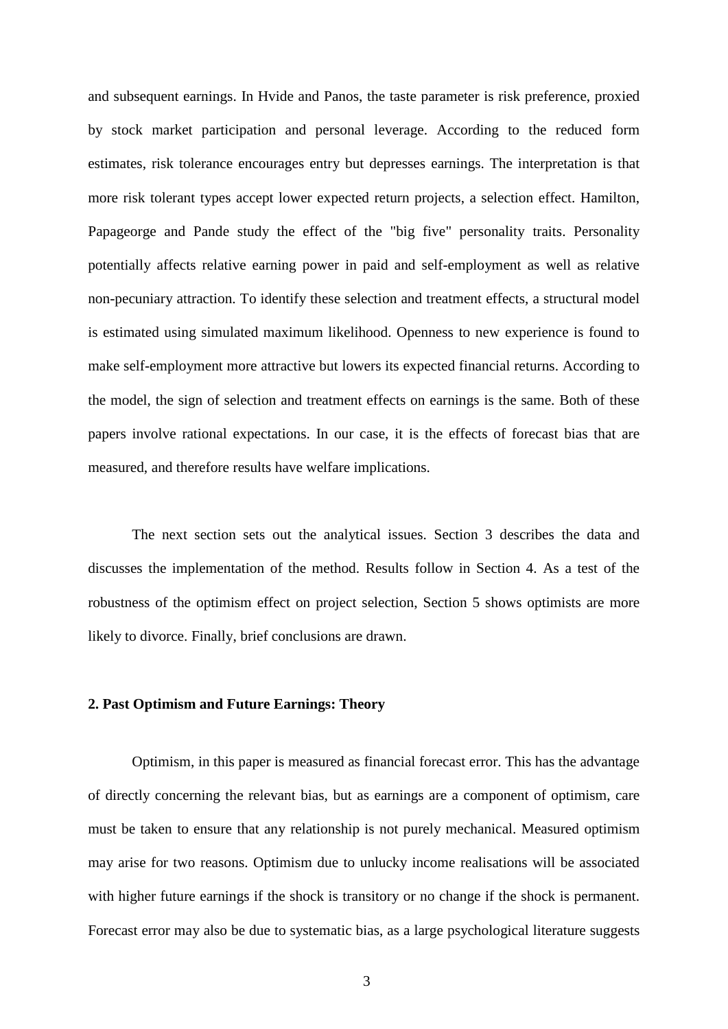and subsequent earnings. In Hvide and Panos, the taste parameter is risk preference, proxied by stock market participation and personal leverage. According to the reduced form estimates, risk tolerance encourages entry but depresses earnings. The interpretation is that more risk tolerant types accept lower expected return projects, a selection effect. Hamilton, Papageorge and Pande study the effect of the "big five" personality traits. Personality potentially affects relative earning power in paid and self-employment as well as relative non-pecuniary attraction. To identify these selection and treatment effects, a structural model is estimated using simulated maximum likelihood. Openness to new experience is found to make self-employment more attractive but lowers its expected financial returns. According to the model, the sign of selection and treatment effects on earnings is the same. Both of these papers involve rational expectations. In our case, it is the effects of forecast bias that are measured, and therefore results have welfare implications.

The next section sets out the analytical issues. Section 3 describes the data and discusses the implementation of the method. Results follow in Section 4. As a test of the robustness of the optimism effect on project selection, Section 5 shows optimists are more likely to divorce. Finally, brief conclusions are drawn.

## 2. Past Optimism and Future Earnings: Theory

Optimism, in this paper is measured as financial forecast error. This has the advantage of directly concerning the relevant bias, but as earnings are a component of optimism, care must be taken to ensure that any relationship is not purely mechanical. Measured optimism may arise for two reasons. Optimism due to unlucky income realisations will be associated with higher future earnings if the shock is transitory or no change if the shock is permanent. Forecast error may also be due to systematic bias, as a large psychological literature suggests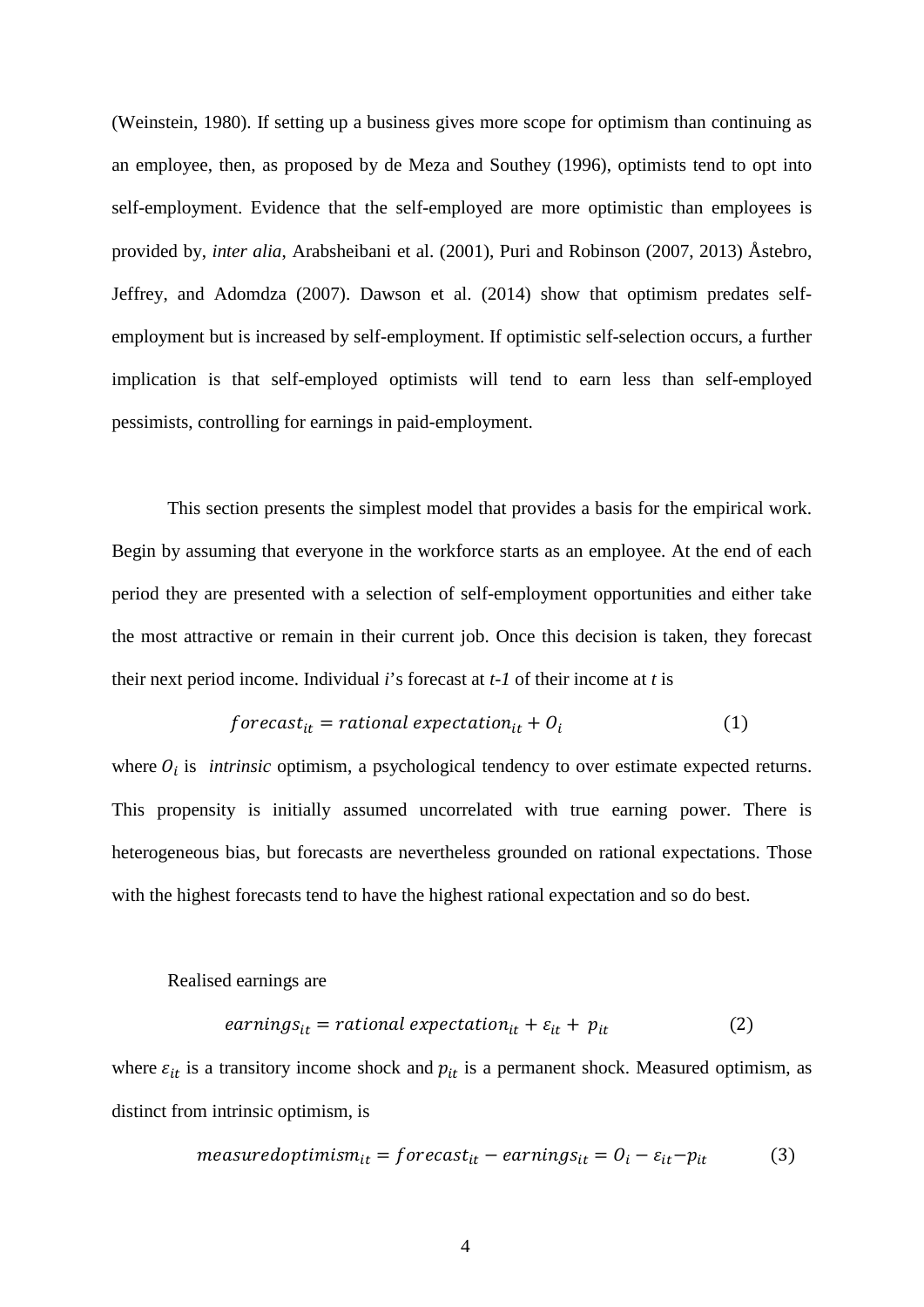(Weinstein, 1980). If setting up a business gives more scope for optimism than continuing as an employee, then, as proposed by de Meza and Southey (1996), optimists tend to opt into self-employment. Evidence that the self-employed are more optimistic than employees is provided by, *inter alia*, Arabsheibani et al. (2001), Puri and Robinson (2007, 2013) Åstebro, Jeffrey, and Adomdza (2007). Dawson et al. (2014) show that optimism predates self-employment but is increased by self-employment. If optimistic self-selection occurs, a further implication is that self-employed optimists will tend to earn less than self-employed pessimists, controlling for earnings in paid-employment.

This section presents the simplest model that provides a basis for the empirical work. Begin by assuming that everyone in the workforce starts as an employee. At the end of each period they are presented with a selection of self-employment opportunities and either take the most attractive or remain in their current job. Once this decision is taken, they forecast their next period income. Individual *i*'s forecast at *t-1* of their income at *t* is

$$forecast_{it} = rational\ expectation_{it} + O_i \tag{1}$$

where $O_i$ is *intrinsic* optimism, a psychological tendency to over estimate expected returns. This propensity is initially assumed uncorrelated with true earning power. There is heterogeneous bias, but forecasts are nevertheless grounded on rational expectations. Those with the highest forecasts tend to have the highest rational expectation and so do best.

Realised earnings are

$$earnings_{it} = rational\ expectation_{it} + \varepsilon_{it} + p_{it} \tag{2}$$

where $\varepsilon_{it}$ is a transitory income shock and $p_{it}$ is a permanent shock. Measured optimism, as distinct from intrinsic optimism, is

$$measuredoptimism_{it} = forecast_{it} - earnings_{it} = O_i - \varepsilon_{it} - p_{it} \tag{3}$$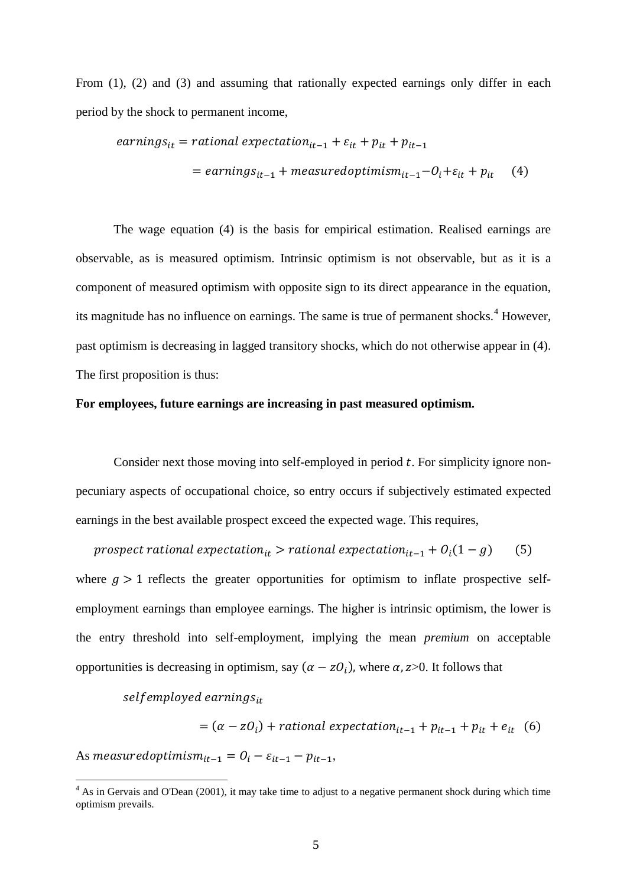From (1), (2) and (3) and assuming that rationally expected earnings only differ in each period by the shock to permanent income,

$$earnings_{it} = rational\ expectation_{it-1} + \varepsilon_{it} + p_{it} + p_{it-1}$$

$$= earnings_{it-1} + measuredoptimism_{it-1} - O_i + \varepsilon_{it} + p_{it} \quad (4)$$

The wage equation (4) is the basis for empirical estimation. Realised earnings are observable, as is measured optimism. Intrinsic optimism is not observable, but as it is a component of measured optimism with opposite sign to its direct appearance in the equation, its magnitude has no influence on earnings. The same is true of permanent shocks.[4] However, past optimism is decreasing in lagged transitory shocks, which do not otherwise appear in (4). The first proposition is thus:

**For employees, future earnings are increasing in past measured optimism.**

Consider next those moving into self-employed in period $t$. For simplicity ignore non-pecuniary aspects of occupational choice, so entry occurs if subjectively estimated expected earnings in the best available prospect exceed the expected wage. This requires,

$$prospect\ rational\ expectation_{it} > rational\ expectation_{it-1} + O_i(1-g) \quad (5)$$

where $g > 1$ reflects the greater opportunities for optimism to inflate prospective self-employment earnings than employee earnings. The higher is intrinsic optimism, the lower is the entry threshold into self-employment, implying the mean *premium* on acceptable opportunities is decreasing in optimism, say $(\alpha - zO_i)$, where $\alpha, z$>0. It follows that

$$selfemployed\ earnings_{it}$$

$$= (\alpha - zO_i) + rational\ expectation_{it-1} + p_{it-1} + p_{it} + e_{it} \quad (6)$$

As $measuredoptimism_{it-1} = O_i - \varepsilon_{it-1} - p_{it-1}$,

[4] As in Gervais and O'Dean (2001), it may take time to adjust to a negative permanent shock during which time optimism prevails.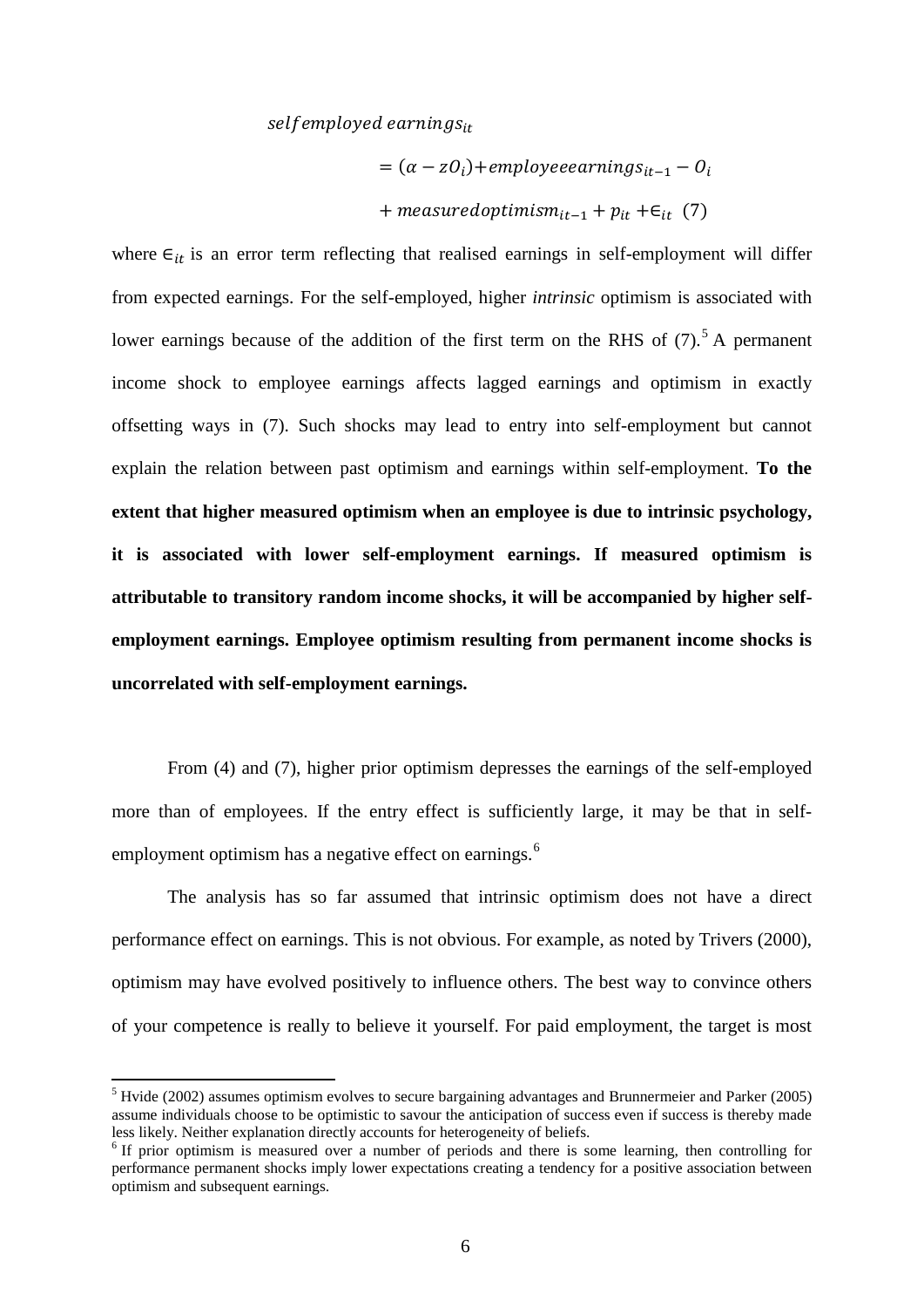$$
\begin{aligned}
&selfemployed\ earnings_{it} \\
&\quad = (\alpha - zO_i) + employeeearnings_{it-1} - O_i \\
&\quad + measuredoptimism_{it-1} + p_{it} + \epsilon_{it} \quad (7)
\end{aligned}
$$

where $\epsilon_{it}$ is an error term reflecting that realised earnings in self-employment will differ from expected earnings. For the self-employed, higher *intrinsic* optimism is associated with lower earnings because of the addition of the first term on the RHS of (7).[5] A permanent income shock to employee earnings affects lagged earnings and optimism in exactly offsetting ways in (7). Such shocks may lead to entry into self-employment but cannot explain the relation between past optimism and earnings within self-employment. **To the extent that higher measured optimism when an employee is due to intrinsic psychology, it is associated with lower self-employment earnings. If measured optimism is attributable to transitory random income shocks, it will be accompanied by higher self-employment earnings. Employee optimism resulting from permanent income shocks is uncorrelated with self-employment earnings.**

From (4) and (7), higher prior optimism depresses the earnings of the self-employed more than of employees. If the entry effect is sufficiently large, it may be that in self-employment optimism has a negative effect on earnings.[6]

The analysis has so far assumed that intrinsic optimism does not have a direct performance effect on earnings. This is not obvious. For example, as noted by Trivers (2000), optimism may have evolved positively to influence others. The best way to convince others of your competence is really to believe it yourself. For paid employment, the target is most

---

[5] Hvide (2002) assumes optimism evolves to secure bargaining advantages and Brunnermeier and Parker (2005) assume individuals choose to be optimistic to savour the anticipation of success even if success is thereby made less likely. Neither explanation directly accounts for heterogeneity of beliefs.

[6] If prior optimism is measured over a number of periods and there is some learning, then controlling for performance permanent shocks imply lower expectations creating a tendency for a positive association between optimism and subsequent earnings.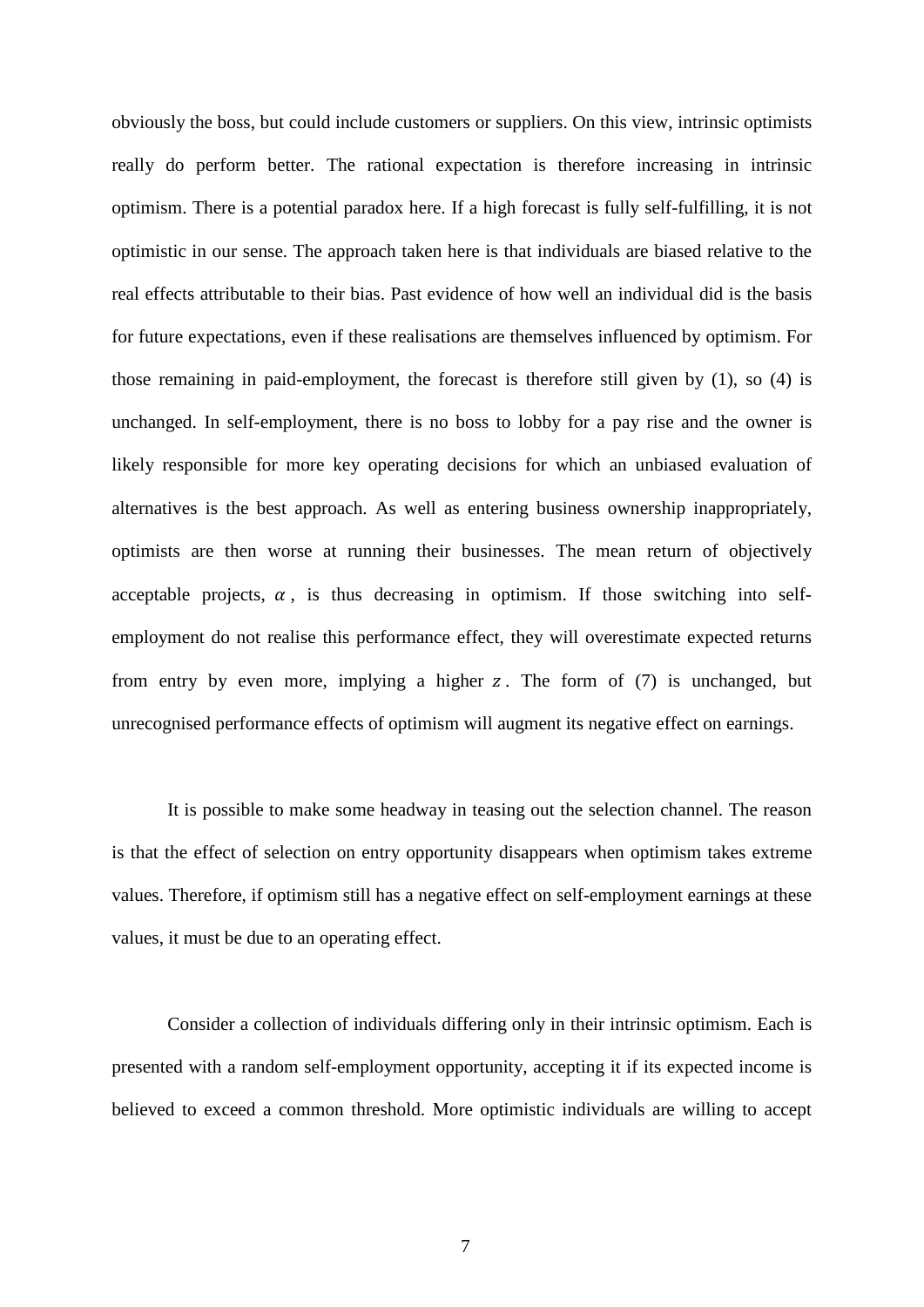obviously the boss, but could include customers or suppliers. On this view, intrinsic optimists really do perform better. The rational expectation is therefore increasing in intrinsic optimism. There is a potential paradox here. If a high forecast is fully self-fulfilling, it is not optimistic in our sense. The approach taken here is that individuals are biased relative to the real effects attributable to their bias. Past evidence of how well an individual did is the basis for future expectations, even if these realisations are themselves influenced by optimism. For those remaining in paid-employment, the forecast is therefore still given by (1), so (4) is unchanged. In self-employment, there is no boss to lobby for a pay rise and the owner is likely responsible for more key operating decisions for which an unbiased evaluation of alternatives is the best approach. As well as entering business ownership inappropriately, optimists are then worse at running their businesses. The mean return of objectively acceptable projects, $\alpha$, is thus decreasing in optimism. If those switching into self-employment do not realise this performance effect, they will overestimate expected returns from entry by even more, implying a higher $z$. The form of (7) is unchanged, but unrecognised performance effects of optimism will augment its negative effect on earnings.

It is possible to make some headway in teasing out the selection channel. The reason is that the effect of selection on entry opportunity disappears when optimism takes extreme values. Therefore, if optimism still has a negative effect on self-employment earnings at these values, it must be due to an operating effect.

Consider a collection of individuals differing only in their intrinsic optimism. Each is presented with a random self-employment opportunity, accepting it if its expected income is believed to exceed a common threshold. More optimistic individuals are willing to accept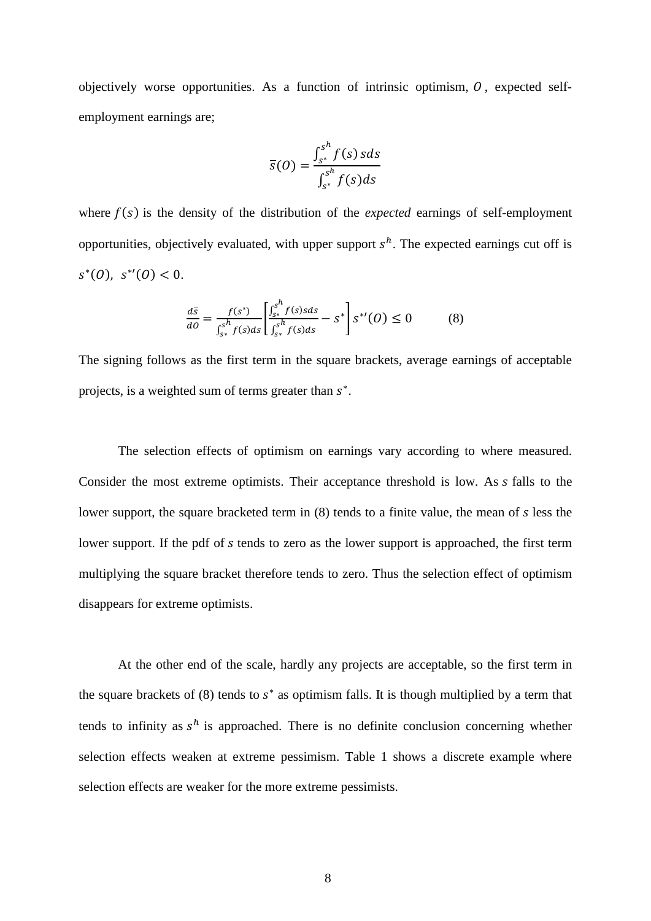objectively worse opportunities. As a function of intrinsic optimism, $O$, expected self-employment earnings are;

$$\bar{s}(O) = \frac{\int_{s^*}^{s^h} f(s)\, s ds}{\int_{s^*}^{s^h} f(s) ds}$$

where $f(s)$ is the density of the distribution of the *expected* earnings of self-employment opportunities, objectively evaluated, with upper support $s^h$. The expected earnings cut off is $s^*(O),\ s^{*\prime}(O) < 0$.

$$\frac{d\bar{s}}{dO} = \frac{f(s^*)}{\int_{s^*}^{s^h} f(s) ds} \left[ \frac{\int_{s^*}^{s^h} f(s) s ds}{\int_{s^*}^{s^h} f(s) ds} - s^* \right] s^{*\prime}(O) \leq 0 \qquad (8)$$

The signing follows as the first term in the square brackets, average earnings of acceptable projects, is a weighted sum of terms greater than $s^*$.

The selection effects of optimism on earnings vary according to where measured. Consider the most extreme optimists. Their acceptance threshold is low. As $s$ falls to the lower support, the square bracketed term in (8) tends to a finite value, the mean of $s$ less the lower support. If the pdf of $s$ tends to zero as the lower support is approached, the first term multiplying the square bracket therefore tends to zero. Thus the selection effect of optimism disappears for extreme optimists.

At the other end of the scale, hardly any projects are acceptable, so the first term in the square brackets of (8) tends to $s^*$ as optimism falls. It is though multiplied by a term that tends to infinity as $s^h$ is approached. There is no definite conclusion concerning whether selection effects weaken at extreme pessimism. Table 1 shows a discrete example where selection effects are weaker for the more extreme pessimists.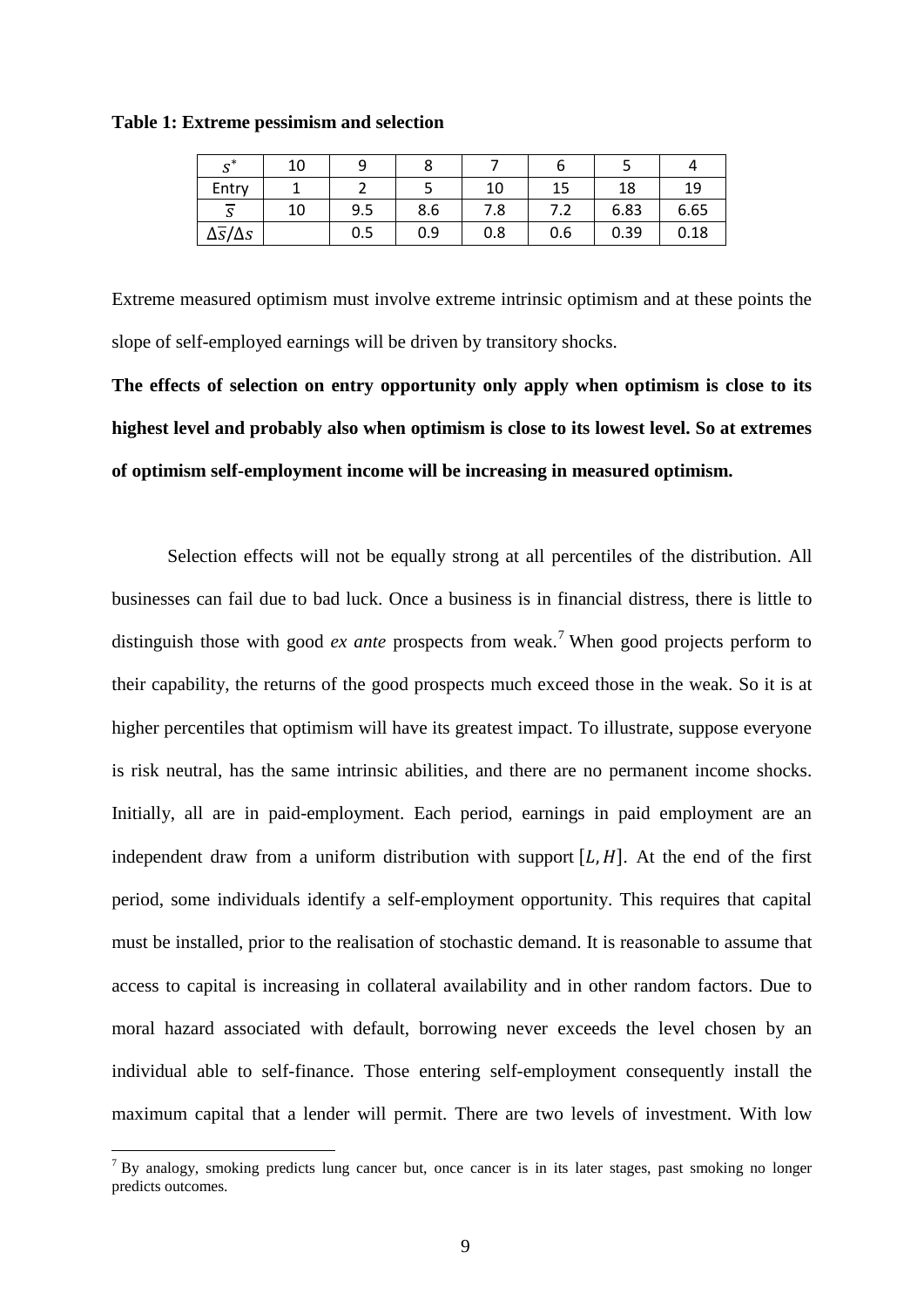**Table 1: Extreme pessimism and selection**

| $s^*$ | 10 | 9 | 8 | 7 | 6 | 5 | 4 |
|---|---|---|---|---|---|---|---|
| Entry | 1 | 2 | 5 | 10 | 15 | 18 | 19 |
| $\bar{s}$ | 10 | 9.5 | 8.6 | 7.8 | 7.2 | 6.83 | 6.65 |
| $\Delta\bar{s}/\Delta s$ | | 0.5 | 0.9 | 0.8 | 0.6 | 0.39 | 0.18 |

Extreme measured optimism must involve extreme intrinsic optimism and at these points the slope of self-employed earnings will be driven by transitory shocks.

**The effects of selection on entry opportunity only apply when optimism is close to its highest level and probably also when optimism is close to its lowest level. So at extremes of optimism self-employment income will be increasing in measured optimism.**

Selection effects will not be equally strong at all percentiles of the distribution. All businesses can fail due to bad luck. Once a business is in financial distress, there is little to distinguish those with good *ex ante* prospects from weak.[7] When good projects perform to their capability, the returns of the good prospects much exceed those in the weak. So it is at higher percentiles that optimism will have its greatest impact. To illustrate, suppose everyone is risk neutral, has the same intrinsic abilities, and there are no permanent income shocks. Initially, all are in paid-employment. Each period, earnings in paid employment are an independent draw from a uniform distribution with support $[L, H]$. At the end of the first period, some individuals identify a self-employment opportunity. This requires that capital must be installed, prior to the realisation of stochastic demand. It is reasonable to assume that access to capital is increasing in collateral availability and in other random factors. Due to moral hazard associated with default, borrowing never exceeds the level chosen by an individual able to self-finance. Those entering self-employment consequently install the maximum capital that a lender will permit. There are two levels of investment. With low

[7] By analogy, smoking predicts lung cancer but, once cancer is in its later stages, past smoking no longer predicts outcomes.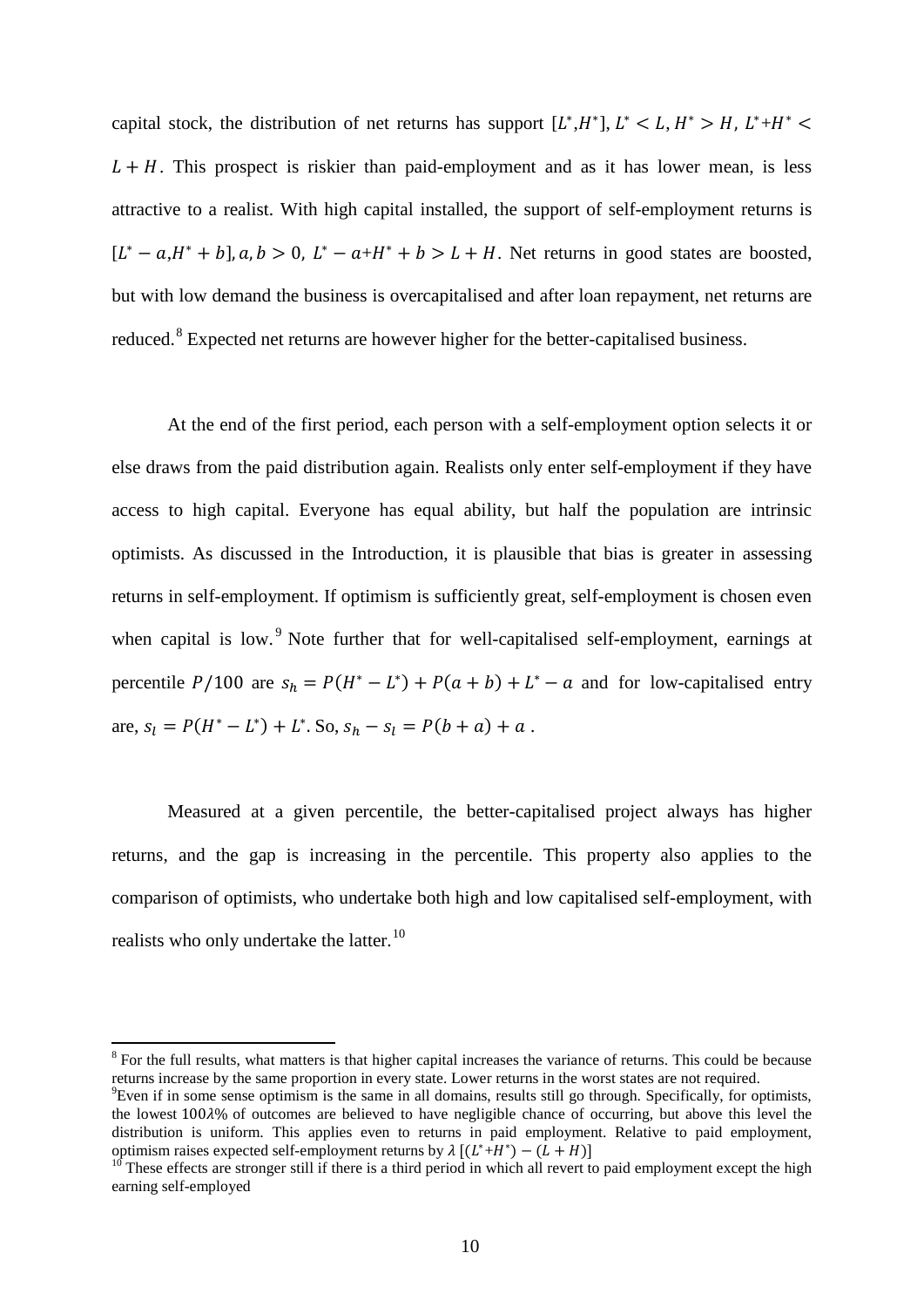capital stock, the distribution of net returns has support $[L^*, H^*]$, $L^* < L, H^* > H$, $L^* + H^* < L + H$. This prospect is riskier than paid-employment and as it has lower mean, is less attractive to a realist. With high capital installed, the support of self-employment returns is $[L^* - a, H^* + b]$, $a, b > 0$, $L^* - a + H^* + b > L + H$. Net returns in good states are boosted, but with low demand the business is overcapitalised and after loan repayment, net returns are reduced.[8] Expected net returns are however higher for the better-capitalised business.

At the end of the first period, each person with a self-employment option selects it or else draws from the paid distribution again. Realists only enter self-employment if they have access to high capital. Everyone has equal ability, but half the population are intrinsic optimists. As discussed in the Introduction, it is plausible that bias is greater in assessing returns in self-employment. If optimism is sufficiently great, self-employment is chosen even when capital is low.[9] Note further that for well-capitalised self-employment, earnings at percentile $P/100$ are $s_h = P(H^* - L^*) + P(a + b) + L^* - a$ and for low-capitalised entry are, $s_l = P(H^* - L^*) + L^*$. So, $s_h - s_l = P(b + a) + a$ .

Measured at a given percentile, the better-capitalised project always has higher returns, and the gap is increasing in the percentile. This property also applies to the comparison of optimists, who undertake both high and low capitalised self-employment, with realists who only undertake the latter.[10]

---

[8] For the full results, what matters is that higher capital increases the variance of returns. This could be because returns increase by the same proportion in every state. Lower returns in the worst states are not required.

[9] Even if in some sense optimism is the same in all domains, results still go through. Specifically, for optimists, the lowest $100\lambda\%$ of outcomes are believed to have negligible chance of occurring, but above this level the distribution is uniform. This applies even to returns in paid employment. Relative to paid employment, optimism raises expected self-employment returns by $\lambda\ [(L^* + H^*) - (L + H)]$

[10] These effects are stronger still if there is a third period in which all revert to paid employment except the high earning self-employed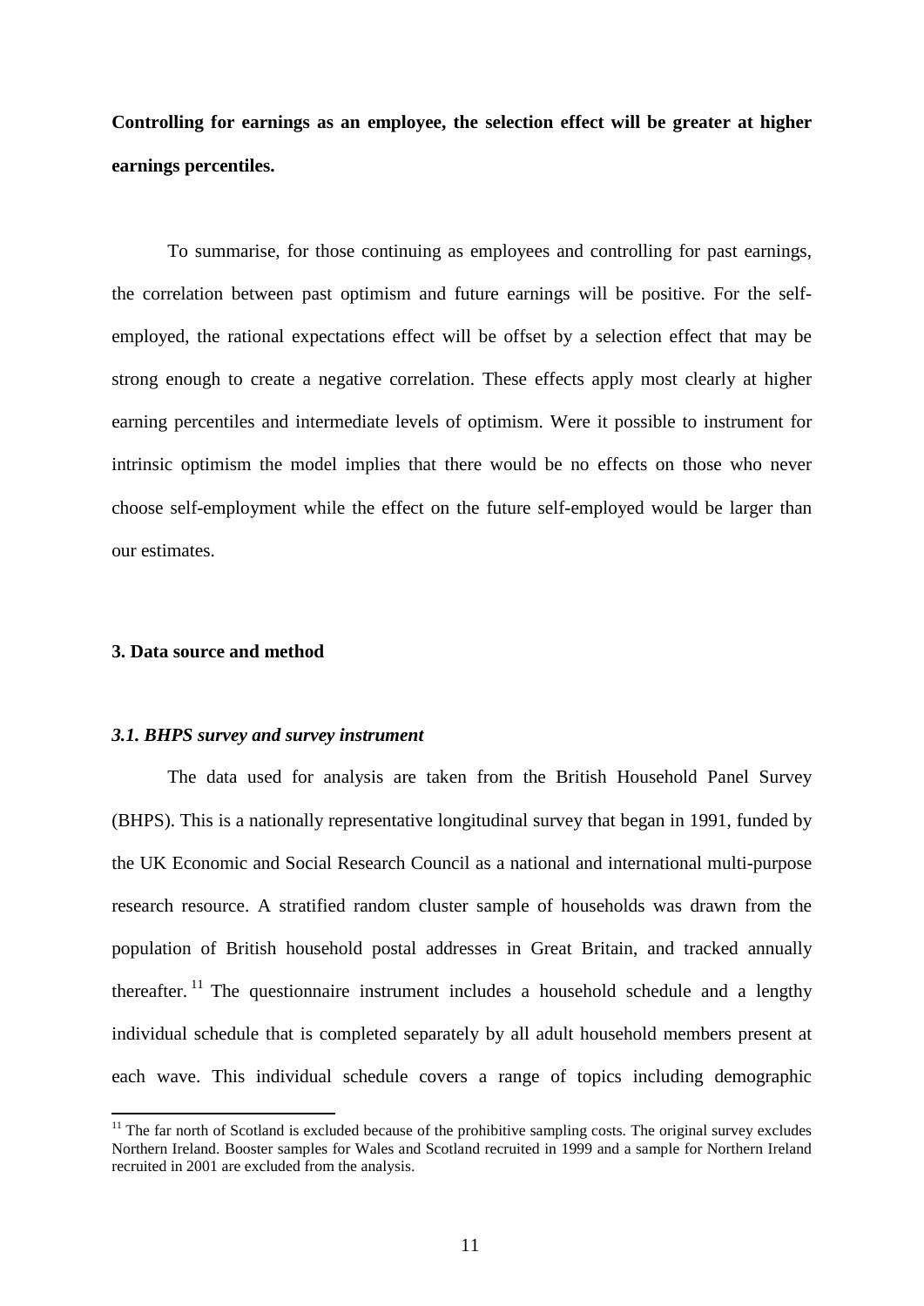**Controlling for earnings as an employee, the selection effect will be greater at higher earnings percentiles.**

To summarise, for those continuing as employees and controlling for past earnings, the correlation between past optimism and future earnings will be positive. For the self-employed, the rational expectations effect will be offset by a selection effect that may be strong enough to create a negative correlation. These effects apply most clearly at higher earning percentiles and intermediate levels of optimism. Were it possible to instrument for intrinsic optimism the model implies that there would be no effects on those who never choose self-employment while the effect on the future self-employed would be larger than our estimates.

## 3. Data source and method

### *3.1. BHPS survey and survey instrument*

The data used for analysis are taken from the British Household Panel Survey (BHPS). This is a nationally representative longitudinal survey that began in 1991, funded by the UK Economic and Social Research Council as a national and international multi-purpose research resource. A stratified random cluster sample of households was drawn from the population of British household postal addresses in Great Britain, and tracked annually thereafter.[11] The questionnaire instrument includes a household schedule and a lengthy individual schedule that is completed separately by all adult household members present at each wave. This individual schedule covers a range of topics including demographic

[11] The far north of Scotland is excluded because of the prohibitive sampling costs. The original survey excludes Northern Ireland. Booster samples for Wales and Scotland recruited in 1999 and a sample for Northern Ireland recruited in 2001 are excluded from the analysis.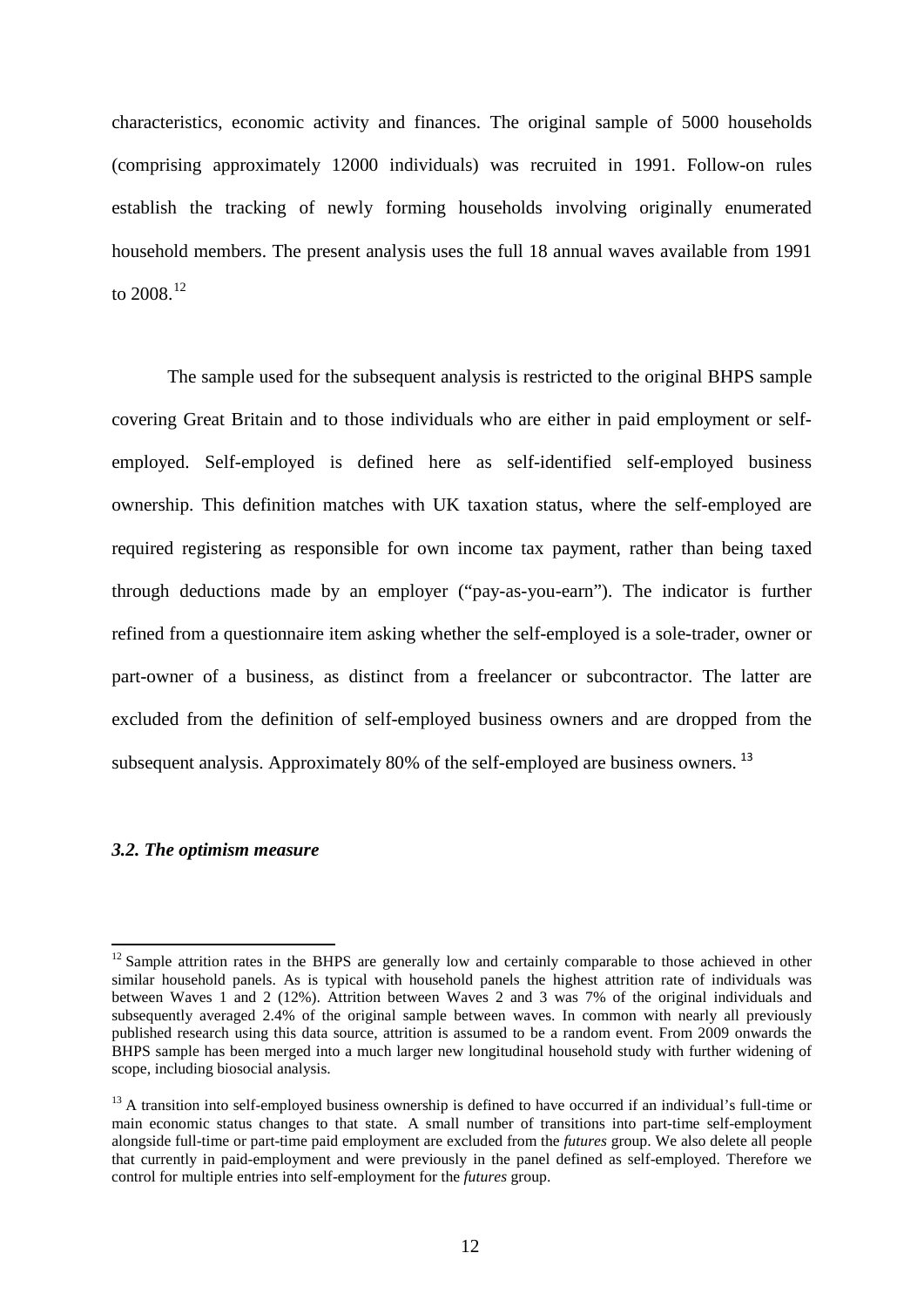characteristics, economic activity and finances. The original sample of 5000 households (comprising approximately 12000 individuals) was recruited in 1991. Follow-on rules establish the tracking of newly forming households involving originally enumerated household members. The present analysis uses the full 18 annual waves available from 1991 to 2008.[12]

The sample used for the subsequent analysis is restricted to the original BHPS sample covering Great Britain and to those individuals who are either in paid employment or self-employed. Self-employed is defined here as self-identified self-employed business ownership. This definition matches with UK taxation status, where the self-employed are required registering as responsible for own income tax payment, rather than being taxed through deductions made by an employer ("pay-as-you-earn"). The indicator is further refined from a questionnaire item asking whether the self-employed is a sole-trader, owner or part-owner of a business, as distinct from a freelancer or subcontractor. The latter are excluded from the definition of self-employed business owners and are dropped from the subsequent analysis. Approximately 80% of the self-employed are business owners.[13]

### *3.2. The optimism measure*

---

[12] Sample attrition rates in the BHPS are generally low and certainly comparable to those achieved in other similar household panels. As is typical with household panels the highest attrition rate of individuals was between Waves 1 and 2 (12%). Attrition between Waves 2 and 3 was 7% of the original individuals and subsequently averaged 2.4% of the original sample between waves. In common with nearly all previously published research using this data source, attrition is assumed to be a random event. From 2009 onwards the BHPS sample has been merged into a much larger new longitudinal household study with further widening of scope, including biosocial analysis.

[13] A transition into self-employed business ownership is defined to have occurred if an individual's full-time or main economic status changes to that state. A small number of transitions into part-time self-employment alongside full-time or part-time paid employment are excluded from the *futures* group. We also delete all people that currently in paid-employment and were previously in the panel defined as self-employed. Therefore we control for multiple entries into self-employment for the *futures* group.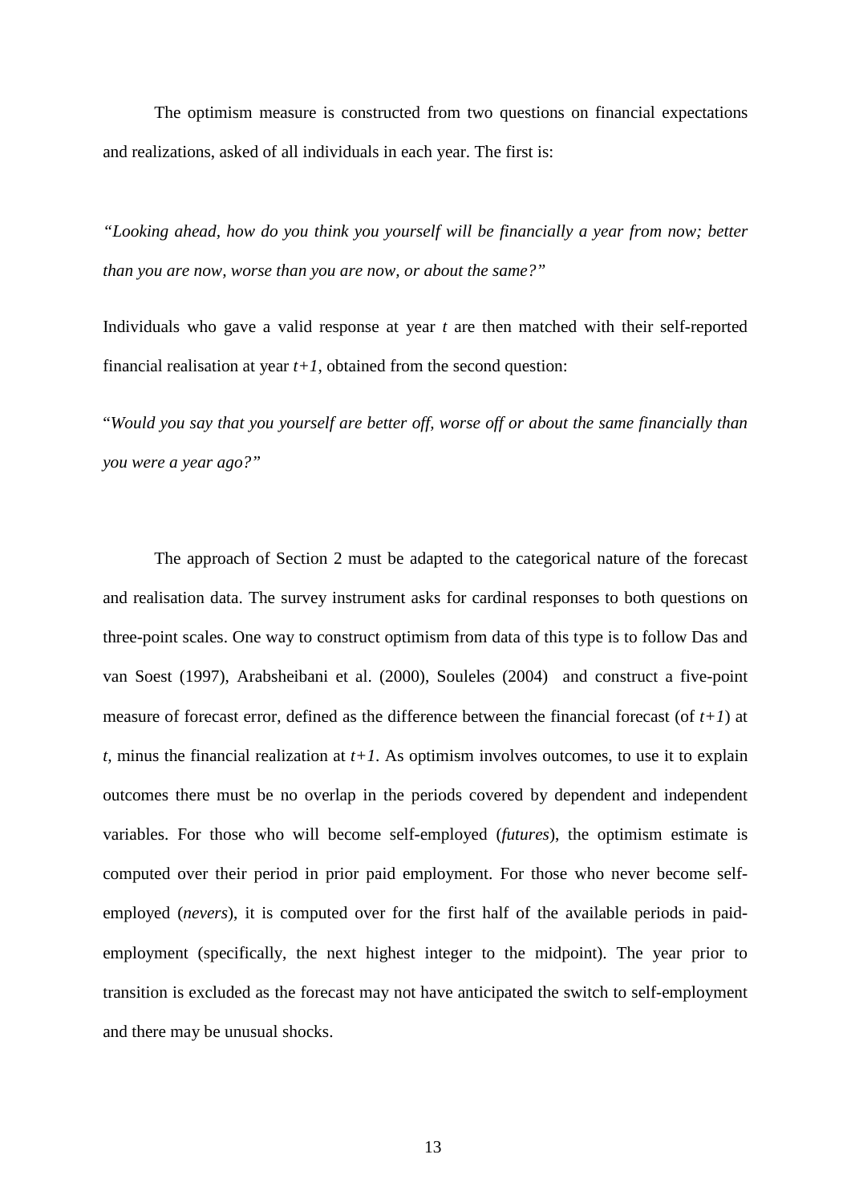The optimism measure is constructed from two questions on financial expectations and realizations, asked of all individuals in each year. The first is:

*"Looking ahead, how do you think you yourself will be financially a year from now; better than you are now, worse than you are now, or about the same?"*

Individuals who gave a valid response at year *t* are then matched with their self-reported financial realisation at year *t+1*, obtained from the second question:

"*Would you say that you yourself are better off, worse off or about the same financially than you were a year ago?"*

The approach of Section 2 must be adapted to the categorical nature of the forecast and realisation data. The survey instrument asks for cardinal responses to both questions on three-point scales. One way to construct optimism from data of this type is to follow Das and van Soest (1997), Arabsheibani et al. (2000), Souleles (2004) and construct a five-point measure of forecast error, defined as the difference between the financial forecast (of *t+1*) at *t,* minus the financial realization at *t+1.* As optimism involves outcomes, to use it to explain outcomes there must be no overlap in the periods covered by dependent and independent variables. For those who will become self-employed (*futures*), the optimism estimate is computed over their period in prior paid employment. For those who never become self-employed (*nevers*), it is computed over for the first half of the available periods in paid-employment (specifically, the next highest integer to the midpoint). The year prior to transition is excluded as the forecast may not have anticipated the switch to self-employment and there may be unusual shocks.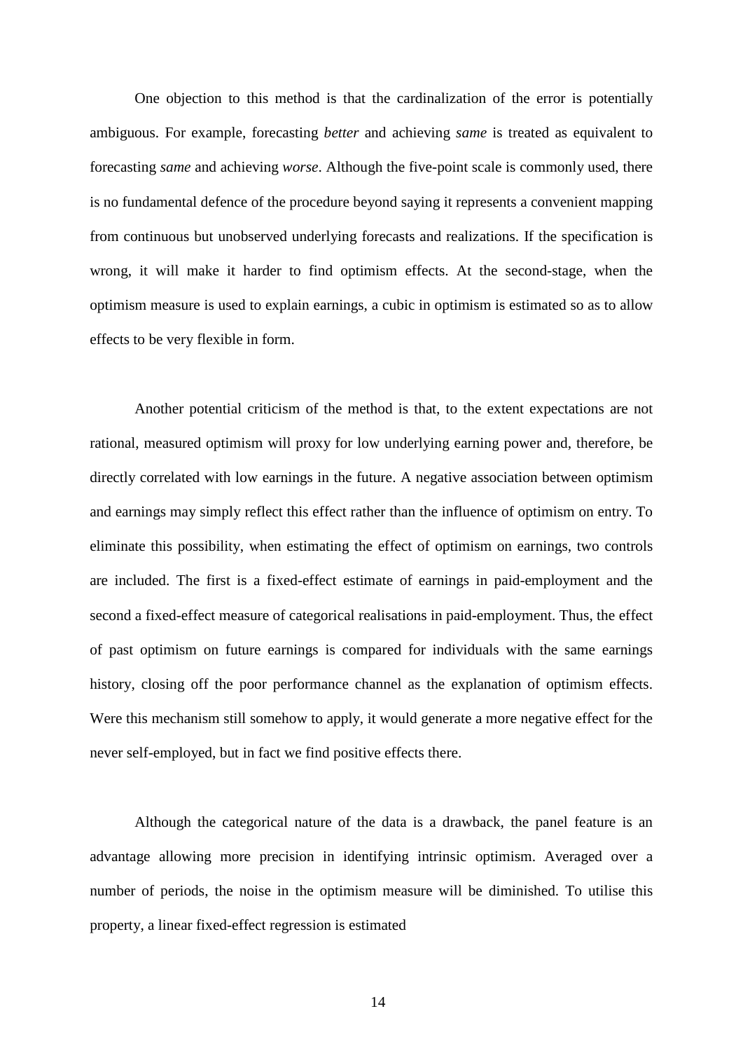One objection to this method is that the cardinalization of the error is potentially ambiguous. For example, forecasting *better* and achieving *same* is treated as equivalent to forecasting *same* and achieving *worse*. Although the five-point scale is commonly used, there is no fundamental defence of the procedure beyond saying it represents a convenient mapping from continuous but unobserved underlying forecasts and realizations. If the specification is wrong, it will make it harder to find optimism effects. At the second-stage, when the optimism measure is used to explain earnings, a cubic in optimism is estimated so as to allow effects to be very flexible in form.

Another potential criticism of the method is that, to the extent expectations are not rational, measured optimism will proxy for low underlying earning power and, therefore, be directly correlated with low earnings in the future. A negative association between optimism and earnings may simply reflect this effect rather than the influence of optimism on entry. To eliminate this possibility, when estimating the effect of optimism on earnings, two controls are included. The first is a fixed-effect estimate of earnings in paid-employment and the second a fixed-effect measure of categorical realisations in paid-employment. Thus, the effect of past optimism on future earnings is compared for individuals with the same earnings history, closing off the poor performance channel as the explanation of optimism effects. Were this mechanism still somehow to apply, it would generate a more negative effect for the never self-employed, but in fact we find positive effects there.

Although the categorical nature of the data is a drawback, the panel feature is an advantage allowing more precision in identifying intrinsic optimism. Averaged over a number of periods, the noise in the optimism measure will be diminished. To utilise this property, a linear fixed-effect regression is estimated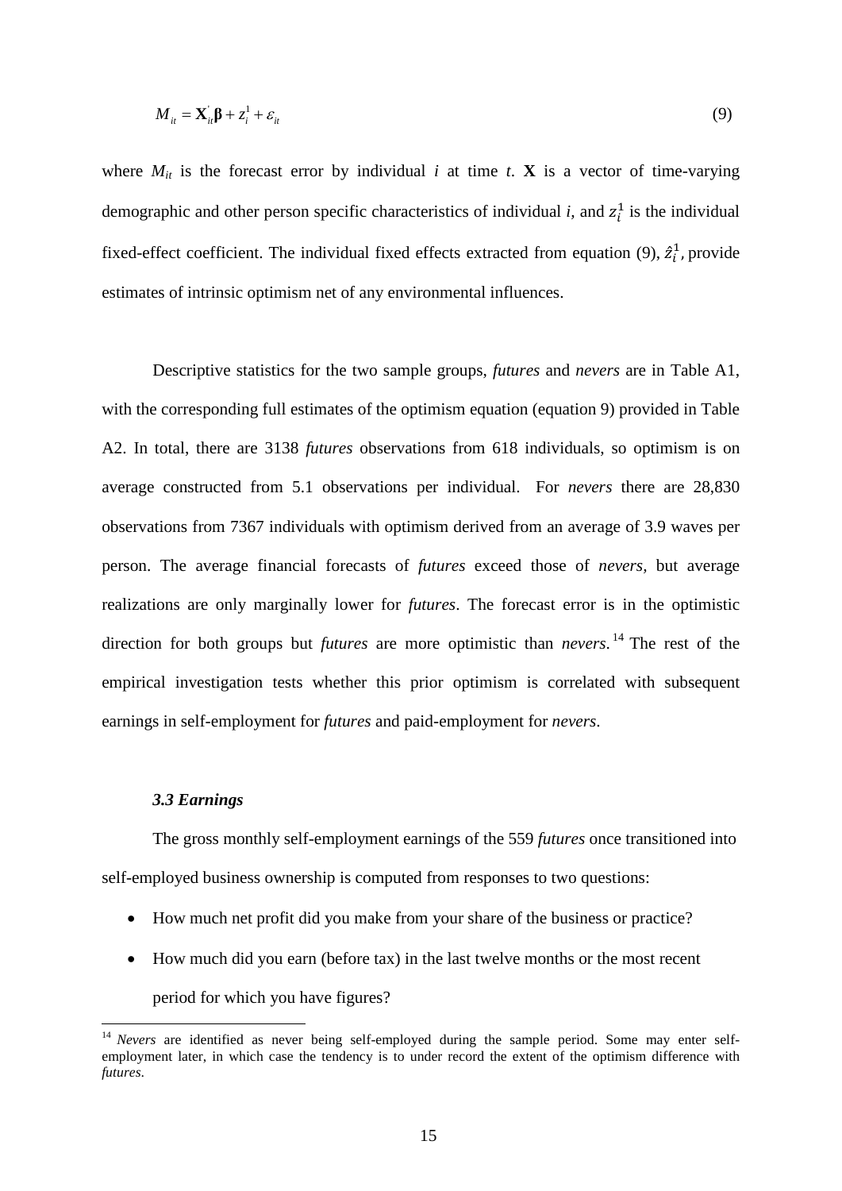$$M_{it} = \mathbf{X}_{it}^{'}\boldsymbol{\beta} + z_i^1 + \varepsilon_{it} \tag{9}$$

where $M_{it}$ is the forecast error by individual $i$ at time $t$. $\mathbf{X}$ is a vector of time-varying demographic and other person specific characteristics of individual $i$, and $z_i^1$ is the individual fixed-effect coefficient. The individual fixed effects extracted from equation (9), $\hat{z}_i^1$, provide estimates of intrinsic optimism net of any environmental influences.

Descriptive statistics for the two sample groups, *futures* and *nevers* are in Table A1, with the corresponding full estimates of the optimism equation (equation 9) provided in Table A2. In total, there are 3138 *futures* observations from 618 individuals, so optimism is on average constructed from 5.1 observations per individual. For *nevers* there are 28,830 observations from 7367 individuals with optimism derived from an average of 3.9 waves per person. The average financial forecasts of *futures* exceed those of *nevers*, but average realizations are only marginally lower for *futures*. The forecast error is in the optimistic direction for both groups but *futures* are more optimistic than *nevers*.[14] The rest of the empirical investigation tests whether this prior optimism is correlated with subsequent earnings in self-employment for *futures* and paid-employment for *nevers*.

### *3.3 Earnings*

The gross monthly self-employment earnings of the 559 *futures* once transitioned into self-employed business ownership is computed from responses to two questions:

- How much net profit did you make from your share of the business or practice?
- How much did you earn (before tax) in the last twelve months or the most recent period for which you have figures?

[14] *Nevers* are identified as never being self-employed during the sample period. Some may enter self-employment later, in which case the tendency is to under record the extent of the optimism difference with *futures*.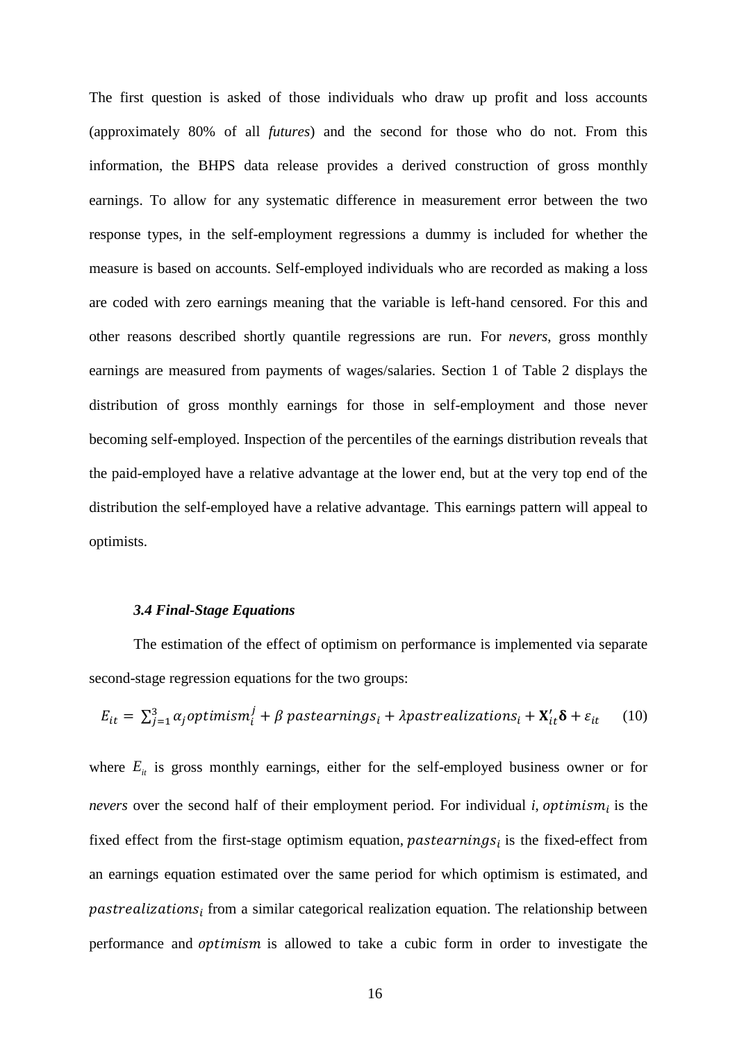The first question is asked of those individuals who draw up profit and loss accounts (approximately 80% of all *futures*) and the second for those who do not. From this information, the BHPS data release provides a derived construction of gross monthly earnings. To allow for any systematic difference in measurement error between the two response types, in the self-employment regressions a dummy is included for whether the measure is based on accounts. Self-employed individuals who are recorded as making a loss are coded with zero earnings meaning that the variable is left-hand censored. For this and other reasons described shortly quantile regressions are run. For *nevers*, gross monthly earnings are measured from payments of wages/salaries. Section 1 of Table 2 displays the distribution of gross monthly earnings for those in self-employment and those never becoming self-employed. Inspection of the percentiles of the earnings distribution reveals that the paid-employed have a relative advantage at the lower end, but at the very top end of the distribution the self-employed have a relative advantage. This earnings pattern will appeal to optimists.

### *3.4 Final-Stage Equations*

The estimation of the effect of optimism on performance is implemented via separate second-stage regression equations for the two groups:

$$E_{it} = \sum_{j=1}^{3} \alpha_j optimism_i^j + \beta\; pastearnings_i + \lambda pastrealizations_i + \mathbf{X}_{it}'\boldsymbol{\delta} + \varepsilon_{it} \qquad (10)$$

where $E_{it}$ is gross monthly earnings, either for the self-employed business owner or for *nevers* over the second half of their employment period. For individual *i*, $optimism_i$ is the fixed effect from the first-stage optimism equation, $pastearnings_i$ is the fixed-effect from an earnings equation estimated over the same period for which optimism is estimated, and $pastrealizations_i$ from a similar categorical realization equation. The relationship between performance and $optimism$ is allowed to take a cubic form in order to investigate the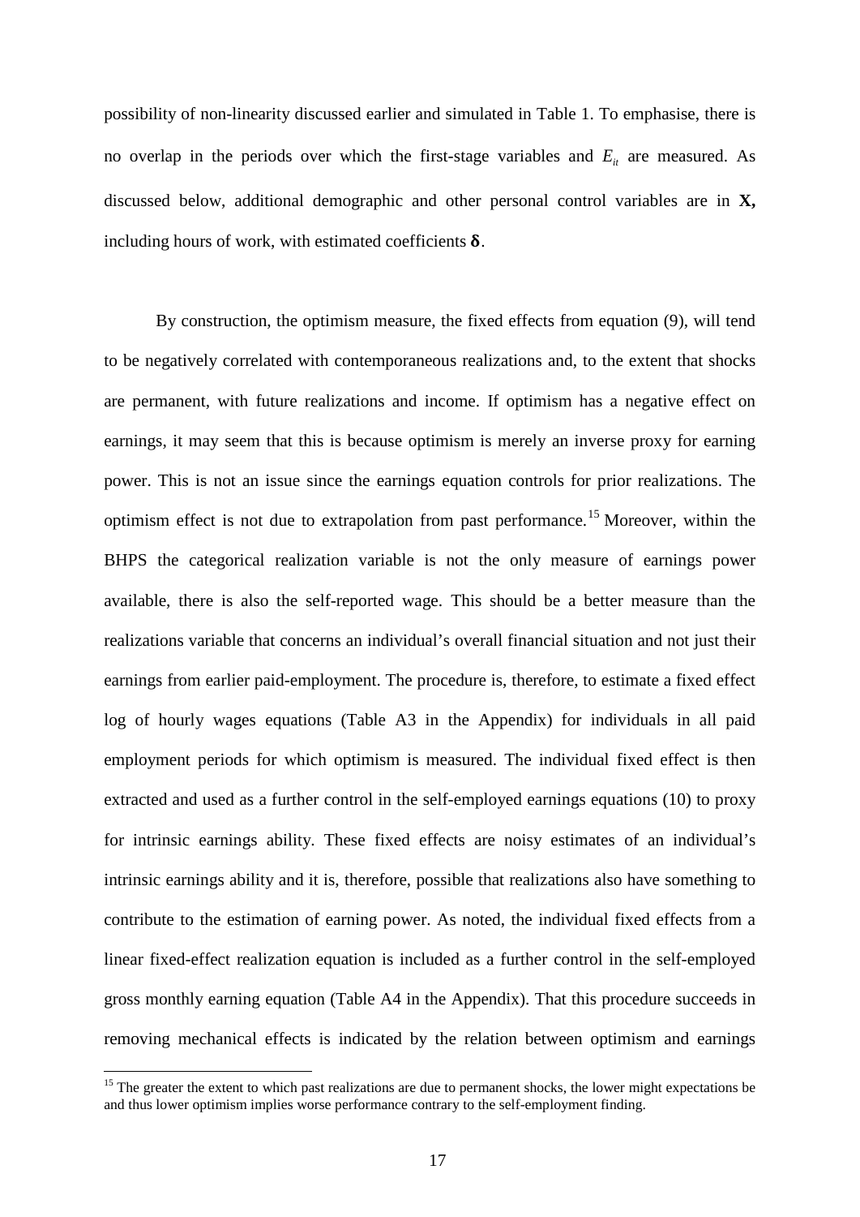possibility of non-linearity discussed earlier and simulated in Table 1. To emphasise, there is no overlap in the periods over which the first-stage variables and $E_{it}$ are measured. As discussed below, additional demographic and other personal control variables are in **X,** including hours of work, with estimated coefficients $\boldsymbol{\delta}$.

By construction, the optimism measure, the fixed effects from equation (9), will tend to be negatively correlated with contemporaneous realizations and, to the extent that shocks are permanent, with future realizations and income. If optimism has a negative effect on earnings, it may seem that this is because optimism is merely an inverse proxy for earning power. This is not an issue since the earnings equation controls for prior realizations. The optimism effect is not due to extrapolation from past performance.[15] Moreover, within the BHPS the categorical realization variable is not the only measure of earnings power available, there is also the self-reported wage. This should be a better measure than the realizations variable that concerns an individual's overall financial situation and not just their earnings from earlier paid-employment. The procedure is, therefore, to estimate a fixed effect log of hourly wages equations (Table A3 in the Appendix) for individuals in all paid employment periods for which optimism is measured. The individual fixed effect is then extracted and used as a further control in the self-employed earnings equations (10) to proxy for intrinsic earnings ability. These fixed effects are noisy estimates of an individual's intrinsic earnings ability and it is, therefore, possible that realizations also have something to contribute to the estimation of earning power. As noted, the individual fixed effects from a linear fixed-effect realization equation is included as a further control in the self-employed gross monthly earning equation (Table A4 in the Appendix). That this procedure succeeds in removing mechanical effects is indicated by the relation between optimism and earnings

[15] The greater the extent to which past realizations are due to permanent shocks, the lower might expectations be and thus lower optimism implies worse performance contrary to the self-employment finding.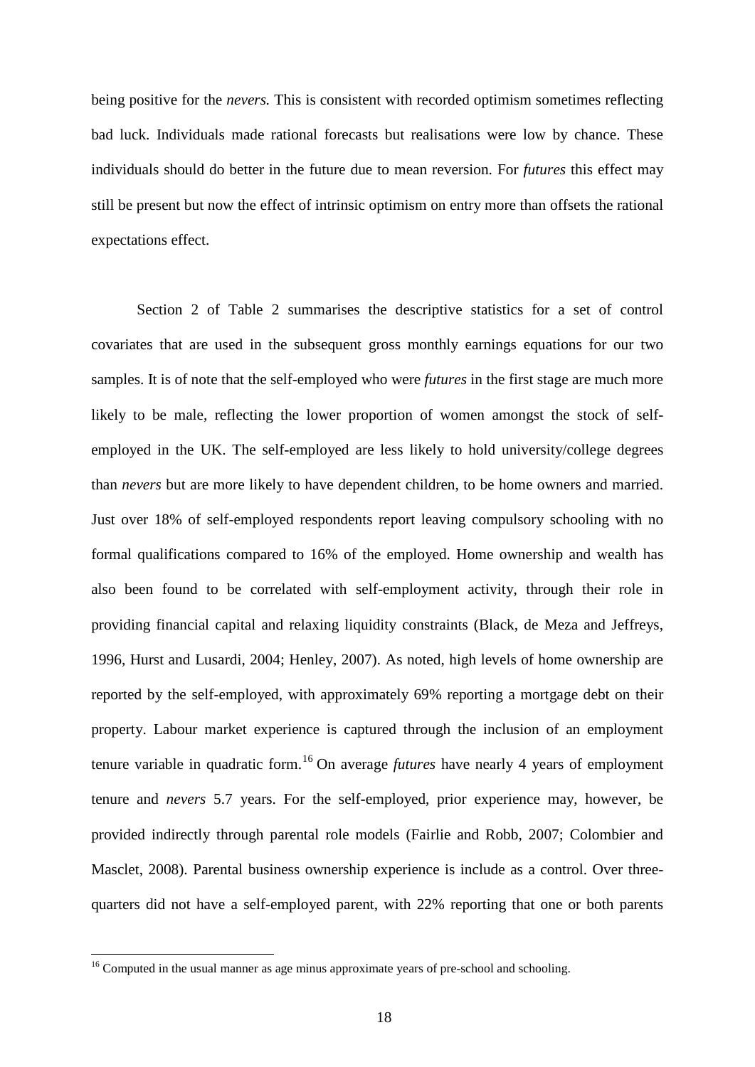being positive for the *nevers.* This is consistent with recorded optimism sometimes reflecting bad luck. Individuals made rational forecasts but realisations were low by chance. These individuals should do better in the future due to mean reversion. For *futures* this effect may still be present but now the effect of intrinsic optimism on entry more than offsets the rational expectations effect.

Section 2 of Table 2 summarises the descriptive statistics for a set of control covariates that are used in the subsequent gross monthly earnings equations for our two samples. It is of note that the self-employed who were *futures* in the first stage are much more likely to be male, reflecting the lower proportion of women amongst the stock of self-employed in the UK. The self-employed are less likely to hold university/college degrees than *nevers* but are more likely to have dependent children, to be home owners and married. Just over 18% of self-employed respondents report leaving compulsory schooling with no formal qualifications compared to 16% of the employed. Home ownership and wealth has also been found to be correlated with self-employment activity, through their role in providing financial capital and relaxing liquidity constraints (Black, de Meza and Jeffreys, 1996, Hurst and Lusardi, 2004; Henley, 2007). As noted, high levels of home ownership are reported by the self-employed, with approximately 69% reporting a mortgage debt on their property. Labour market experience is captured through the inclusion of an employment tenure variable in quadratic form.[16] On average *futures* have nearly 4 years of employment tenure and *nevers* 5.7 years. For the self-employed, prior experience may, however, be provided indirectly through parental role models (Fairlie and Robb, 2007; Colombier and Masclet, 2008). Parental business ownership experience is include as a control. Over three-quarters did not have a self-employed parent, with 22% reporting that one or both parents

[16] Computed in the usual manner as age minus approximate years of pre-school and schooling.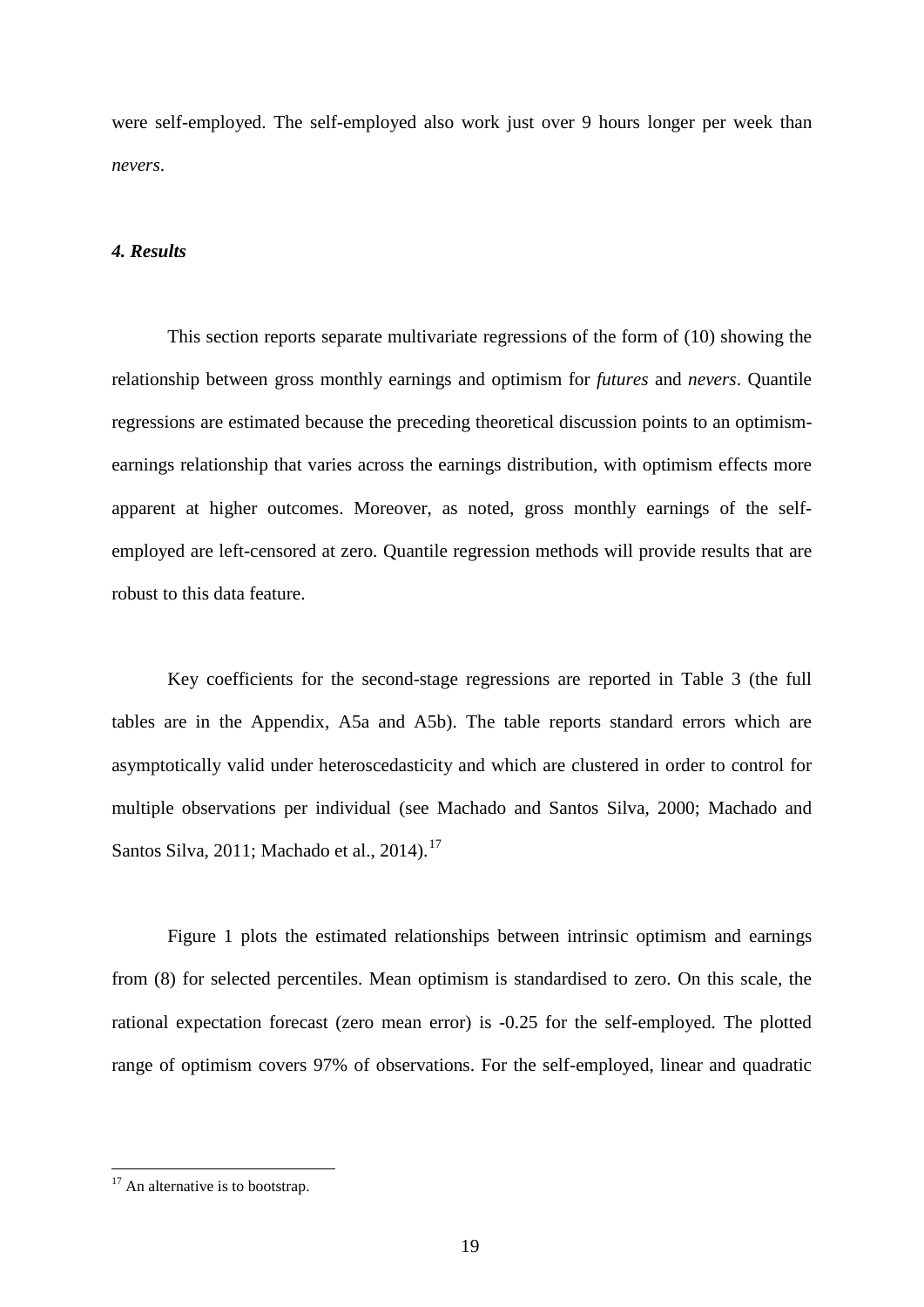were self-employed. The self-employed also work just over 9 hours longer per week than *nevers*.

### *4. Results*

This section reports separate multivariate regressions of the form of (10) showing the relationship between gross monthly earnings and optimism for *futures* and *nevers*. Quantile regressions are estimated because the preceding theoretical discussion points to an optimism-earnings relationship that varies across the earnings distribution, with optimism effects more apparent at higher outcomes. Moreover, as noted, gross monthly earnings of the self-employed are left-censored at zero. Quantile regression methods will provide results that are robust to this data feature.

Key coefficients for the second-stage regressions are reported in Table 3 (the full tables are in the Appendix, A5a and A5b). The table reports standard errors which are asymptotically valid under heteroscedasticity and which are clustered in order to control for multiple observations per individual (see Machado and Santos Silva, 2000; Machado and Santos Silva, 2011; Machado et al., 2014).[17]

Figure 1 plots the estimated relationships between intrinsic optimism and earnings from (8) for selected percentiles. Mean optimism is standardised to zero. On this scale, the rational expectation forecast (zero mean error) is -0.25 for the self-employed. The plotted range of optimism covers 97% of observations. For the self-employed, linear and quadratic

[17] An alternative is to bootstrap.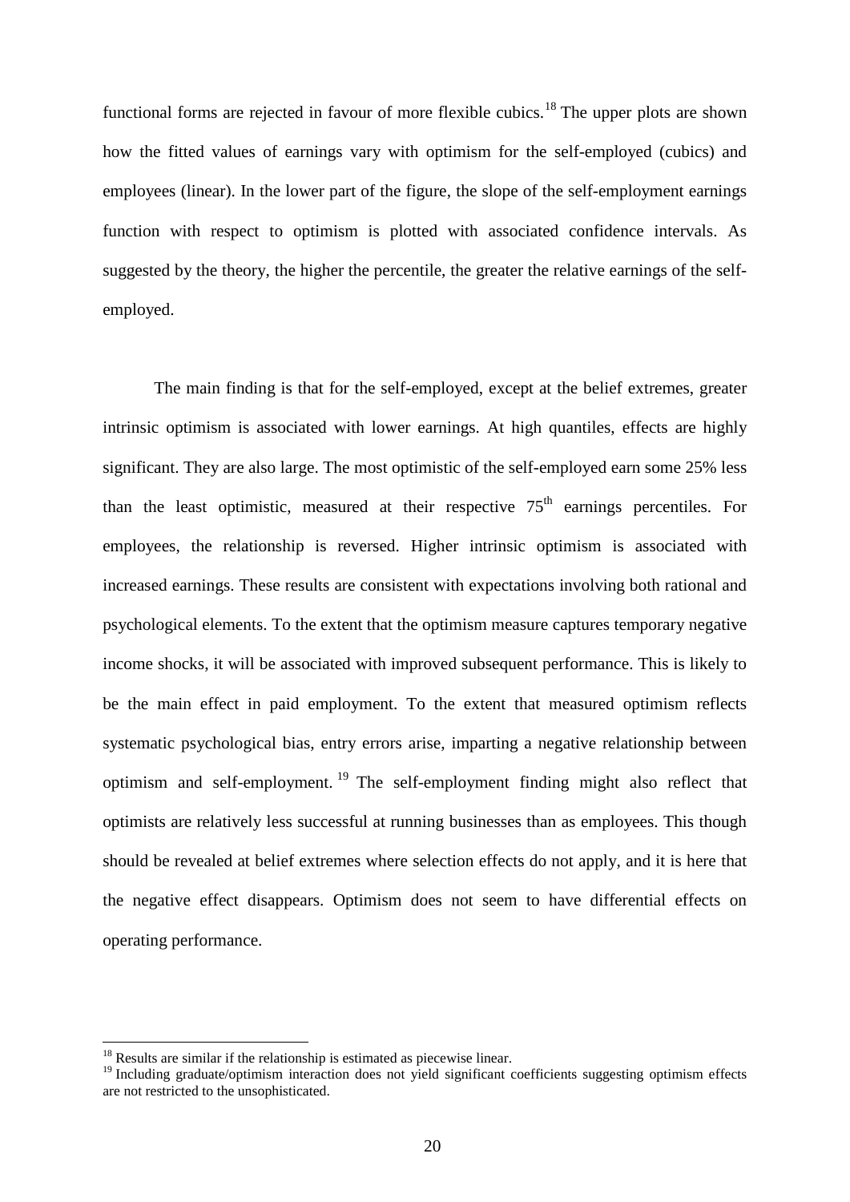functional forms are rejected in favour of more flexible cubics.[18] The upper plots are shown how the fitted values of earnings vary with optimism for the self-employed (cubics) and employees (linear). In the lower part of the figure, the slope of the self-employment earnings function with respect to optimism is plotted with associated confidence intervals. As suggested by the theory, the higher the percentile, the greater the relative earnings of the self-employed.

The main finding is that for the self-employed, except at the belief extremes, greater intrinsic optimism is associated with lower earnings. At high quantiles, effects are highly significant. They are also large. The most optimistic of the self-employed earn some 25% less than the least optimistic, measured at their respective 75th earnings percentiles. For employees, the relationship is reversed. Higher intrinsic optimism is associated with increased earnings. These results are consistent with expectations involving both rational and psychological elements. To the extent that the optimism measure captures temporary negative income shocks, it will be associated with improved subsequent performance. This is likely to be the main effect in paid employment. To the extent that measured optimism reflects systematic psychological bias, entry errors arise, imparting a negative relationship between optimism and self-employment.[19] The self-employment finding might also reflect that optimists are relatively less successful at running businesses than as employees. This though should be revealed at belief extremes where selection effects do not apply, and it is here that the negative effect disappears. Optimism does not seem to have differential effects on operating performance.

---

[18] Results are similar if the relationship is estimated as piecewise linear.

[19] Including graduate/optimism interaction does not yield significant coefficients suggesting optimism effects are not restricted to the unsophisticated.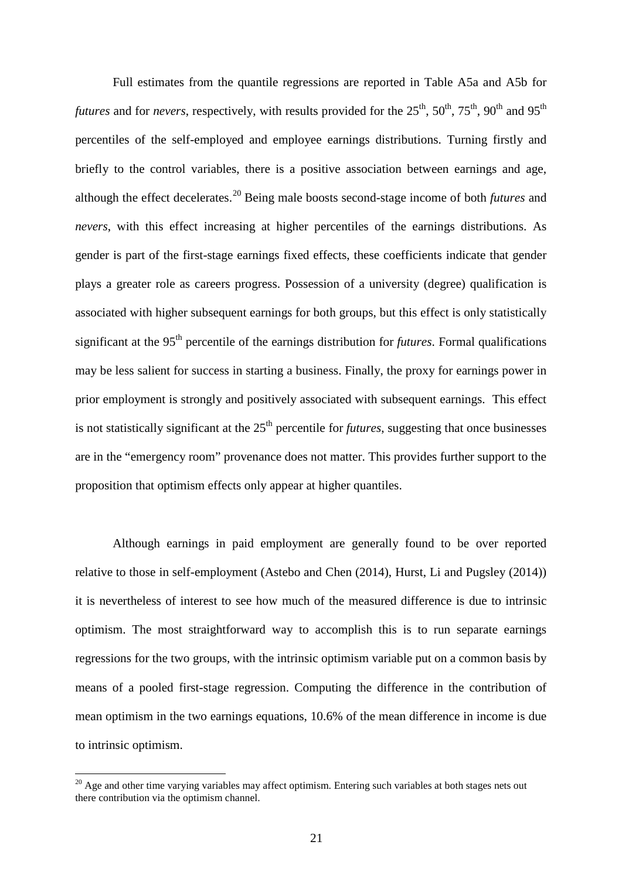Full estimates from the quantile regressions are reported in Table A5a and A5b for *futures* and for *nevers*, respectively, with results provided for the 25th, 50th, 75th, 90th and 95th percentiles of the self-employed and employee earnings distributions. Turning firstly and briefly to the control variables, there is a positive association between earnings and age, although the effect decelerates.[20] Being male boosts second-stage income of both *futures* and *nevers*, with this effect increasing at higher percentiles of the earnings distributions. As gender is part of the first-stage earnings fixed effects, these coefficients indicate that gender plays a greater role as careers progress. Possession of a university (degree) qualification is associated with higher subsequent earnings for both groups, but this effect is only statistically significant at the 95th percentile of the earnings distribution for *futures*. Formal qualifications may be less salient for success in starting a business. Finally, the proxy for earnings power in prior employment is strongly and positively associated with subsequent earnings. This effect is not statistically significant at the 25th percentile for *futures*, suggesting that once businesses are in the "emergency room" provenance does not matter. This provides further support to the proposition that optimism effects only appear at higher quantiles.

Although earnings in paid employment are generally found to be over reported relative to those in self-employment (Astebo and Chen (2014), Hurst, Li and Pugsley (2014)) it is nevertheless of interest to see how much of the measured difference is due to intrinsic optimism. The most straightforward way to accomplish this is to run separate earnings regressions for the two groups, with the intrinsic optimism variable put on a common basis by means of a pooled first-stage regression. Computing the difference in the contribution of mean optimism in the two earnings equations, 10.6% of the mean difference in income is due to intrinsic optimism.

[20] Age and other time varying variables may affect optimism. Entering such variables at both stages nets out there contribution via the optimism channel.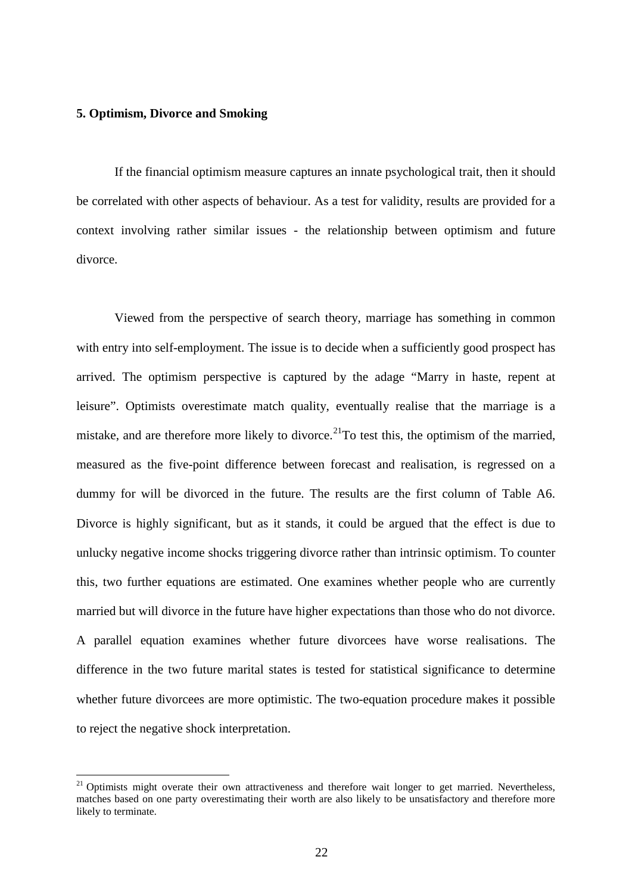## 5. Optimism, Divorce and Smoking

If the financial optimism measure captures an innate psychological trait, then it should be correlated with other aspects of behaviour. As a test for validity, results are provided for a context involving rather similar issues - the relationship between optimism and future divorce.

Viewed from the perspective of search theory, marriage has something in common with entry into self-employment. The issue is to decide when a sufficiently good prospect has arrived. The optimism perspective is captured by the adage "Marry in haste, repent at leisure". Optimists overestimate match quality, eventually realise that the marriage is a mistake, and are therefore more likely to divorce.[21] To test this, the optimism of the married, measured as the five-point difference between forecast and realisation, is regressed on a dummy for will be divorced in the future. The results are the first column of Table A6. Divorce is highly significant, but as it stands, it could be argued that the effect is due to unlucky negative income shocks triggering divorce rather than intrinsic optimism. To counter this, two further equations are estimated. One examines whether people who are currently married but will divorce in the future have higher expectations than those who do not divorce. A parallel equation examines whether future divorcees have worse realisations. The difference in the two future marital states is tested for statistical significance to determine whether future divorcees are more optimistic. The two-equation procedure makes it possible to reject the negative shock interpretation.

[21] Optimists might overate their own attractiveness and therefore wait longer to get married. Nevertheless, matches based on one party overestimating their worth are also likely to be unsatisfactory and therefore more likely to terminate.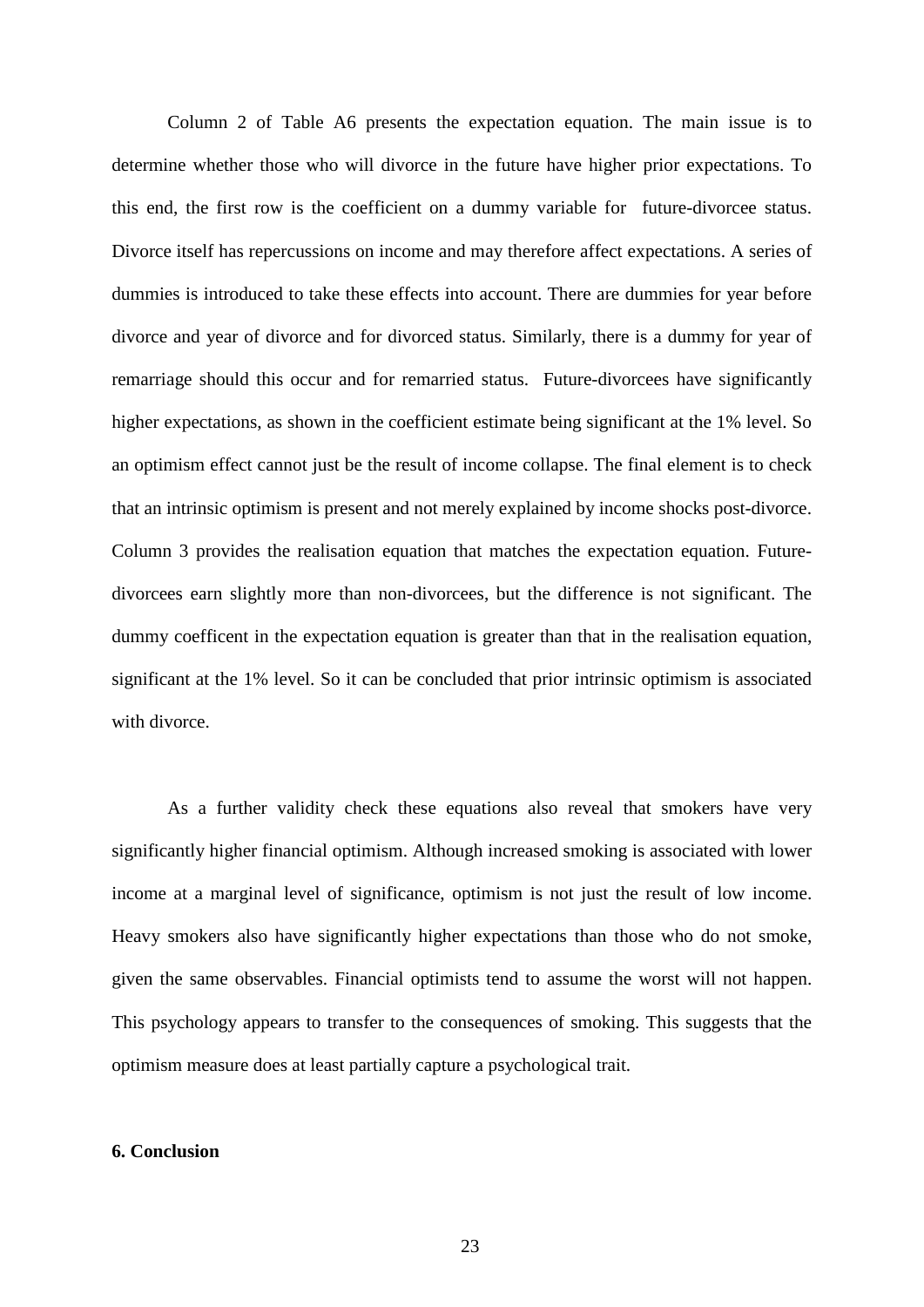Column 2 of Table A6 presents the expectation equation. The main issue is to determine whether those who will divorce in the future have higher prior expectations. To this end, the first row is the coefficient on a dummy variable for future-divorcee status. Divorce itself has repercussions on income and may therefore affect expectations. A series of dummies is introduced to take these effects into account. There are dummies for year before divorce and year of divorce and for divorced status. Similarly, there is a dummy for year of remarriage should this occur and for remarried status. Future-divorcees have significantly higher expectations, as shown in the coefficient estimate being significant at the 1% level. So an optimism effect cannot just be the result of income collapse. The final element is to check that an intrinsic optimism is present and not merely explained by income shocks post-divorce. Column 3 provides the realisation equation that matches the expectation equation. Future-divorcees earn slightly more than non-divorcees, but the difference is not significant. The dummy coefficent in the expectation equation is greater than that in the realisation equation, significant at the 1% level. So it can be concluded that prior intrinsic optimism is associated with divorce.

As a further validity check these equations also reveal that smokers have very significantly higher financial optimism. Although increased smoking is associated with lower income at a marginal level of significance, optimism is not just the result of low income. Heavy smokers also have significantly higher expectations than those who do not smoke, given the same observables. Financial optimists tend to assume the worst will not happen. This psychology appears to transfer to the consequences of smoking. This suggests that the optimism measure does at least partially capture a psychological trait.

**6. Conclusion**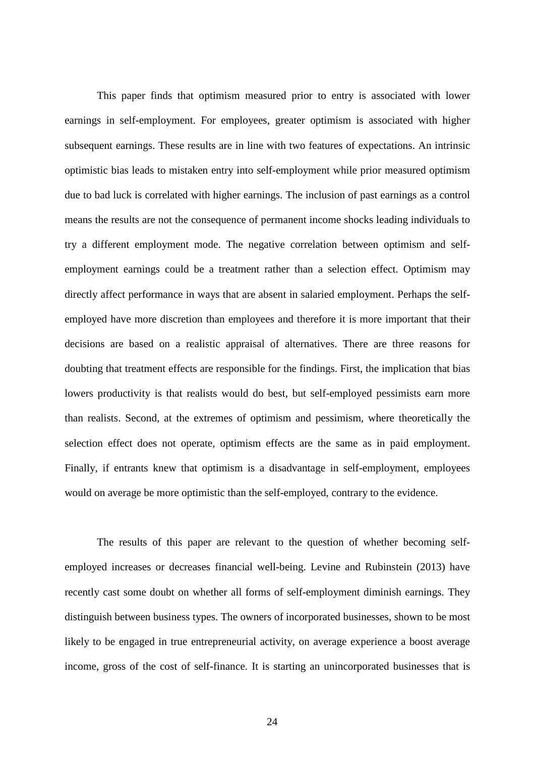This paper finds that optimism measured prior to entry is associated with lower earnings in self-employment. For employees, greater optimism is associated with higher subsequent earnings. These results are in line with two features of expectations. An intrinsic optimistic bias leads to mistaken entry into self-employment while prior measured optimism due to bad luck is correlated with higher earnings. The inclusion of past earnings as a control means the results are not the consequence of permanent income shocks leading individuals to try a different employment mode. The negative correlation between optimism and self-employment earnings could be a treatment rather than a selection effect. Optimism may directly affect performance in ways that are absent in salaried employment. Perhaps the self-employed have more discretion than employees and therefore it is more important that their decisions are based on a realistic appraisal of alternatives. There are three reasons for doubting that treatment effects are responsible for the findings. First, the implication that bias lowers productivity is that realists would do best, but self-employed pessimists earn more than realists. Second, at the extremes of optimism and pessimism, where theoretically the selection effect does not operate, optimism effects are the same as in paid employment. Finally, if entrants knew that optimism is a disadvantage in self-employment, employees would on average be more optimistic than the self-employed, contrary to the evidence.

The results of this paper are relevant to the question of whether becoming self-employed increases or decreases financial well-being. Levine and Rubinstein (2013) have recently cast some doubt on whether all forms of self-employment diminish earnings. They distinguish between business types. The owners of incorporated businesses, shown to be most likely to be engaged in true entrepreneurial activity, on average experience a boost average income, gross of the cost of self-finance. It is starting an unincorporated businesses that is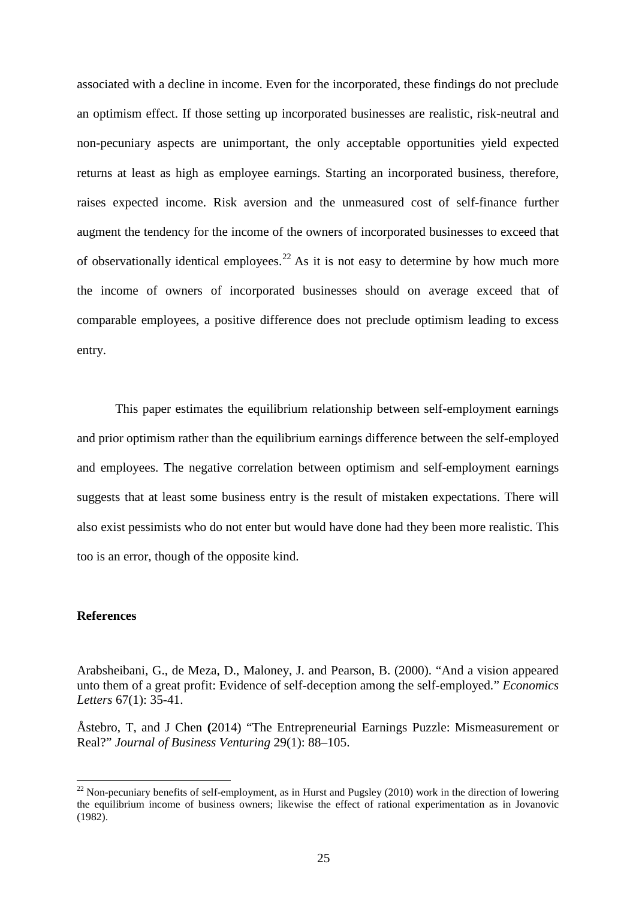associated with a decline in income. Even for the incorporated, these findings do not preclude an optimism effect. If those setting up incorporated businesses are realistic, risk-neutral and non-pecuniary aspects are unimportant, the only acceptable opportunities yield expected returns at least as high as employee earnings. Starting an incorporated business, therefore, raises expected income. Risk aversion and the unmeasured cost of self-finance further augment the tendency for the income of the owners of incorporated businesses to exceed that of observationally identical employees.[22] As it is not easy to determine by how much more the income of owners of incorporated businesses should on average exceed that of comparable employees, a positive difference does not preclude optimism leading to excess entry.

This paper estimates the equilibrium relationship between self-employment earnings and prior optimism rather than the equilibrium earnings difference between the self-employed and employees. The negative correlation between optimism and self-employment earnings suggests that at least some business entry is the result of mistaken expectations. There will also exist pessimists who do not enter but would have done had they been more realistic. This too is an error, though of the opposite kind.

**References**

Arabsheibani, G., de Meza, D., Maloney, J. and Pearson, B. (2000). "And a vision appeared unto them of a great profit: Evidence of self-deception among the self-employed." *Economics Letters* 67(1): 35-41.

Åstebro, T, and J Chen **(**2014) "The Entrepreneurial Earnings Puzzle: Mismeasurement or Real?" *Journal of Business Venturing* 29(1): 88–105.

[22] Non-pecuniary benefits of self-employment, as in Hurst and Pugsley (2010) work in the direction of lowering the equilibrium income of business owners; likewise the effect of rational experimentation as in Jovanovic (1982).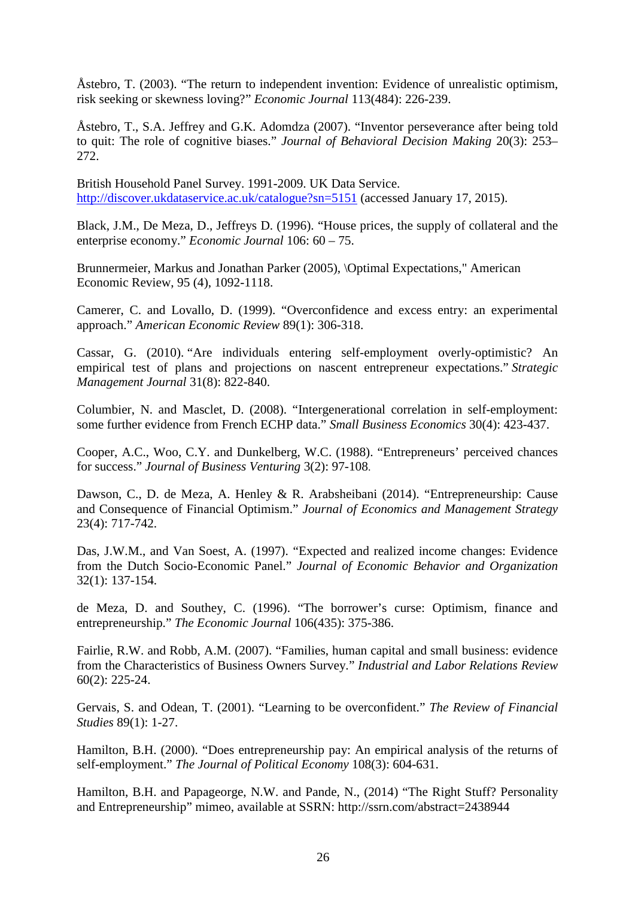Åstebro, T. (2003). “The return to independent invention: Evidence of unrealistic optimism, risk seeking or skewness loving?” *Economic Journal* 113(484): 226-239.

Åstebro, T., S.A. Jeffrey and G.K. Adomdza (2007). “Inventor perseverance after being told to quit: The role of cognitive biases.” *Journal of Behavioral Decision Making* 20(3): 253–272.

British Household Panel Survey. 1991-2009. UK Data Service. http://discover.ukdataservice.ac.uk/catalogue?sn=5151 (accessed January 17, 2015).

Black, J.M., De Meza, D., Jeffreys D. (1996). “House prices, the supply of collateral and the enterprise economy.” *Economic Journal* 106: 60 – 75.

Brunnermeier, Markus and Jonathan Parker (2005), \Optimal Expectations," American Economic Review, 95 (4), 1092-1118.

Camerer, C. and Lovallo, D. (1999). “Overconfidence and excess entry: an experimental approach.” *American Economic Review* 89(1): 306-318.

Cassar, G. (2010). “Are individuals entering self-employment overly-optimistic? An empirical test of plans and projections on nascent entrepreneur expectations.” *Strategic Management Journal* 31(8): 822-840.

Columbier, N. and Masclet, D. (2008). “Intergenerational correlation in self-employment: some further evidence from French ECHP data.” *Small Business Economics* 30(4): 423-437.

Cooper, A.C., Woo, C.Y. and Dunkelberg, W.C. (1988). “Entrepreneurs’ perceived chances for success.” *Journal of Business Venturing* 3(2): 97-108.

Dawson, C., D. de Meza, A. Henley & R. Arabsheibani (2014). “Entrepreneurship: Cause and Consequence of Financial Optimism.” *Journal of Economics and Management Strategy* 23(4): 717-742.

Das, J.W.M., and Van Soest, A. (1997). “Expected and realized income changes: Evidence from the Dutch Socio-Economic Panel.” *Journal of Economic Behavior and Organization* 32(1): 137-154.

de Meza, D. and Southey, C. (1996). “The borrower’s curse: Optimism, finance and entrepreneurship.” *The Economic Journal* 106(435): 375-386.

Fairlie, R.W. and Robb, A.M. (2007). “Families, human capital and small business: evidence from the Characteristics of Business Owners Survey.” *Industrial and Labor Relations Review* 60(2): 225-24.

Gervais, S. and Odean, T. (2001). “Learning to be overconfident.” *The Review of Financial Studies* 89(1): 1-27.

Hamilton, B.H. (2000). “Does entrepreneurship pay: An empirical analysis of the returns of self-employment.” *The Journal of Political Economy* 108(3): 604-631.

Hamilton, B.H. and Papageorge, N.W. and Pande, N., (2014) “The Right Stuff? Personality and Entrepreneurship” mimeo, available at SSRN: http://ssrn.com/abstract=2438944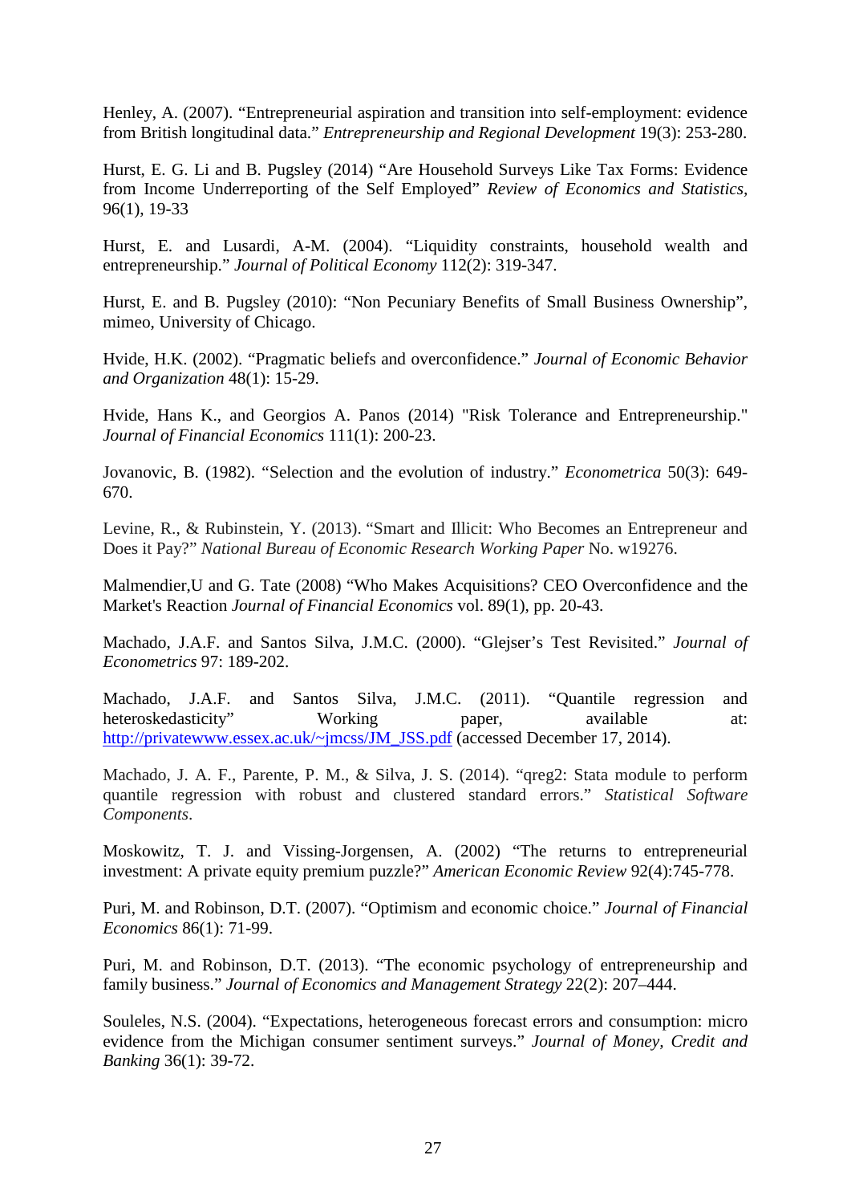Henley, A. (2007). “Entrepreneurial aspiration and transition into self-employment: evidence from British longitudinal data.” *Entrepreneurship and Regional Development* 19(3): 253-280.

Hurst, E. G. Li and B. Pugsley (2014) “Are Household Surveys Like Tax Forms: Evidence from Income Underreporting of the Self Employed” *Review of Economics and Statistics*, 96(1), 19-33

Hurst, E. and Lusardi, A-M. (2004). “Liquidity constraints, household wealth and entrepreneurship.” *Journal of Political Economy* 112(2): 319-347.

Hurst, E. and B. Pugsley (2010): “Non Pecuniary Benefits of Small Business Ownership”, mimeo, University of Chicago.

Hvide, H.K. (2002). “Pragmatic beliefs and overconfidence.” *Journal of Economic Behavior and Organization* 48(1): 15-29.

Hvide, Hans K., and Georgios A. Panos (2014) "Risk Tolerance and Entrepreneurship." *Journal of Financial Economics* 111(1): 200-23.

Jovanovic, B. (1982). “Selection and the evolution of industry.” *Econometrica* 50(3): 649-670.

Levine, R., & Rubinstein, Y. (2013). “Smart and Illicit: Who Becomes an Entrepreneur and Does it Pay?” *National Bureau of Economic Research Working Paper* No. w19276.

Malmendier,U and G. Tate (2008) “Who Makes Acquisitions? CEO Overconfidence and the Market's Reaction *Journal of Financial Economics* vol. 89(1), pp. 20-43.

Machado, J.A.F. and Santos Silva, J.M.C. (2000). “Glejser’s Test Revisited.” *Journal of Econometrics* 97: 189-202.

Machado, J.A.F. and Santos Silva, J.M.C. (2011). “Quantile regression and heteroskedasticity” Working paper, available at: http://privatewww.essex.ac.uk/~jmcss/JM_JSS.pdf (accessed December 17, 2014).

Machado, J. A. F., Parente, P. M., & Silva, J. S. (2014). “qreg2: Stata module to perform quantile regression with robust and clustered standard errors.” *Statistical Software Components*.

Moskowitz, T. J. and Vissing-Jorgensen, A. (2002) “The returns to entrepreneurial investment: A private equity premium puzzle?” *American Economic Review* 92(4):745-778.

Puri, M. and Robinson, D.T. (2007). “Optimism and economic choice.” *Journal of Financial Economics* 86(1): 71-99.

Puri, M. and Robinson, D.T. (2013). “The economic psychology of entrepreneurship and family business.” *Journal of Economics and Management Strategy* 22(2): 207–444.

Souleles, N.S. (2004). “Expectations, heterogeneous forecast errors and consumption: micro evidence from the Michigan consumer sentiment surveys.” *Journal of Money, Credit and Banking* 36(1): 39-72.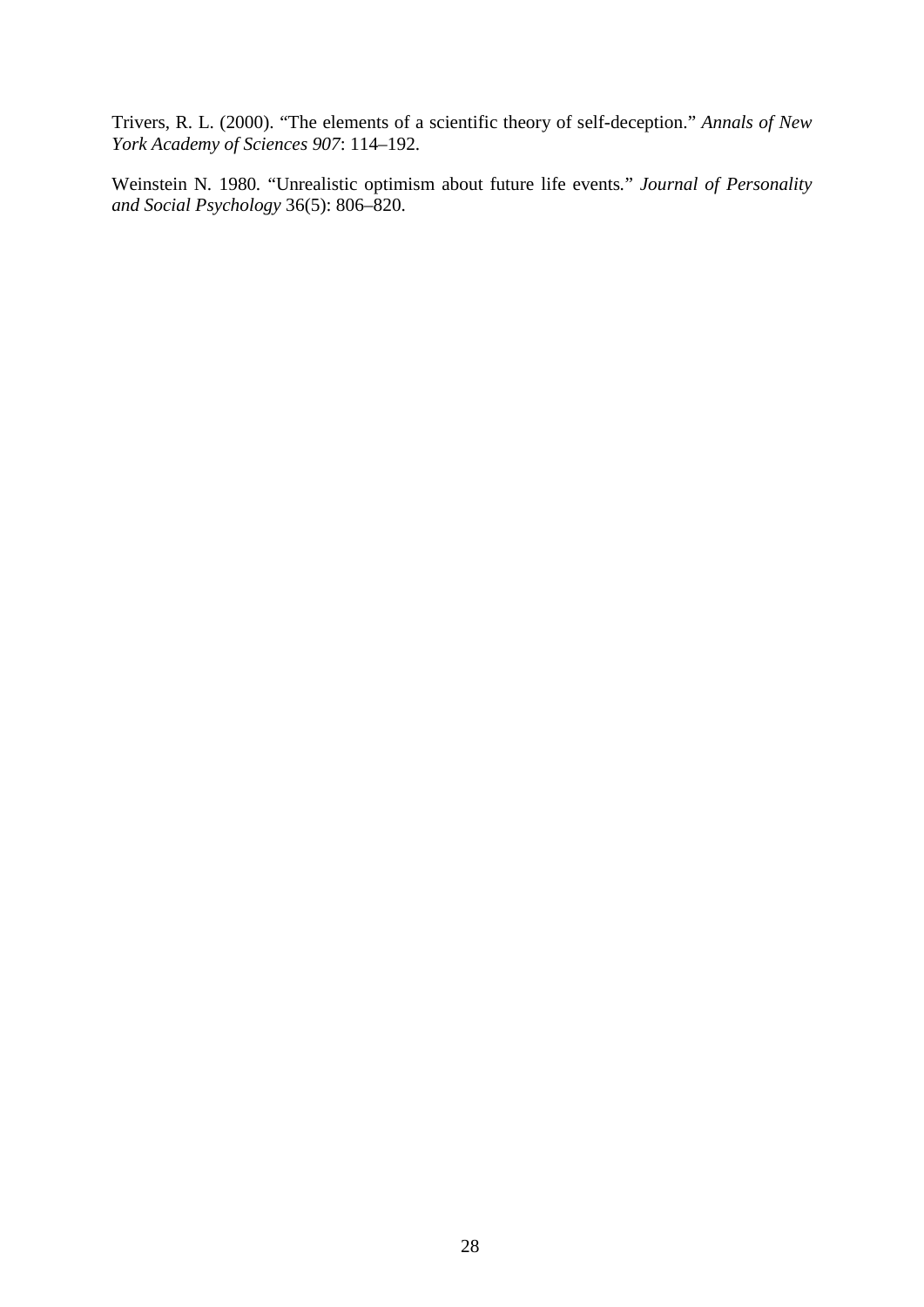Trivers, R. L. (2000). “The elements of a scientific theory of self-deception.” *Annals of New York Academy of Sciences 907*: 114–192.

Weinstein N. 1980. “Unrealistic optimism about future life events.” *Journal of Personality and Social Psychology* 36(5): 806–820.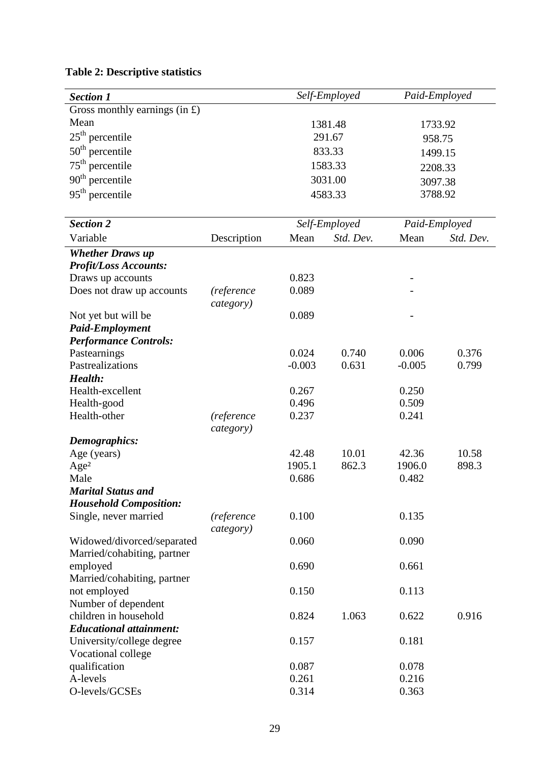**Table 2: Descriptive statistics**

| *Section 1* | | *Self-Employed* | | *Paid-Employed* | |
|---|---|---|---|---|---|
| Gross monthly earnings (in £) | | | | | |
| Mean | | 1381.48 | | 1733.92 | |
| $25^{th}$ percentile | | 291.67 | | 958.75 | |
| $50^{th}$ percentile | | 833.33 | | 1499.15 | |
| $75^{th}$ percentile | | 1583.33 | | 2208.33 | |
| $90^{th}$ percentile | | 3031.00 | | 3097.38 | |
| $95^{th}$ percentile | | 4583.33 | | 3788.92 | |

| *Section 2* | | *Self-Employed* | | *Paid-Employed* | |
|---|---|---|---|---|---|
| Variable | Description | Mean | *Std. Dev.* | Mean | *Std. Dev.* |
| ***Whether Draws up Profit/Loss Accounts:*** | | | | | |
| Draws up accounts | | 0.823 | | - | |
| Does not draw up accounts | *(reference category)* | 0.089 | | - | |
| Not yet but will be | | 0.089 | | - | |
| ***Paid-Employment Performance Controls:*** | | | | | |
| Pastearnings | | 0.024 | 0.740 | 0.006 | 0.376 |
| Pastrealizations | | -0.003 | 0.631 | -0.005 | 0.799 |
| ***Health:*** | | | | | |
| Health-excellent | | 0.267 | | 0.250 | |
| Health-good | | 0.496 | | 0.509 | |
| Health-other | *(reference category)* | 0.237 | | 0.241 | |
| ***Demographics:*** | | | | | |
| Age (years) | | 42.48 | 10.01 | 42.36 | 10.58 |
| Age² | | 1905.1 | 862.3 | 1906.0 | 898.3 |
| Male | | 0.686 | | 0.482 | |
| ***Marital Status and Household Composition:*** | | | | | |
| Single, never married | *(reference category)* | 0.100 | | 0.135 | |
| Widowed/divorced/separated | | 0.060 | | 0.090 | |
| Married/cohabiting, partner employed | | 0.690 | | 0.661 | |
| Married/cohabiting, partner not employed | | 0.150 | | 0.113 | |
| Number of dependent children in household | | 0.824 | 1.063 | 0.622 | 0.916 |
| ***Educational attainment:*** | | | | | |
| University/college degree | | 0.157 | | 0.181 | |
| Vocational college qualification | | 0.087 | | 0.078 | |
| A-levels | | 0.261 | | 0.216 | |
| O-levels/GCSEs | | 0.314 | | 0.363 | |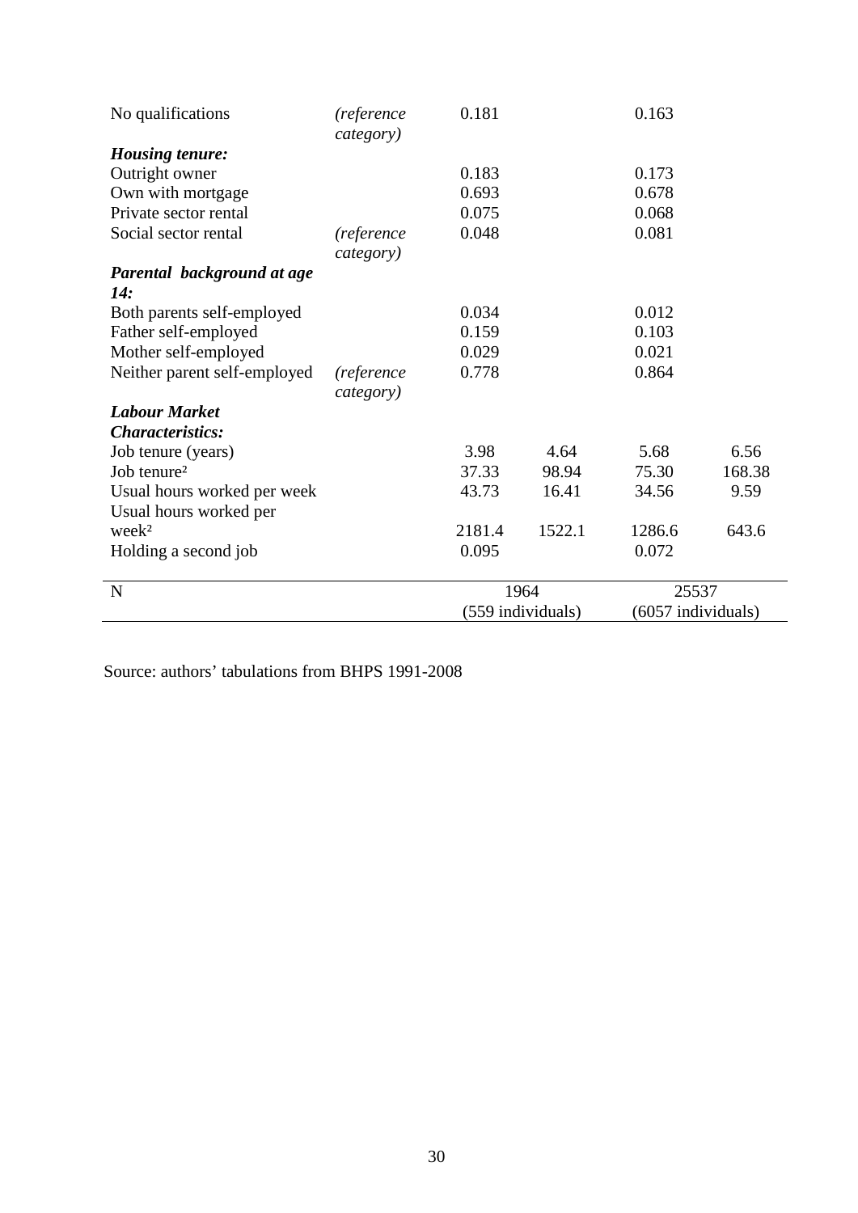| | | | | | |
|---|---|---|---|---|---|
| No qualifications | *(reference category)* | 0.181 | | 0.163 | |
| ***Housing tenure:*** | | | | | |
| Outright owner | | 0.183 | | 0.173 | |
| Own with mortgage | | 0.693 | | 0.678 | |
| Private sector rental | | 0.075 | | 0.068 | |
| Social sector rental | *(reference category)* | 0.048 | | 0.081 | |
| ***Parental background at age 14:*** | | | | | |
| Both parents self-employed | | 0.034 | | 0.012 | |
| Father self-employed | | 0.159 | | 0.103 | |
| Mother self-employed | | 0.029 | | 0.021 | |
| Neither parent self-employed | *(reference category)* | 0.778 | | 0.864 | |
| ***Labour Market Characteristics:*** | | | | | |
| Job tenure (years) | | 3.98 | 4.64 | 5.68 | 6.56 |
| Job tenure² | | 37.33 | 98.94 | 75.30 | 168.38 |
| Usual hours worked per week | | 43.73 | 16.41 | 34.56 | 9.59 |
| Usual hours worked per week² | | 2181.4 | 1522.1 | 1286.6 | 643.6 |
| Holding a second job | | 0.095 | | 0.072 | |
| N | | 1964 (559 individuals) | | 25537 (6057 individuals) | |

Source: authors' tabulations from BHPS 1991-2008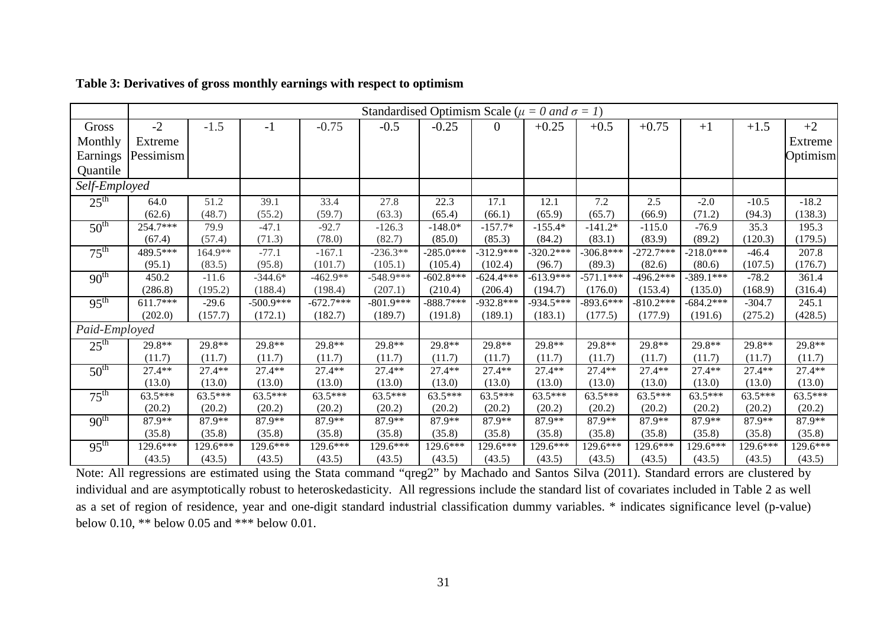**Table 3: Derivatives of gross monthly earnings with respect to optimism**

| | Standardised Optimism Scale ($\mu$ = 0 and $\sigma$ = 1) | | | | | | | | | | | | |
|---|---|---|---|---|---|---|---|---|---|---|---|---|---|
| Gross Monthly Earnings Quantile | -2 Extreme Pessimism | -1.5 | -1 | -0.75 | -0.5 | -0.25 | 0 | +0.25 | +0.5 | +0.75 | +1 | +1.5 | +2 Extreme Optimism |
| *Self-Employed* | | | | | | | | | | | | | |
| 25th | 64.0 | 51.2 | 39.1 | 33.4 | 27.8 | 22.3 | 17.1 | 12.1 | 7.2 | 2.5 | -2.0 | -10.5 | -18.2 |
| | (62.6) | (48.7) | (55.2) | (59.7) | (63.3) | (65.4) | (66.1) | (65.9) | (65.7) | (66.9) | (71.2) | (94.3) | (138.3) |
| 50th | 254.7*** | 79.9 | -47.1 | -92.7 | -126.3 | -148.0* | -157.7* | -155.4* | -141.2* | -115.0 | -76.9 | 35.3 | 195.3 |
| | (67.4) | (57.4) | (71.3) | (78.0) | (82.7) | (85.0) | (85.3) | (84.2) | (83.1) | (83.9) | (89.2) | (120.3) | (179.5) |
| 75th | 489.5*** | 164.9** | -77.1 | -167.1 | -236.3** | -285.0*** | -312.9*** | -320.2*** | -306.8*** | -272.7*** | -218.0*** | -46.4 | 207.8 |
| | (95.1) | (83.5) | (95.8) | (101.7) | (105.1) | (105.4) | (102.4) | (96.7) | (89.3) | (82.6) | (80.6) | (107.5) | (176.7) |
| 90th | 450.2 | -11.6 | -344.6* | -462.9** | -548.9*** | -602.8*** | -624.4*** | -613.9*** | -571.1*** | -496.2*** | -389.1*** | -78.2 | 361.4 |
| | (286.8) | (195.2) | (188.4) | (198.4) | (207.1) | (210.4) | (206.4) | (194.7) | (176.0) | (153.4) | (135.0) | (168.9) | (316.4) |
| 95th | 611.7*** | -29.6 | -500.9*** | -672.7*** | -801.9*** | -888.7*** | -932.8*** | -934.5*** | -893.6*** | -810.2*** | -684.2*** | -304.7 | 245.1 |
| | (202.0) | (157.7) | (172.1) | (182.7) | (189.7) | (191.8) | (189.1) | (183.1) | (177.5) | (177.9) | (191.6) | (275.2) | (428.5) |
| *Paid-Employed* | | | | | | | | | | | | | |
| 25th | 29.8** | 29.8** | 29.8** | 29.8** | 29.8** | 29.8** | 29.8** | 29.8** | 29.8** | 29.8** | 29.8** | 29.8** | 29.8** |
| | (11.7) | (11.7) | (11.7) | (11.7) | (11.7) | (11.7) | (11.7) | (11.7) | (11.7) | (11.7) | (11.7) | (11.7) | (11.7) |
| 50th | 27.4** | 27.4** | 27.4** | 27.4** | 27.4** | 27.4** | 27.4** | 27.4** | 27.4** | 27.4** | 27.4** | 27.4** | 27.4** |
| | (13.0) | (13.0) | (13.0) | (13.0) | (13.0) | (13.0) | (13.0) | (13.0) | (13.0) | (13.0) | (13.0) | (13.0) | (13.0) |
| 75th | 63.5*** | 63.5*** | 63.5*** | 63.5*** | 63.5*** | 63.5*** | 63.5*** | 63.5*** | 63.5*** | 63.5*** | 63.5*** | 63.5*** | 63.5*** |
| | (20.2) | (20.2) | (20.2) | (20.2) | (20.2) | (20.2) | (20.2) | (20.2) | (20.2) | (20.2) | (20.2) | (20.2) | (20.2) |
| 90th | 87.9** | 87.9** | 87.9** | 87.9** | 87.9** | 87.9** | 87.9** | 87.9** | 87.9** | 87.9** | 87.9** | 87.9** | 87.9** |
| | (35.8) | (35.8) | (35.8) | (35.8) | (35.8) | (35.8) | (35.8) | (35.8) | (35.8) | (35.8) | (35.8) | (35.8) | (35.8) |
| 95th | 129.6*** | 129.6*** | 129.6*** | 129.6*** | 129.6*** | 129.6*** | 129.6*** | 129.6*** | 129.6*** | 129.6*** | 129.6*** | 129.6*** | 129.6*** |
| | (43.5) | (43.5) | (43.5) | (43.5) | (43.5) | (43.5) | (43.5) | (43.5) | (43.5) | (43.5) | (43.5) | (43.5) | (43.5) |

Note: All regressions are estimated using the Stata command "qreg2" by Machado and Santos Silva (2011). Standard errors are clustered by individual and are asymptotically robust to heteroskedasticity. All regressions include the standard list of covariates included in Table 2 as well as a set of region of residence, year and one-digit standard industrial classification dummy variables. * indicates significance level (p-value) below 0.10, ** below 0.05 and *** below 0.01.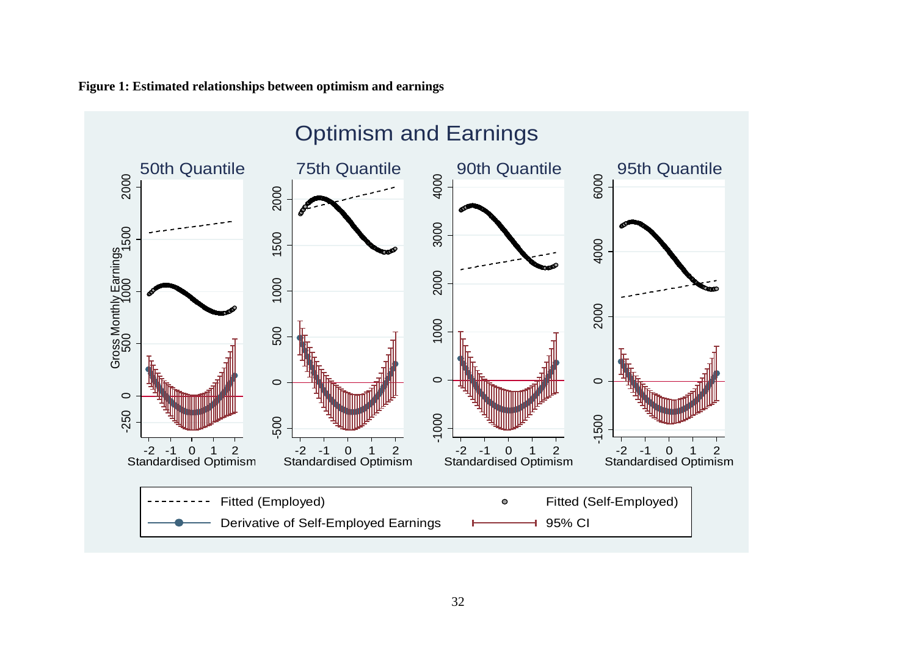**Figure 1: Estimated relationships between optimism and earnings**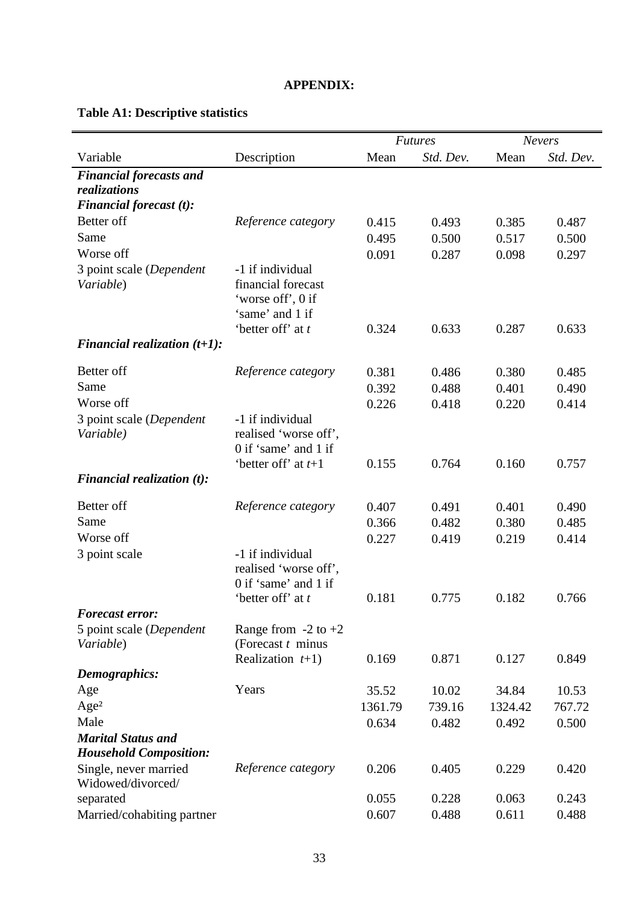**APPENDIX:**

**Table A1: Descriptive statistics**

| Variable | Description | *Futures* | | *Nevers* | |
|---|---|---|---|---|---|
| | | Mean | *Std. Dev.* | Mean | *Std. Dev.* |
| ***Financial forecasts and realizations*** | | | | | |
| ***Financial forecast (t):*** | | | | | |
| Better off | *Reference category* | 0.415 | 0.493 | 0.385 | 0.487 |
| Same | | 0.495 | 0.500 | 0.517 | 0.500 |
| Worse off | | 0.091 | 0.287 | 0.098 | 0.297 |
| 3 point scale (*Dependent Variable*) | -1 if individual financial forecast 'worse off', 0 if 'same' and 1 if 'better off' at *t* | 0.324 | 0.633 | 0.287 | 0.633 |
| ***Financial realization (t+1):*** | | | | | |
| Better off | *Reference category* | 0.381 | 0.486 | 0.380 | 0.485 |
| Same | | 0.392 | 0.488 | 0.401 | 0.490 |
| Worse off | | 0.226 | 0.418 | 0.220 | 0.414 |
| 3 point scale (*Dependent Variable)* | -1 if individual realised 'worse off', 0 if 'same' and 1 if 'better off' at *t*+1 | 0.155 | 0.764 | 0.160 | 0.757 |
| ***Financial realization (t):*** | | | | | |
| Better off | *Reference category* | 0.407 | 0.491 | 0.401 | 0.490 |
| Same | | 0.366 | 0.482 | 0.380 | 0.485 |
| Worse off | | 0.227 | 0.419 | 0.219 | 0.414 |
| 3 point scale | -1 if individual realised 'worse off', 0 if 'same' and 1 if 'better off' at *t* | 0.181 | 0.775 | 0.182 | 0.766 |
| ***Forecast error:*** | | | | | |
| 5 point scale (*Dependent Variable*) | Range from -2 to +2 (Forecast *t* minus Realization *t*+1) | 0.169 | 0.871 | 0.127 | 0.849 |
| ***Demographics:*** | | | | | |
| Age | Years | 35.52 | 10.02 | 34.84 | 10.53 |
| Age² | | 1361.79 | 739.16 | 1324.42 | 767.72 |
| Male | | 0.634 | 0.482 | 0.492 | 0.500 |
| ***Marital Status and Household Composition:*** | | | | | |
| Single, never married | *Reference category* | 0.206 | 0.405 | 0.229 | 0.420 |
| Widowed/divorced/ separated | | 0.055 | 0.228 | 0.063 | 0.243 |
| Married/cohabiting partner | | 0.607 | 0.488 | 0.611 | 0.488 |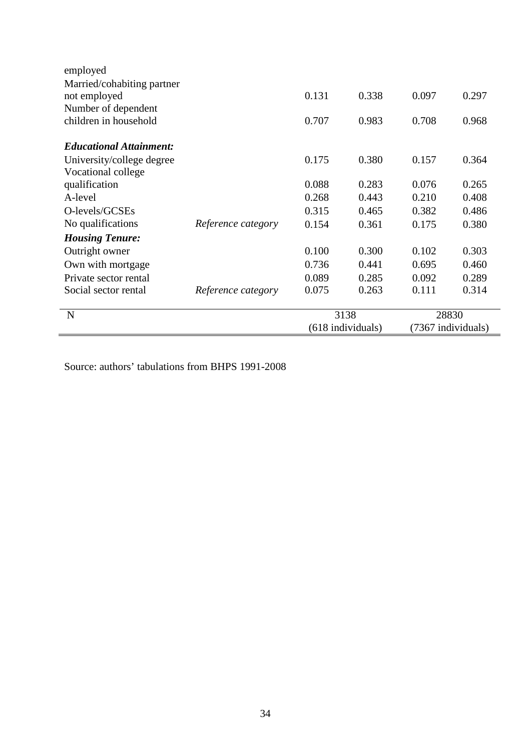| | | | | | |
|---|---|---|---|---|---|
| employed | | | | | |
| Married/cohabiting partner not employed | | 0.131 | 0.338 | 0.097 | 0.297 |
| Number of dependent children in household | | 0.707 | 0.983 | 0.708 | 0.968 |
| ***Educational Attainment:*** | | | | | |
| University/college degree | | 0.175 | 0.380 | 0.157 | 0.364 |
| Vocational college qualification | | 0.088 | 0.283 | 0.076 | 0.265 |
| A-level | | 0.268 | 0.443 | 0.210 | 0.408 |
| O-levels/GCSEs | | 0.315 | 0.465 | 0.382 | 0.486 |
| No qualifications | *Reference category* | 0.154 | 0.361 | 0.175 | 0.380 |
| ***Housing Tenure:*** | | | | | |
| Outright owner | | 0.100 | 0.300 | 0.102 | 0.303 |
| Own with mortgage | | 0.736 | 0.441 | 0.695 | 0.460 |
| Private sector rental | | 0.089 | 0.285 | 0.092 | 0.289 |
| Social sector rental | *Reference category* | 0.075 | 0.263 | 0.111 | 0.314 |
| N | | 3138 (618 individuals) | | 28830 (7367 individuals) | |

Source: authors' tabulations from BHPS 1991-2008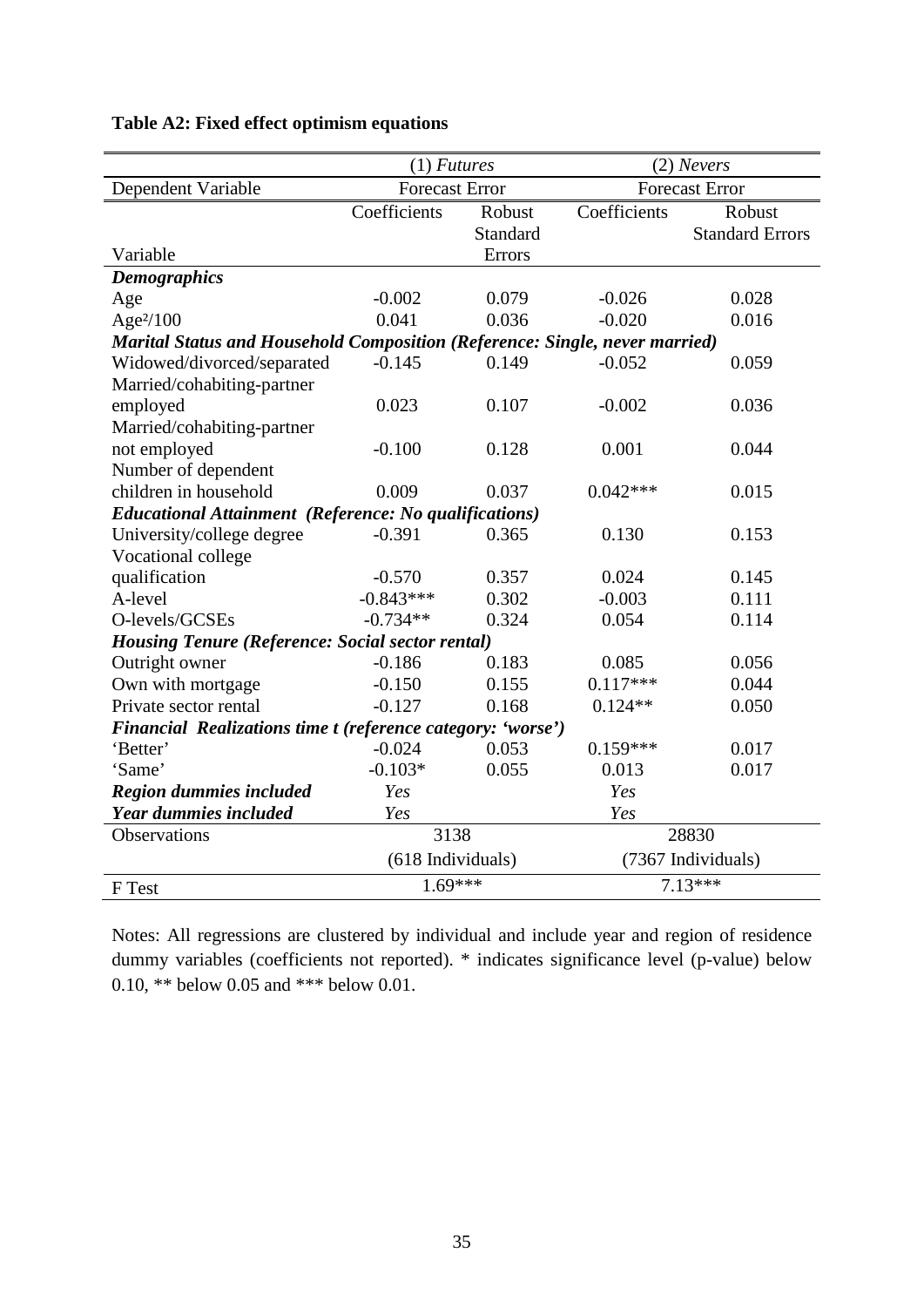**Table A2: Fixed effect optimism equations**

| | (1) *Futures* | | (2) *Nevers* | |
|---|---|---|---|---|
| Dependent Variable | Forecast Error | | Forecast Error | |
| Variable | Coefficients | Robust Standard Errors | Coefficients | Robust Standard Errors |
| ***Demographics*** | | | | |
| Age | -0.002 | 0.079 | -0.026 | 0.028 |
| Age²/100 | 0.041 | 0.036 | -0.020 | 0.016 |
| ***Marital Status and Household Composition (Reference: Single, never married)*** | | | | |
| Widowed/divorced/separated | -0.145 | 0.149 | -0.052 | 0.059 |
| Married/cohabiting-partner employed | 0.023 | 0.107 | -0.002 | 0.036 |
| Married/cohabiting-partner not employed | -0.100 | 0.128 | 0.001 | 0.044 |
| Number of dependent children in household | 0.009 | 0.037 | 0.042*** | 0.015 |
| ***Educational Attainment (Reference: No qualifications)*** | | | | |
| University/college degree | -0.391 | 0.365 | 0.130 | 0.153 |
| Vocational college qualification | -0.570 | 0.357 | 0.024 | 0.145 |
| A-level | -0.843*** | 0.302 | -0.003 | 0.111 |
| O-levels/GCSEs | -0.734** | 0.324 | 0.054 | 0.114 |
| ***Housing Tenure (Reference: Social sector rental)*** | | | | |
| Outright owner | -0.186 | 0.183 | 0.085 | 0.056 |
| Own with mortgage | -0.150 | 0.155 | 0.117*** | 0.044 |
| Private sector rental | -0.127 | 0.168 | 0.124** | 0.050 |
| ***Financial Realizations time t (reference category: 'worse')*** | | | | |
| 'Better' | -0.024 | 0.053 | 0.159*** | 0.017 |
| 'Same' | -0.103* | 0.055 | 0.013 | 0.017 |
| ***Region dummies included*** | *Yes* | | *Yes* | |
| ***Year dummies included*** | *Yes* | | *Yes* | |
| Observations | 3138 (618 Individuals) | | 28830 (7367 Individuals) | |
| F Test | 1.69*** | | 7.13*** | |

Notes: All regressions are clustered by individual and include year and region of residence dummy variables (coefficients not reported). * indicates significance level (p-value) below 0.10, ** below 0.05 and *** below 0.01.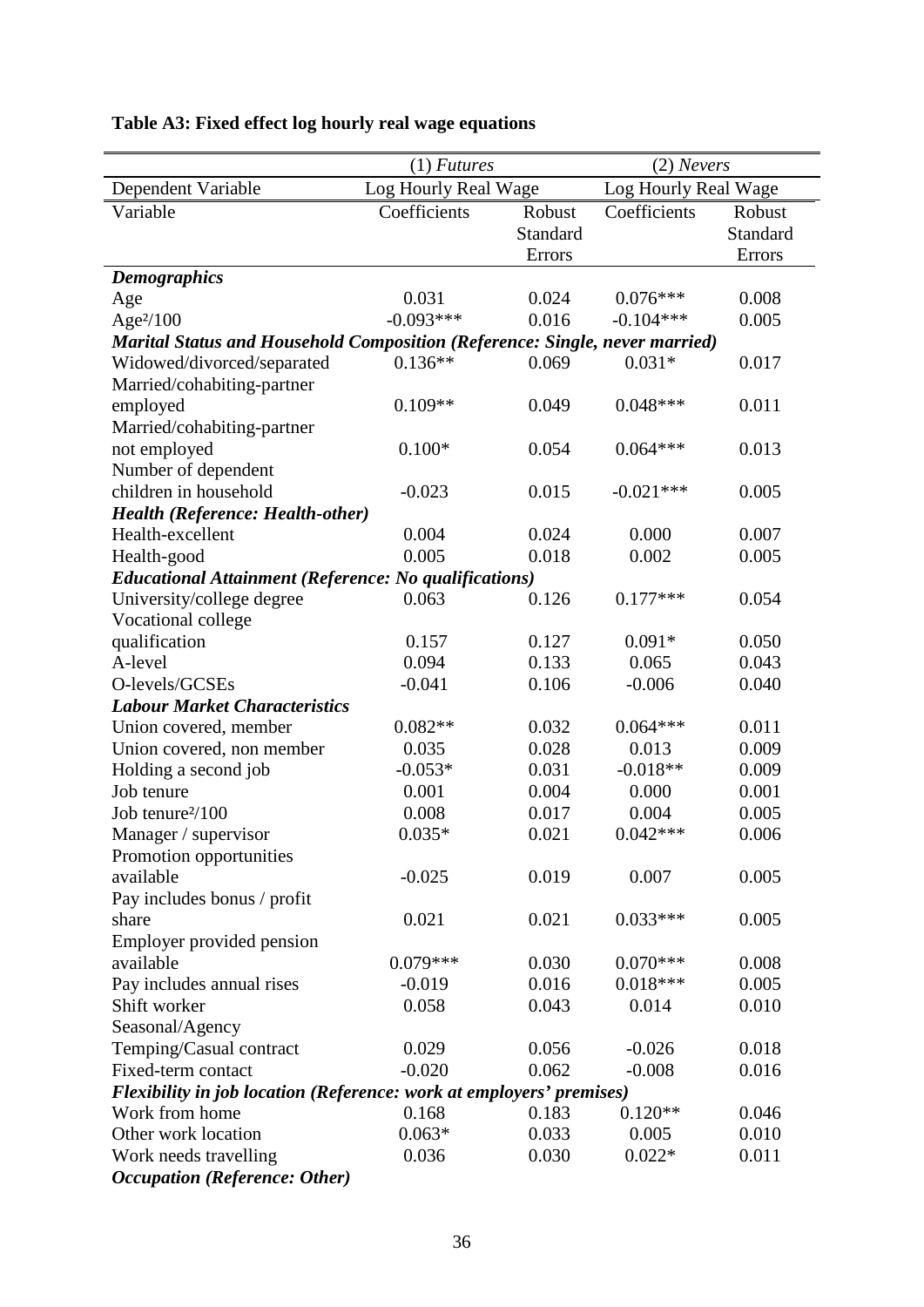**Table A3: Fixed effect log hourly real wage equations**

| | (1) *Futures* | | (2) *Nevers* | |
|---|---|---|---|---|
| Dependent Variable | Log Hourly Real Wage | | Log Hourly Real Wage | |
| Variable | Coefficients | Robust Standard Errors | Coefficients | Robust Standard Errors |
| ***Demographics*** | | | | |
| Age | 0.031 | 0.024 | 0.076*** | 0.008 |
| Age²/100 | -0.093*** | 0.016 | -0.104*** | 0.005 |
| ***Marital Status and Household Composition (Reference: Single, never married)*** | | | | |
| Widowed/divorced/separated | 0.136** | 0.069 | 0.031* | 0.017 |
| Married/cohabiting-partner employed | 0.109** | 0.049 | 0.048*** | 0.011 |
| Married/cohabiting-partner not employed | 0.100* | 0.054 | 0.064*** | 0.013 |
| Number of dependent children in household | -0.023 | 0.015 | -0.021*** | 0.005 |
| ***Health (Reference: Health-other)*** | | | | |
| Health-excellent | 0.004 | 0.024 | 0.000 | 0.007 |
| Health-good | 0.005 | 0.018 | 0.002 | 0.005 |
| ***Educational Attainment (Reference: No qualifications)*** | | | | |
| University/college degree | 0.063 | 0.126 | 0.177*** | 0.054 |
| Vocational college qualification | 0.157 | 0.127 | 0.091* | 0.050 |
| A-level | 0.094 | 0.133 | 0.065 | 0.043 |
| O-levels/GCSEs | -0.041 | 0.106 | -0.006 | 0.040 |
| ***Labour Market Characteristics*** | | | | |
| Union covered, member | 0.082** | 0.032 | 0.064*** | 0.011 |
| Union covered, non member | 0.035 | 0.028 | 0.013 | 0.009 |
| Holding a second job | -0.053* | 0.031 | -0.018** | 0.009 |
| Job tenure | 0.001 | 0.004 | 0.000 | 0.001 |
| Job tenure²/100 | 0.008 | 0.017 | 0.004 | 0.005 |
| Manager / supervisor | 0.035* | 0.021 | 0.042*** | 0.006 |
| Promotion opportunities available | -0.025 | 0.019 | 0.007 | 0.005 |
| Pay includes bonus / profit share | 0.021 | 0.021 | 0.033*** | 0.005 |
| Employer provided pension available | 0.079*** | 0.030 | 0.070*** | 0.008 |
| Pay includes annual rises | -0.019 | 0.016 | 0.018*** | 0.005 |
| Shift worker | 0.058 | 0.043 | 0.014 | 0.010 |
| Seasonal/Agency Temping/Casual contract | 0.029 | 0.056 | -0.026 | 0.018 |
| Fixed-term contact | -0.020 | 0.062 | -0.008 | 0.016 |
| ***Flexibility in job location (Reference: work at employers' premises)*** | | | | |
| Work from home | 0.168 | 0.183 | 0.120** | 0.046 |
| Other work location | 0.063* | 0.033 | 0.005 | 0.010 |
| Work needs travelling | 0.036 | 0.030 | 0.022* | 0.011 |
| ***Occupation (Reference: Other)*** | | | | |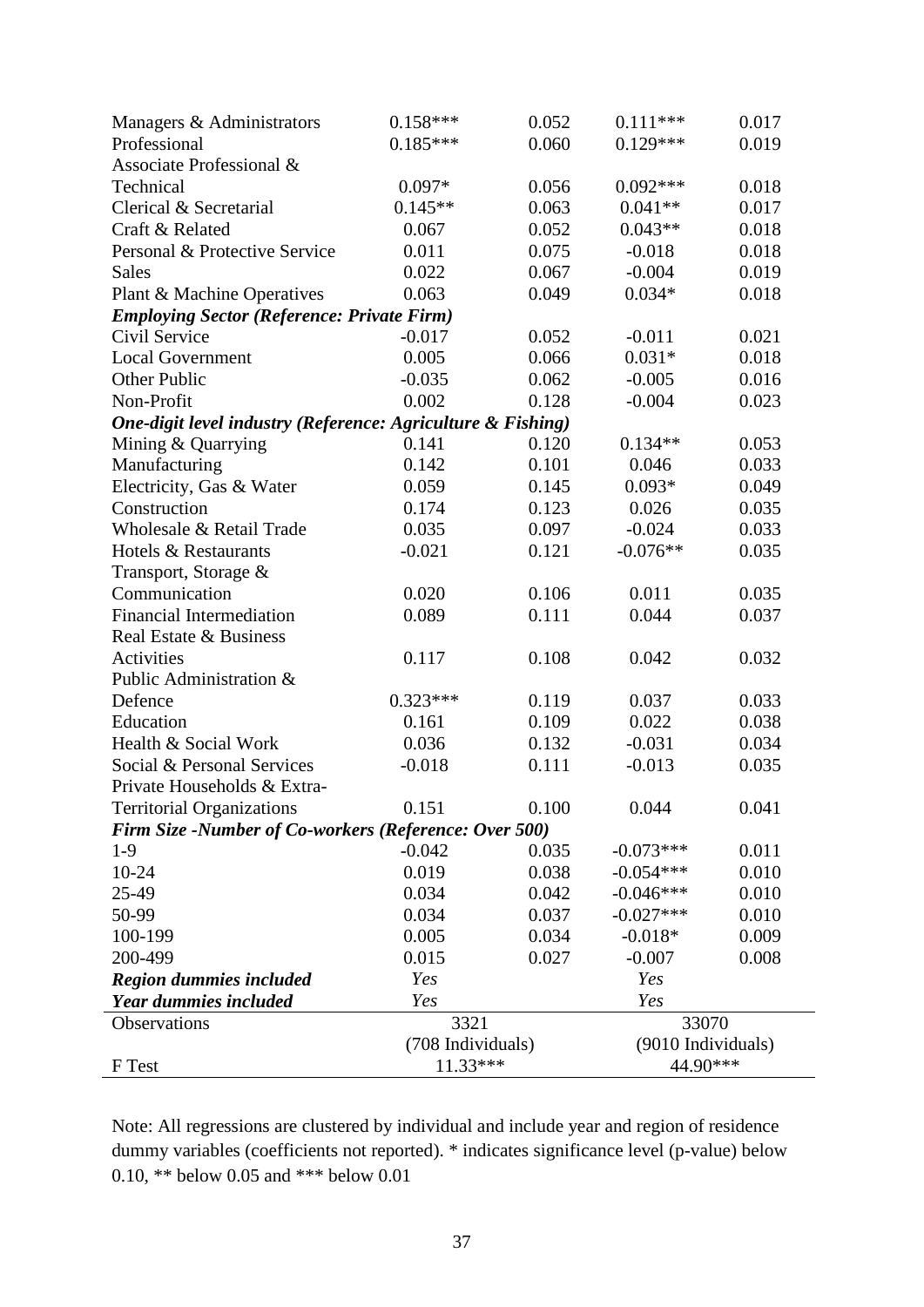| | | | | |
|---|---|---|---|---|
| Managers & Administrators | 0.158*** | 0.052 | 0.111*** | 0.017 |
| Professional | 0.185*** | 0.060 | 0.129*** | 0.019 |
| Associate Professional & Technical | 0.097* | 0.056 | 0.092*** | 0.018 |
| Clerical & Secretarial | 0.145** | 0.063 | 0.041** | 0.017 |
| Craft & Related | 0.067 | 0.052 | 0.043** | 0.018 |
| Personal & Protective Service | 0.011 | 0.075 | -0.018 | 0.018 |
| Sales | 0.022 | 0.067 | -0.004 | 0.019 |
| Plant & Machine Operatives | 0.063 | 0.049 | 0.034* | 0.018 |
| ***Employing Sector (Reference: Private Firm)*** | | | | |
| Civil Service | -0.017 | 0.052 | -0.011 | 0.021 |
| Local Government | 0.005 | 0.066 | 0.031* | 0.018 |
| Other Public | -0.035 | 0.062 | -0.005 | 0.016 |
| Non-Profit | 0.002 | 0.128 | -0.004 | 0.023 |
| ***One-digit level industry (Reference: Agriculture & Fishing)*** | | | | |
| Mining & Quarrying | 0.141 | 0.120 | 0.134** | 0.053 |
| Manufacturing | 0.142 | 0.101 | 0.046 | 0.033 |
| Electricity, Gas & Water | 0.059 | 0.145 | 0.093* | 0.049 |
| Construction | 0.174 | 0.123 | 0.026 | 0.035 |
| Wholesale & Retail Trade | 0.035 | 0.097 | -0.024 | 0.033 |
| Hotels & Restaurants | -0.021 | 0.121 | -0.076** | 0.035 |
| Transport, Storage & Communication | 0.020 | 0.106 | 0.011 | 0.035 |
| Financial Intermediation | 0.089 | 0.111 | 0.044 | 0.037 |
| Real Estate & Business Activities | 0.117 | 0.108 | 0.042 | 0.032 |
| Public Administration & Defence | 0.323*** | 0.119 | 0.037 | 0.033 |
| Education | 0.161 | 0.109 | 0.022 | 0.038 |
| Health & Social Work | 0.036 | 0.132 | -0.031 | 0.034 |
| Social & Personal Services | -0.018 | 0.111 | -0.013 | 0.035 |
| Private Households & Extra-Territorial Organizations | 0.151 | 0.100 | 0.044 | 0.041 |
| ***Firm Size -Number of Co-workers (Reference: Over 500)*** | | | | |
| 1-9 | -0.042 | 0.035 | -0.073*** | 0.011 |
| 10-24 | 0.019 | 0.038 | -0.054*** | 0.010 |
| 25-49 | 0.034 | 0.042 | -0.046*** | 0.010 |
| 50-99 | 0.034 | 0.037 | -0.027*** | 0.010 |
| 100-199 | 0.005 | 0.034 | -0.018* | 0.009 |
| 200-499 | 0.015 | 0.027 | -0.007 | 0.008 |
| ***Region dummies included*** | *Yes* | | *Yes* | |
| ***Year dummies included*** | *Yes* | | *Yes* | |
| Observations | 3321 (708 Individuals) | | 33070 (9010 Individuals) | |
| F Test | 11.33*** | | 44.90*** | |

Note: All regressions are clustered by individual and include year and region of residence dummy variables (coefficients not reported). * indicates significance level (p-value) below 0.10, ** below 0.05 and *** below 0.01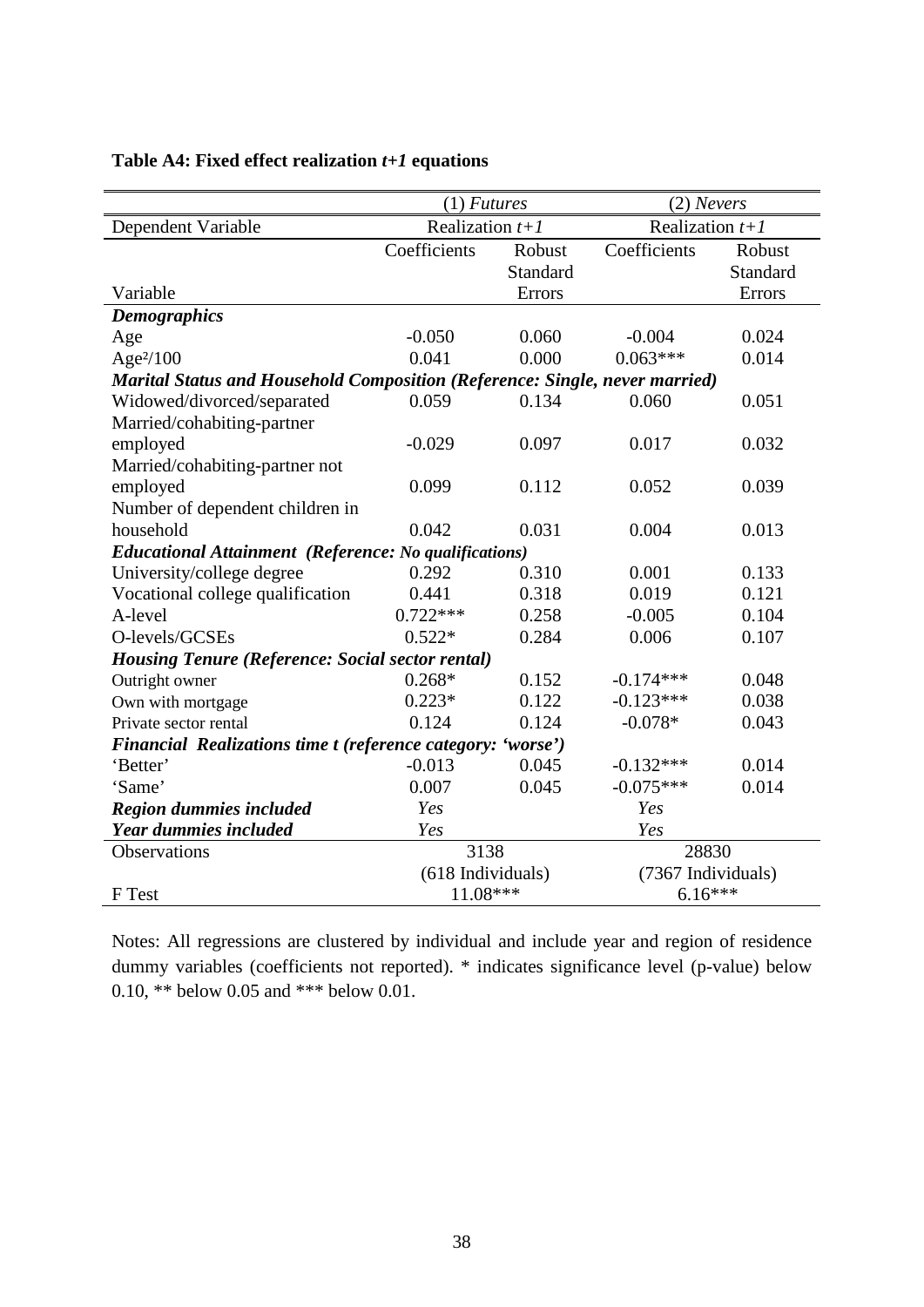**Table A4: Fixed effect realization *t+1* equations**

| | (1) *Futures* | | (2) *Nevers* | |
|---|---|---|---|---|
| Dependent Variable | Realization *t+1* | | Realization *t+1* | |
| Variable | Coefficients | Robust Standard Errors | Coefficients | Robust Standard Errors |
| ***Demographics*** | | | | |
| Age | -0.050 | 0.060 | -0.004 | 0.024 |
| Age²/100 | 0.041 | 0.000 | 0.063*** | 0.014 |
| ***Marital Status and Household Composition (Reference: Single, never married)*** | | | | |
| Widowed/divorced/separated | 0.059 | 0.134 | 0.060 | 0.051 |
| Married/cohabiting-partner employed | -0.029 | 0.097 | 0.017 | 0.032 |
| Married/cohabiting-partner not employed | 0.099 | 0.112 | 0.052 | 0.039 |
| Number of dependent children in household | 0.042 | 0.031 | 0.004 | 0.013 |
| ***Educational Attainment (Reference: No qualifications)*** | | | | |
| University/college degree | 0.292 | 0.310 | 0.001 | 0.133 |
| Vocational college qualification | 0.441 | 0.318 | 0.019 | 0.121 |
| A-level | 0.722*** | 0.258 | -0.005 | 0.104 |
| O-levels/GCSEs | 0.522* | 0.284 | 0.006 | 0.107 |
| ***Housing Tenure (Reference: Social sector rental)*** | | | | |
| Outright owner | 0.268* | 0.152 | -0.174*** | 0.048 |
| Own with mortgage | 0.223* | 0.122 | -0.123*** | 0.038 |
| Private sector rental | 0.124 | 0.124 | -0.078* | 0.043 |
| ***Financial Realizations time t (reference category: 'worse')*** | | | | |
| 'Better' | -0.013 | 0.045 | -0.132*** | 0.014 |
| 'Same' | 0.007 | 0.045 | -0.075*** | 0.014 |
| ***Region dummies included*** | *Yes* | | *Yes* | |
| ***Year dummies included*** | *Yes* | | *Yes* | |
| Observations | 3138 (618 Individuals) | | 28830 (7367 Individuals) | |
| F Test | 11.08*** | | 6.16*** | |

Notes: All regressions are clustered by individual and include year and region of residence dummy variables (coefficients not reported). * indicates significance level (p-value) below 0.10, ** below 0.05 and *** below 0.01.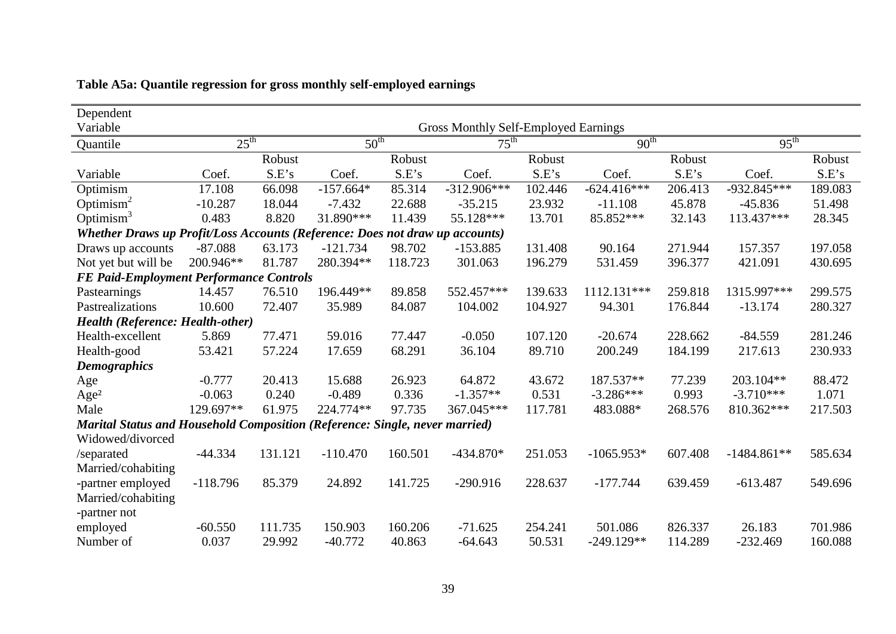**Table A5a: Quantile regression for gross monthly self-employed earnings**

| Dependent Variable | Gross Monthly Self-Employed Earnings | | | | | | | | | |
|---|---|---|---|---|---|---|---|---|---|---|
| Quantile | 25th | | 50th | | 75th | | 90th | | 95th | |
| Variable | Coef. | Robust S.E's | Coef. | Robust S.E's | Coef. | Robust S.E's | Coef. | Robust S.E's | Coef. | Robust S.E's |
| Optimism | 17.108 | 66.098 | -157.664* | 85.314 | -312.906*** | 102.446 | -624.416*** | 206.413 | -932.845*** | 189.083 |
| Optimism$^2$ | -10.287 | 18.044 | -7.432 | 22.688 | -35.215 | 23.932 | -11.108 | 45.878 | -45.836 | 51.498 |
| Optimism$^3$ | 0.483 | 8.820 | 31.890*** | 11.439 | 55.128*** | 13.701 | 85.852*** | 32.143 | 113.437*** | 28.345 |
| ***Whether Draws up Profit/Loss Accounts (Reference: Does not draw up accounts)*** | | | | | | | | | | |
| Draws up accounts | -87.088 | 63.173 | -121.734 | 98.702 | -153.885 | 131.408 | 90.164 | 271.944 | 157.357 | 197.058 |
| Not yet but will be | 200.946** | 81.787 | 280.394** | 118.723 | 301.063 | 196.279 | 531.459 | 396.377 | 421.091 | 430.695 |
| ***FE Paid-Employment Performance Controls*** | | | | | | | | | | |
| Pastearnings | 14.457 | 76.510 | 196.449** | 89.858 | 552.457*** | 139.633 | 1112.131*** | 259.818 | 1315.997*** | 299.575 |
| Pastrealizations | 10.600 | 72.407 | 35.989 | 84.087 | 104.002 | 104.927 | 94.301 | 176.844 | -13.174 | 280.327 |
| ***Health (Reference: Health-other)*** | | | | | | | | | | |
| Health-excellent | 5.869 | 77.471 | 59.016 | 77.447 | -0.050 | 107.120 | -20.674 | 228.662 | -84.559 | 281.246 |
| Health-good | 53.421 | 57.224 | 17.659 | 68.291 | 36.104 | 89.710 | 200.249 | 184.199 | 217.613 | 230.933 |
| ***Demographics*** | | | | | | | | | | |
| Age | -0.777 | 20.413 | 15.688 | 26.923 | 64.872 | 43.672 | 187.537** | 77.239 | 203.104** | 88.472 |
| Age² | -0.063 | 0.240 | -0.489 | 0.336 | -1.357** | 0.531 | -3.286*** | 0.993 | -3.710*** | 1.071 |
| Male | 129.697** | 61.975 | 224.774** | 97.735 | 367.045*** | 117.781 | 483.088* | 268.576 | 810.362*** | 217.503 |
| ***Marital Status and Household Composition (Reference: Single, never married)*** | | | | | | | | | | |
| Widowed/divorced /separated | -44.334 | 131.121 | -110.470 | 160.501 | -434.870* | 251.053 | -1065.953* | 607.408 | -1484.861** | 585.634 |
| Married/cohabiting -partner employed | -118.796 | 85.379 | 24.892 | 141.725 | -290.916 | 228.637 | -177.744 | 639.459 | -613.487 | 549.696 |
| Married/cohabiting -partner not employed | -60.550 | 111.735 | 150.903 | 160.206 | -71.625 | 254.241 | 501.086 | 826.337 | 26.183 | 701.986 |
| Number of | 0.037 | 29.992 | -40.772 | 40.863 | -64.643 | 50.531 | -249.129** | 114.289 | -232.469 | 160.088 |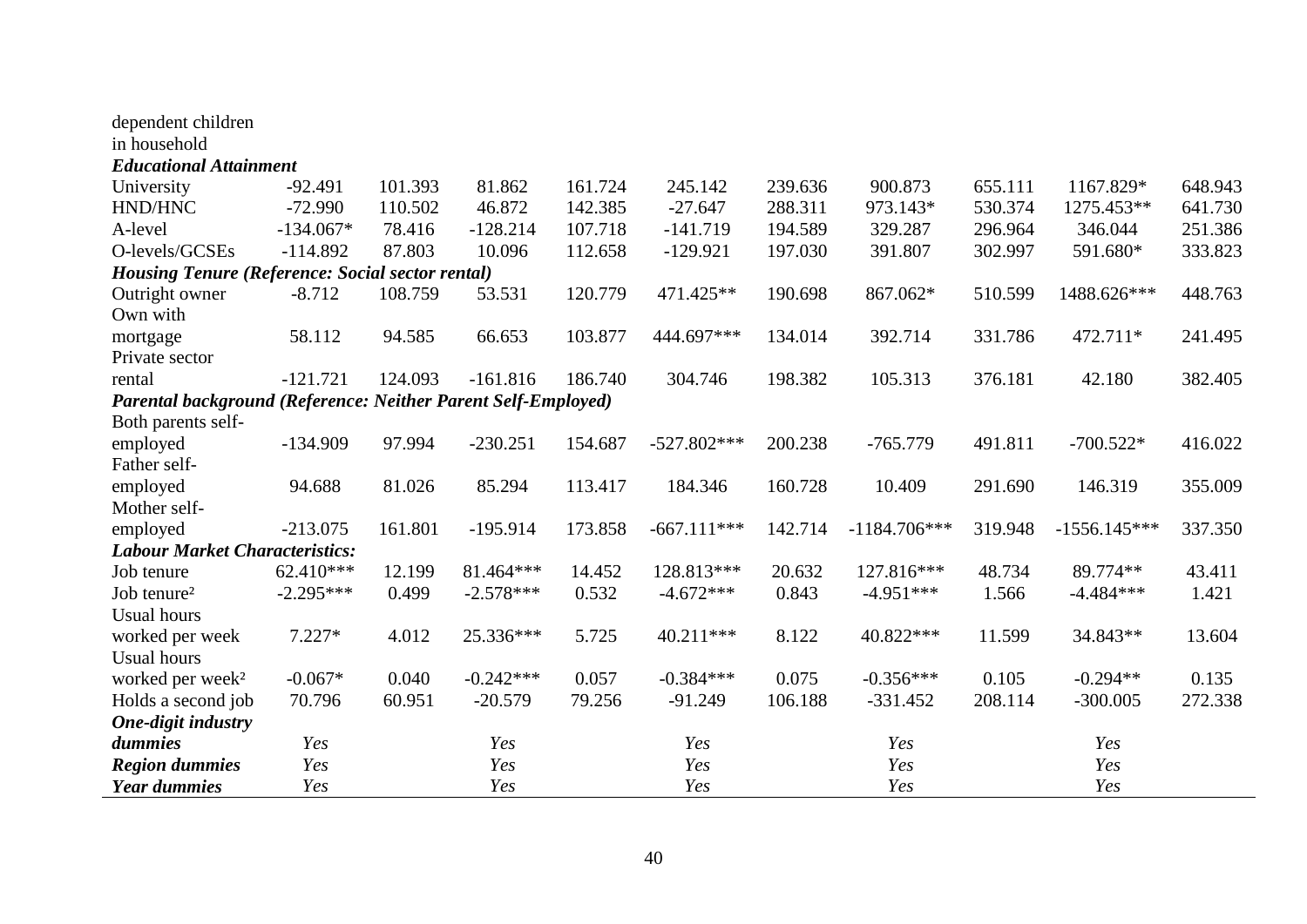| | | | | | | | | | | |
|---|---|---|---|---|---|---|---|---|---|---|
| dependent children in household | | | | | | | | | | |
| ***Educational Attainment*** | | | | | | | | | | |
| University | -92.491 | 101.393 | 81.862 | 161.724 | 245.142 | 239.636 | 900.873 | 655.111 | 1167.829* | 648.943 |
| HND/HNC | -72.990 | 110.502 | 46.872 | 142.385 | -27.647 | 288.311 | 973.143* | 530.374 | 1275.453** | 641.730 |
| A-level | -134.067* | 78.416 | -128.214 | 107.718 | -141.719 | 194.589 | 329.287 | 296.964 | 346.044 | 251.386 |
| O-levels/GCSEs | -114.892 | 87.803 | 10.096 | 112.658 | -129.921 | 197.030 | 391.807 | 302.997 | 591.680* | 333.823 |
| ***Housing Tenure (Reference: Social sector rental)*** | | | | | | | | | | |
| Outright owner | -8.712 | 108.759 | 53.531 | 120.779 | 471.425** | 190.698 | 867.062* | 510.599 | 1488.626*** | 448.763 |
| Own with mortgage | 58.112 | 94.585 | 66.653 | 103.877 | 444.697*** | 134.014 | 392.714 | 331.786 | 472.711* | 241.495 |
| Private sector rental | -121.721 | 124.093 | -161.816 | 186.740 | 304.746 | 198.382 | 105.313 | 376.181 | 42.180 | 382.405 |
| ***Parental background (Reference: Neither Parent Self-Employed)*** | | | | | | | | | | |
| Both parents self-employed | -134.909 | 97.994 | -230.251 | 154.687 | -527.802*** | 200.238 | -765.779 | 491.811 | -700.522* | 416.022 |
| Father self-employed | 94.688 | 81.026 | 85.294 | 113.417 | 184.346 | 160.728 | 10.409 | 291.690 | 146.319 | 355.009 |
| Mother self-employed | -213.075 | 161.801 | -195.914 | 173.858 | -667.111*** | 142.714 | -1184.706*** | 319.948 | -1556.145*** | 337.350 |
| ***Labour Market Characteristics:*** | | | | | | | | | | |
| Job tenure | 62.410*** | 12.199 | 81.464*** | 14.452 | 128.813*** | 20.632 | 127.816*** | 48.734 | 89.774** | 43.411 |
| Job tenure² | -2.295*** | 0.499 | -2.578*** | 0.532 | -4.672*** | 0.843 | -4.951*** | 1.566 | -4.484*** | 1.421 |
| Usual hours worked per week | 7.227* | 4.012 | 25.336*** | 5.725 | 40.211*** | 8.122 | 40.822*** | 11.599 | 34.843** | 13.604 |
| Usual hours worked per week² | -0.067* | 0.040 | -0.242*** | 0.057 | -0.384*** | 0.075 | -0.356*** | 0.105 | -0.294** | 0.135 |
| Holds a second job | 70.796 | 60.951 | -20.579 | 79.256 | -91.249 | 106.188 | -331.452 | 208.114 | -300.005 | 272.338 |
| ***One-digit industry dummies*** | *Yes* | | *Yes* | | *Yes* | | *Yes* | | *Yes* | |
| ***Region dummies*** | *Yes* | | *Yes* | | *Yes* | | *Yes* | | *Yes* | |
| ***Year dummies*** | *Yes* | | *Yes* | | *Yes* | | *Yes* | | *Yes* | |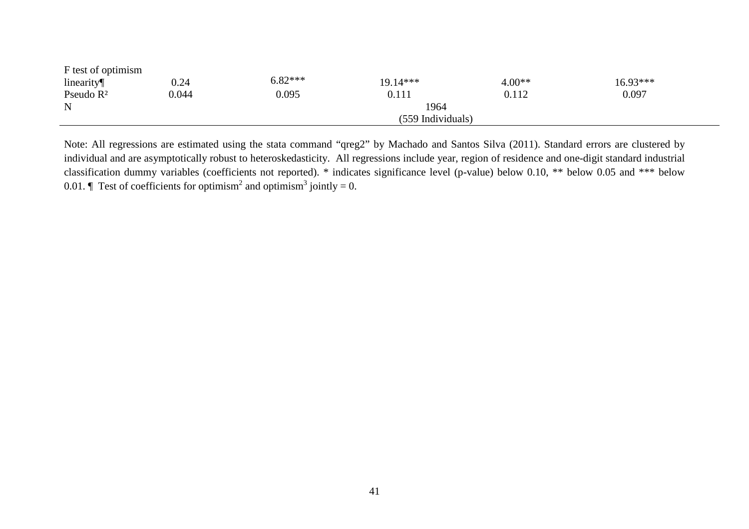| | | | | | |
|---|---|---|---|---|---|
| F test of optimism linearity¶ | 0.24 | 6.82*** | 19.14*** | 4.00** | 16.93*** |
| Pseudo $R^2$ | 0.044 | 0.095 | 0.111 | 0.112 | 0.097 |
| N | | | 1964 (559 Individuals) | | |

Note: All regressions are estimated using the stata command “qreg2” by Machado and Santos Silva (2011). Standard errors are clustered by individual and are asymptotically robust to heteroskedasticity. All regressions include year, region of residence and one-digit standard industrial classification dummy variables (coefficients not reported). * indicates significance level (p-value) below 0.10, ** below 0.05 and *** below 0.01. ¶ Test of coefficients for optimism$^2$ and optimism$^3$ jointly = 0.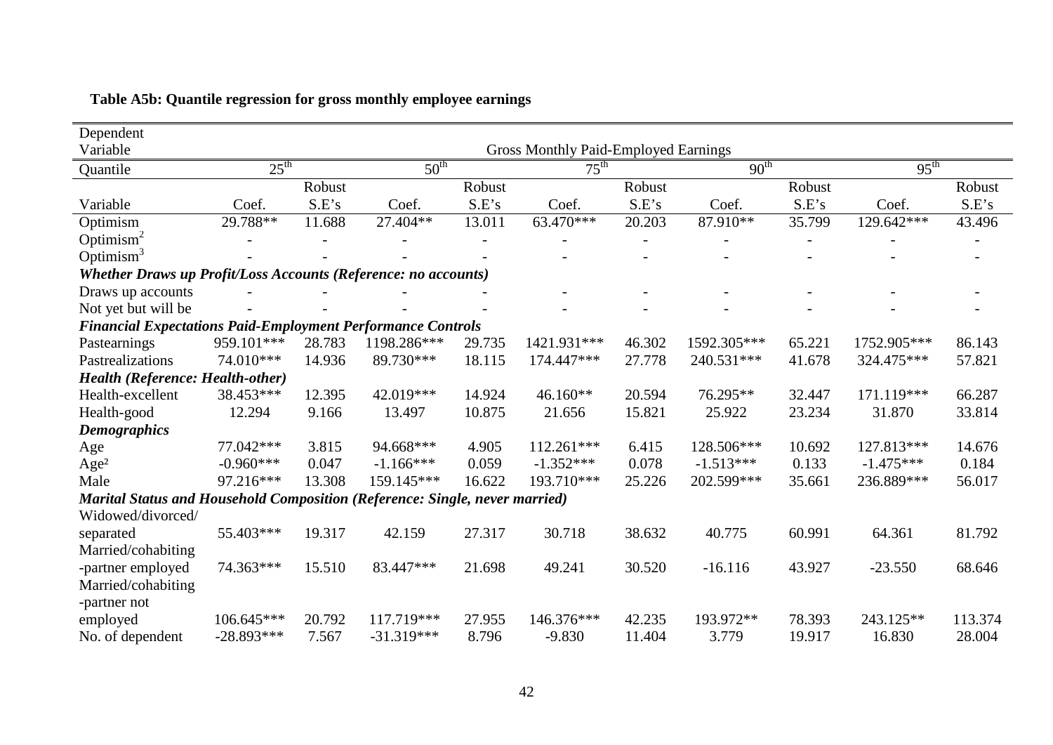**Table A5b: Quantile regression for gross monthly employee earnings**

| Dependent Variable | Gross Monthly Paid-Employed Earnings | | | | | | | | | |
|---|---|---|---|---|---|---|---|---|---|---|
| Quantile | 25th | | 50th | | 75th | | 90th | | 95th | |
| Variable | Coef. | Robust S.E's | Coef. | Robust S.E's | Coef. | Robust S.E's | Coef. | Robust S.E's | Coef. | Robust S.E's |
| Optimism | 29.788** | 11.688 | 27.404** | 13.011 | 63.470*** | 20.203 | 87.910** | 35.799 | 129.642*** | 43.496 |
| Optimism$^2$ | - | - | - | - | - | - | - | - | - | - |
| Optimism$^3$ | - | - | - | - | - | - | - | - | - | - |
| ***Whether Draws up Profit/Loss Accounts (Reference: no accounts)*** | | | | | | | | | | |
| Draws up accounts | - | - | - | - | - | - | - | - | - | - |
| Not yet but will be | - | - | - | - | - | - | - | - | - | - |
| ***Financial Expectations Paid-Employment Performance Controls*** | | | | | | | | | | |
| Pastearnings | 959.101*** | 28.783 | 1198.286*** | 29.735 | 1421.931*** | 46.302 | 1592.305*** | 65.221 | 1752.905*** | 86.143 |
| Pastrealizations | 74.010*** | 14.936 | 89.730*** | 18.115 | 174.447*** | 27.778 | 240.531*** | 41.678 | 324.475*** | 57.821 |
| ***Health (Reference: Health-other)*** | | | | | | | | | | |
| Health-excellent | 38.453*** | 12.395 | 42.019*** | 14.924 | 46.160** | 20.594 | 76.295** | 32.447 | 171.119*** | 66.287 |
| Health-good | 12.294 | 9.166 | 13.497 | 10.875 | 21.656 | 15.821 | 25.922 | 23.234 | 31.870 | 33.814 |
| ***Demographics*** | | | | | | | | | | |
| Age | 77.042*** | 3.815 | 94.668*** | 4.905 | 112.261*** | 6.415 | 128.506*** | 10.692 | 127.813*** | 14.676 |
| Age² | -0.960*** | 0.047 | -1.166*** | 0.059 | -1.352*** | 0.078 | -1.513*** | 0.133 | -1.475*** | 0.184 |
| Male | 97.216*** | 13.308 | 159.145*** | 16.622 | 193.710*** | 25.226 | 202.599*** | 35.661 | 236.889*** | 56.017 |
| ***Marital Status and Household Composition (Reference: Single, never married)*** | | | | | | | | | | |
| Widowed/divorced/ separated | 55.403*** | 19.317 | 42.159 | 27.317 | 30.718 | 38.632 | 40.775 | 60.991 | 64.361 | 81.792 |
| Married/cohabiting -partner employed | 74.363*** | 15.510 | 83.447*** | 21.698 | 49.241 | 30.520 | -16.116 | 43.927 | -23.550 | 68.646 |
| Married/cohabiting -partner not employed | 106.645*** | 20.792 | 117.719*** | 27.955 | 146.376*** | 42.235 | 193.972** | 78.393 | 243.125** | 113.374 |
| No. of dependent | -28.893*** | 7.567 | -31.319*** | 8.796 | -9.830 | 11.404 | 3.779 | 19.917 | 16.830 | 28.004 |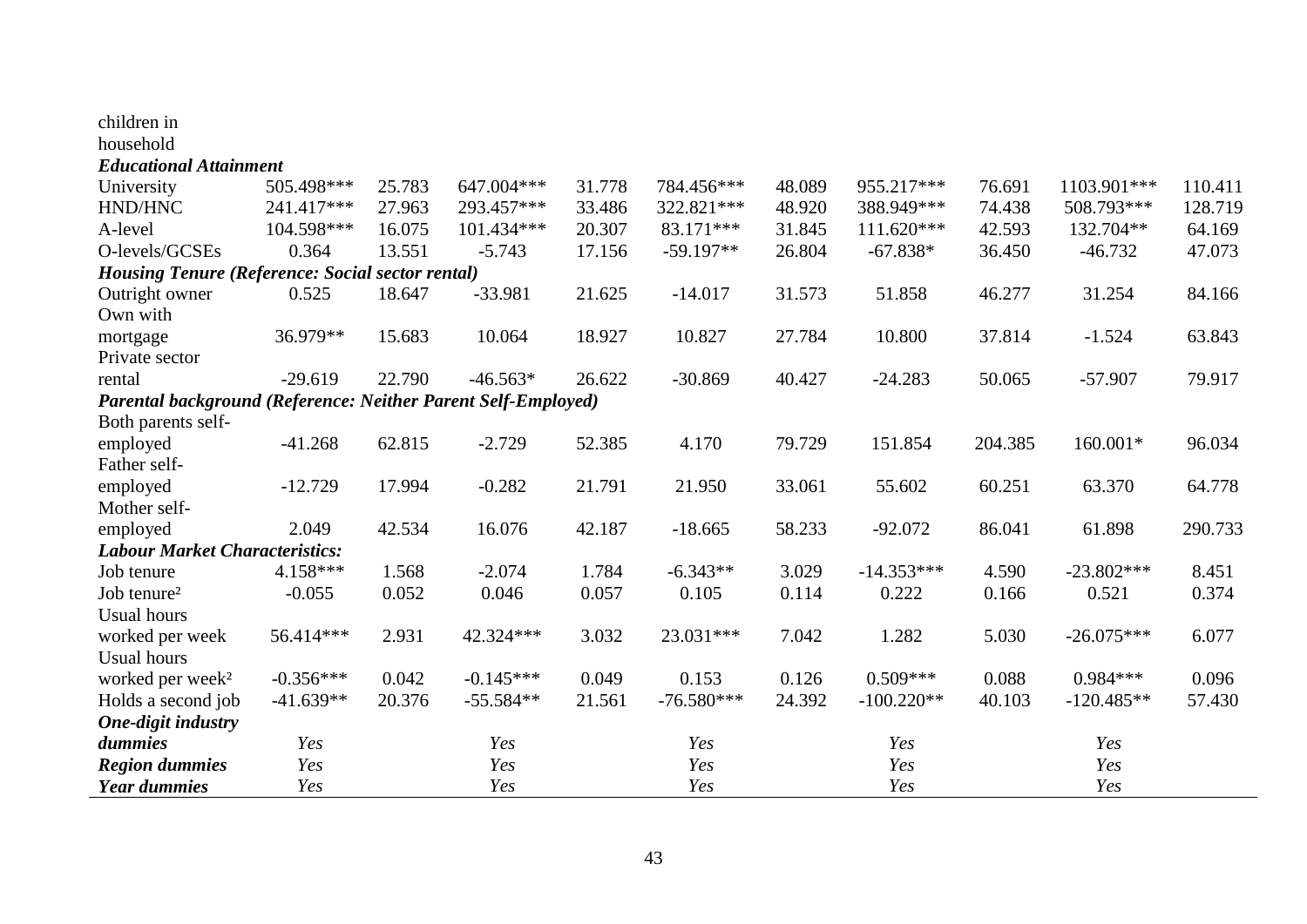| | | | | | | | | | | |
|---|---|---|---|---|---|---|---|---|---|---|
| children in household | | | | | | | | | | |
| ***Educational Attainment*** | | | | | | | | | | |
| University | 505.498*** | 25.783 | 647.004*** | 31.778 | 784.456*** | 48.089 | 955.217*** | 76.691 | 1103.901*** | 110.411 |
| HND/HNC | 241.417*** | 27.963 | 293.457*** | 33.486 | 322.821*** | 48.920 | 388.949*** | 74.438 | 508.793*** | 128.719 |
| A-level | 104.598*** | 16.075 | 101.434*** | 20.307 | 83.171*** | 31.845 | 111.620*** | 42.593 | 132.704** | 64.169 |
| O-levels/GCSEs | 0.364 | 13.551 | -5.743 | 17.156 | -59.197** | 26.804 | -67.838* | 36.450 | -46.732 | 47.073 |
| ***Housing Tenure (Reference: Social sector rental)*** | | | | | | | | | | |
| Outright owner | 0.525 | 18.647 | -33.981 | 21.625 | -14.017 | 31.573 | 51.858 | 46.277 | 31.254 | 84.166 |
| Own with mortgage | 36.979** | 15.683 | 10.064 | 18.927 | 10.827 | 27.784 | 10.800 | 37.814 | -1.524 | 63.843 |
| Private sector rental | -29.619 | 22.790 | -46.563* | 26.622 | -30.869 | 40.427 | -24.283 | 50.065 | -57.907 | 79.917 |
| ***Parental background (Reference: Neither Parent Self-Employed)*** | | | | | | | | | | |
| Both parents self-employed | -41.268 | 62.815 | -2.729 | 52.385 | 4.170 | 79.729 | 151.854 | 204.385 | 160.001* | 96.034 |
| Father self-employed | -12.729 | 17.994 | -0.282 | 21.791 | 21.950 | 33.061 | 55.602 | 60.251 | 63.370 | 64.778 |
| Mother self-employed | 2.049 | 42.534 | 16.076 | 42.187 | -18.665 | 58.233 | -92.072 | 86.041 | 61.898 | 290.733 |
| ***Labour Market Characteristics:*** | | | | | | | | | | |
| Job tenure | 4.158*** | 1.568 | -2.074 | 1.784 | -6.343** | 3.029 | -14.353*** | 4.590 | -23.802*** | 8.451 |
| Job tenure² | -0.055 | 0.052 | 0.046 | 0.057 | 0.105 | 0.114 | 0.222 | 0.166 | 0.521 | 0.374 |
| Usual hours worked per week | 56.414*** | 2.931 | 42.324*** | 3.032 | 23.031*** | 7.042 | 1.282 | 5.030 | -26.075*** | 6.077 |
| Usual hours worked per week² | -0.356*** | 0.042 | -0.145*** | 0.049 | 0.153 | 0.126 | 0.509*** | 0.088 | 0.984*** | 0.096 |
| Holds a second job | -41.639** | 20.376 | -55.584** | 21.561 | -76.580*** | 24.392 | -100.220** | 40.103 | -120.485** | 57.430 |
| ***One-digit industry dummies*** | *Yes* | | *Yes* | | *Yes* | | *Yes* | | *Yes* | |
| ***Region dummies*** | *Yes* | | *Yes* | | *Yes* | | *Yes* | | *Yes* | |
| ***Year dummies*** | *Yes* | | *Yes* | | *Yes* | | *Yes* | | *Yes* | |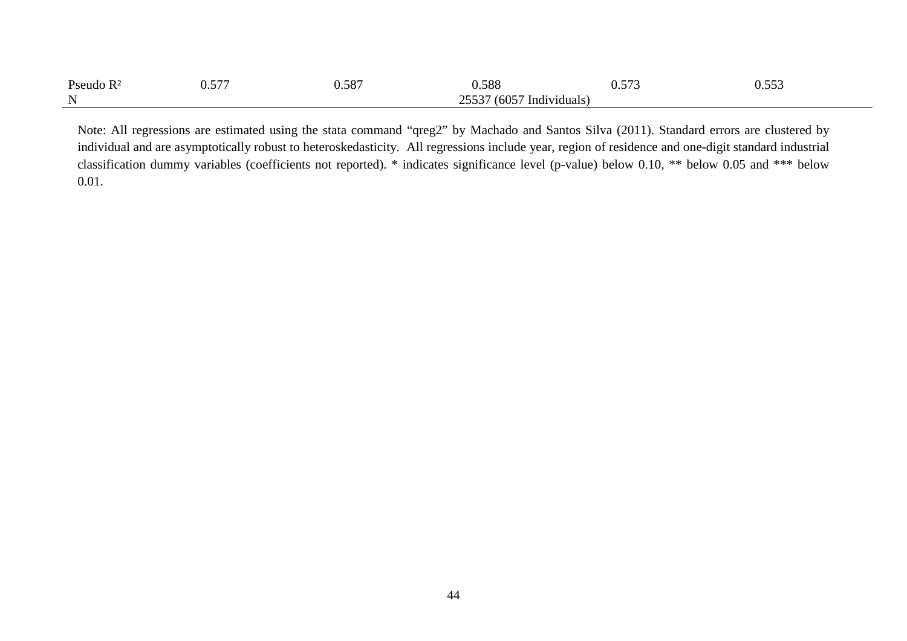| | | | | | |
|---|---|---|---|---|---|
| Pseudo $R^2$ | 0.577 | 0.587 | 0.588 | 0.573 | 0.553 |
| N | | | 25537 (6057 Individuals) | | |

Note: All regressions are estimated using the stata command "qreg2" by Machado and Santos Silva (2011). Standard errors are clustered by individual and are asymptotically robust to heteroskedasticity. All regressions include year, region of residence and one-digit standard industrial classification dummy variables (coefficients not reported). * indicates significance level (p-value) below 0.10, ** below 0.05 and *** below 0.01.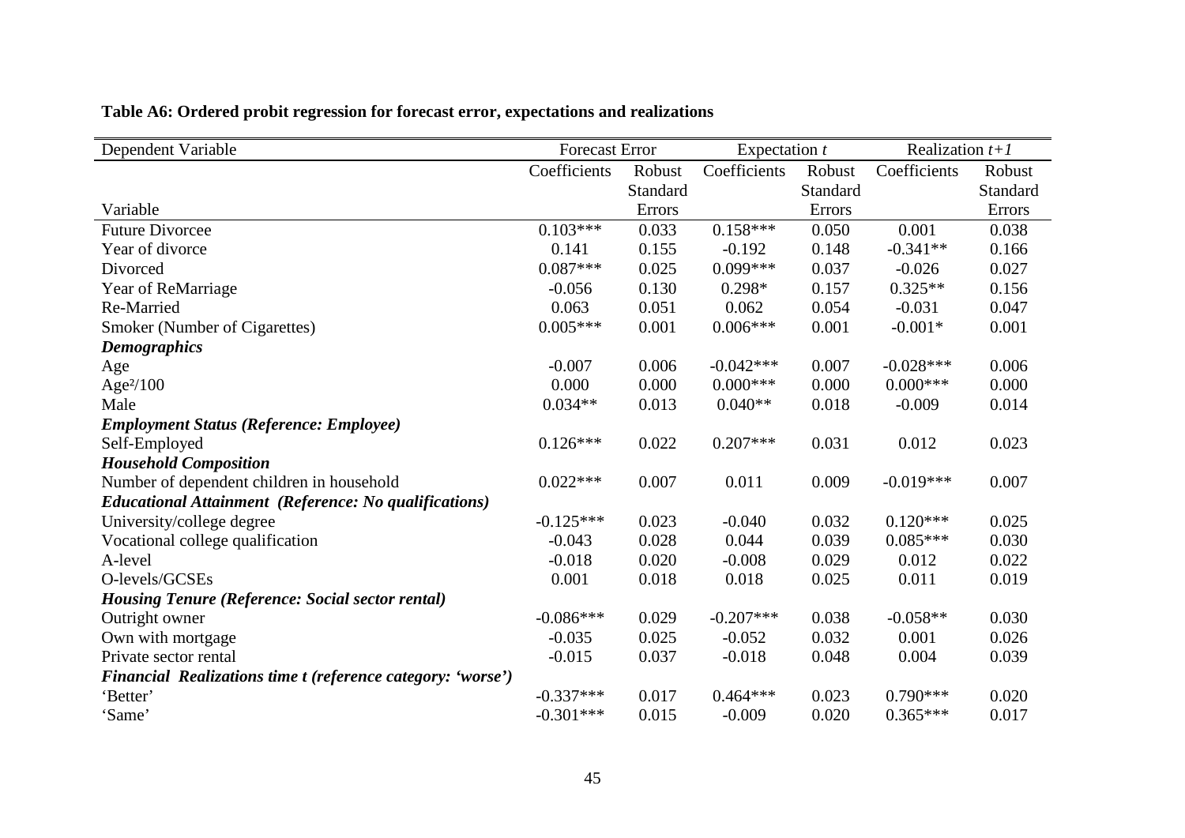**Table A6: Ordered probit regression for forecast error, expectations and realizations**

| Dependent Variable | Forecast Error | | Expectation *t* | | Realization *t+1* | |
|---|---|---|---|---|---|---|
| Variable | Coefficients | Robust Standard Errors | Coefficients | Robust Standard Errors | Coefficients | Robust Standard Errors |
| Future Divorcee | 0.103*** | 0.033 | 0.158*** | 0.050 | 0.001 | 0.038 |
| Year of divorce | 0.141 | 0.155 | -0.192 | 0.148 | -0.341** | 0.166 |
| Divorced | 0.087*** | 0.025 | 0.099*** | 0.037 | -0.026 | 0.027 |
| Year of ReMarriage | -0.056 | 0.130 | 0.298* | 0.157 | 0.325** | 0.156 |
| Re-Married | 0.063 | 0.051 | 0.062 | 0.054 | -0.031 | 0.047 |
| Smoker (Number of Cigarettes) | 0.005*** | 0.001 | 0.006*** | 0.001 | -0.001* | 0.001 |
| ***Demographics*** | | | | | | |
| Age | -0.007 | 0.006 | -0.042*** | 0.007 | -0.028*** | 0.006 |
| $Age^2/100$ | 0.000 | 0.000 | 0.000*** | 0.000 | 0.000*** | 0.000 |
| Male | 0.034** | 0.013 | 0.040** | 0.018 | -0.009 | 0.014 |
| ***Employment Status (Reference: Employee)*** | | | | | | |
| Self-Employed | 0.126*** | 0.022 | 0.207*** | 0.031 | 0.012 | 0.023 |
| ***Household Composition*** | | | | | | |
| Number of dependent children in household | 0.022*** | 0.007 | 0.011 | 0.009 | -0.019*** | 0.007 |
| ***Educational Attainment (Reference: No qualifications)*** | | | | | | |
| University/college degree | -0.125*** | 0.023 | -0.040 | 0.032 | 0.120*** | 0.025 |
| Vocational college qualification | -0.043 | 0.028 | 0.044 | 0.039 | 0.085*** | 0.030 |
| A-level | -0.018 | 0.020 | -0.008 | 0.029 | 0.012 | 0.022 |
| O-levels/GCSEs | 0.001 | 0.018 | 0.018 | 0.025 | 0.011 | 0.019 |
| ***Housing Tenure (Reference: Social sector rental)*** | | | | | | |
| Outright owner | -0.086*** | 0.029 | -0.207*** | 0.038 | -0.058** | 0.030 |
| Own with mortgage | -0.035 | 0.025 | -0.052 | 0.032 | 0.001 | 0.026 |
| Private sector rental | -0.015 | 0.037 | -0.018 | 0.048 | 0.004 | 0.039 |
| ***Financial Realizations time t (reference category: 'worse')*** | | | | | | |
| 'Better' | -0.337*** | 0.017 | 0.464*** | 0.023 | 0.790*** | 0.020 |
| 'Same' | -0.301*** | 0.015 | -0.009 | 0.020 | 0.365*** | 0.017 |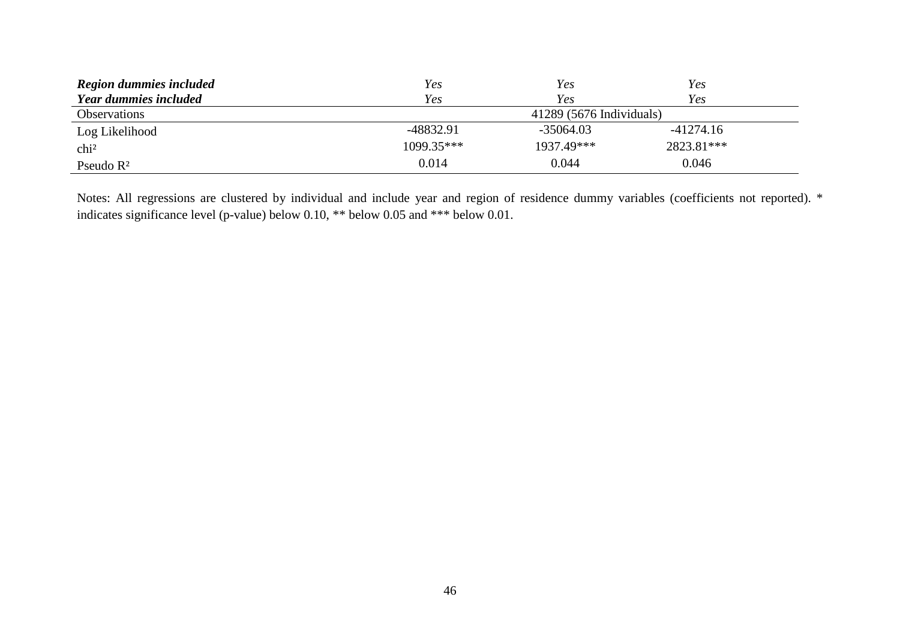| | | | |
|---|---|---|---|
| ***Region dummies included*** | *Yes* | *Yes* | *Yes* |
| ***Year dummies included*** | *Yes* | *Yes* | *Yes* |
| Observations | 41289 (5676 Individuals) | | |
| Log Likelihood | -48832.91 | -35064.03 | -41274.16 |
| $chi^2$ | 1099.35*** | 1937.49*** | 2823.81*** |
| Pseudo $R^2$ | 0.014 | 0.044 | 0.046 |

Notes: All regressions are clustered by individual and include year and region of residence dummy variables (coefficients not reported). * indicates significance level (p-value) below 0.10, ** below 0.05 and *** below 0.01.